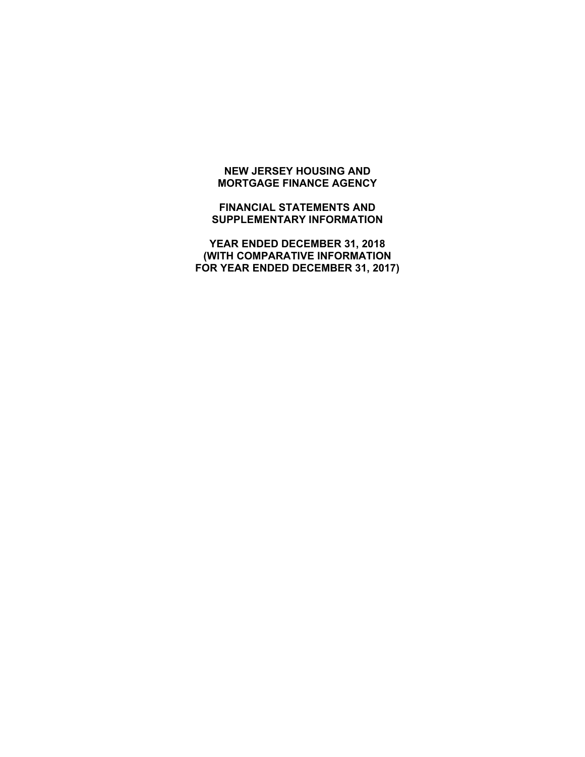# NEW JERSEY HOUSING AND MORTGAGE FINANCE AGENCY

## FINANCIAL STATEMENTS AND SUPPLEMENTARY INFORMATION

## YEAR ENDED DECEMBER 31, 2018 (WITH COMPARATIVE INFORMATION FOR YEAR ENDED DECEMBER 31, 2017)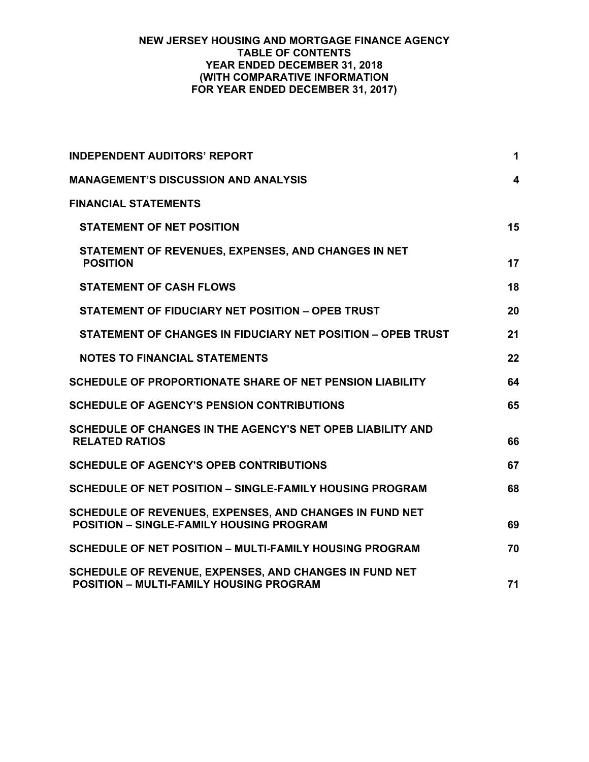# NEW JERSEY HOUSING AND MORTGAGE FINANCE AGENCY
## TABLE OF CONTENTS
### YEAR ENDED DECEMBER 31, 2018
### (WITH COMPARATIVE INFORMATION FOR YEAR ENDED DECEMBER 31, 2017)

| | |
|---|---|
| **INDEPENDENT AUDITORS' REPORT** | **1** |
| **MANAGEMENT'S DISCUSSION AND ANALYSIS** | **4** |
| **FINANCIAL STATEMENTS** | |
| **STATEMENT OF NET POSITION** | **15** |
| **STATEMENT OF REVENUES, EXPENSES, AND CHANGES IN NET POSITION** | **17** |
| **STATEMENT OF CASH FLOWS** | **18** |
| **STATEMENT OF FIDUCIARY NET POSITION – OPEB TRUST** | **20** |
| **STATEMENT OF CHANGES IN FIDUCIARY NET POSITION – OPEB TRUST** | **21** |
| **NOTES TO FINANCIAL STATEMENTS** | **22** |
| **SCHEDULE OF PROPORTIONATE SHARE OF NET PENSION LIABILITY** | **64** |
| **SCHEDULE OF AGENCY'S PENSION CONTRIBUTIONS** | **65** |
| **SCHEDULE OF CHANGES IN THE AGENCY'S NET OPEB LIABILITY AND RELATED RATIOS** | **66** |
| **SCHEDULE OF AGENCY'S OPEB CONTRIBUTIONS** | **67** |
| **SCHEDULE OF NET POSITION – SINGLE-FAMILY HOUSING PROGRAM** | **68** |
| **SCHEDULE OF REVENUES, EXPENSES, AND CHANGES IN FUND NET POSITION – SINGLE-FAMILY HOUSING PROGRAM** | **69** |
| **SCHEDULE OF NET POSITION – MULTI-FAMILY HOUSING PROGRAM** | **70** |
| **SCHEDULE OF REVENUE, EXPENSES, AND CHANGES IN FUND NET POSITION – MULTI-FAMILY HOUSING PROGRAM** | **71** |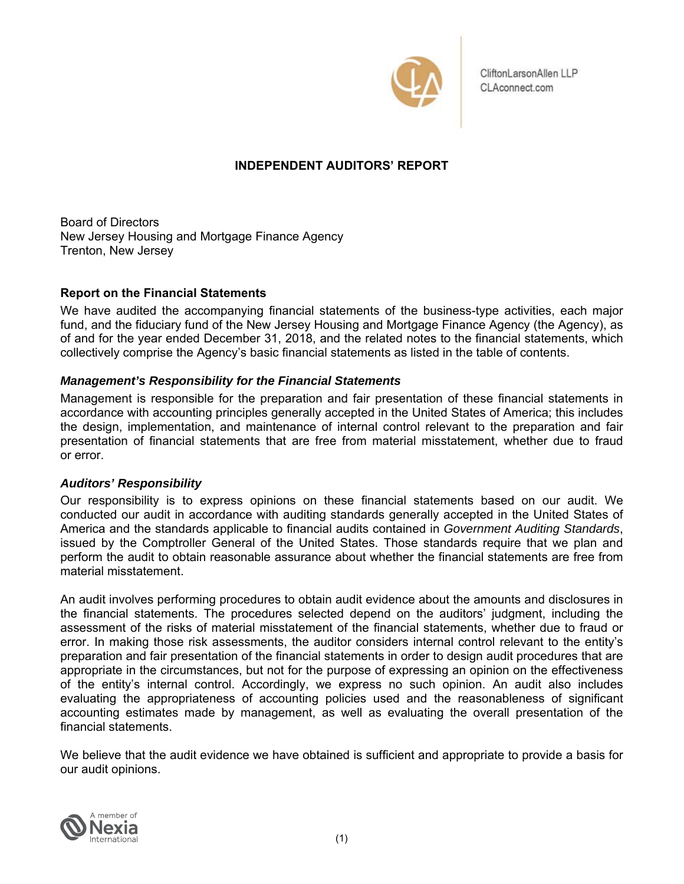CliftonLarsonAllen LLP
CLAconnect.com

# INDEPENDENT AUDITORS' REPORT

Board of Directors
New Jersey Housing and Mortgage Finance Agency
Trenton, New Jersey

## Report on the Financial Statements

We have audited the accompanying financial statements of the business-type activities, each major fund, and the fiduciary fund of the New Jersey Housing and Mortgage Finance Agency (the Agency), as of and for the year ended December 31, 2018, and the related notes to the financial statements, which collectively comprise the Agency's basic financial statements as listed in the table of contents.

### *Management's Responsibility for the Financial Statements*

Management is responsible for the preparation and fair presentation of these financial statements in accordance with accounting principles generally accepted in the United States of America; this includes the design, implementation, and maintenance of internal control relevant to the preparation and fair presentation of financial statements that are free from material misstatement, whether due to fraud or error.

### *Auditors' Responsibility*

Our responsibility is to express opinions on these financial statements based on our audit. We conducted our audit in accordance with auditing standards generally accepted in the United States of America and the standards applicable to financial audits contained in *Government Auditing Standards*, issued by the Comptroller General of the United States. Those standards require that we plan and perform the audit to obtain reasonable assurance about whether the financial statements are free from material misstatement.

An audit involves performing procedures to obtain audit evidence about the amounts and disclosures in the financial statements. The procedures selected depend on the auditors' judgment, including the assessment of the risks of material misstatement of the financial statements, whether due to fraud or error. In making those risk assessments, the auditor considers internal control relevant to the entity's preparation and fair presentation of the financial statements in order to design audit procedures that are appropriate in the circumstances, but not for the purpose of expressing an opinion on the effectiveness of the entity's internal control. Accordingly, we express no such opinion. An audit also includes evaluating the appropriateness of accounting policies used and the reasonableness of significant accounting estimates made by management, as well as evaluating the overall presentation of the financial statements.

We believe that the audit evidence we have obtained is sufficient and appropriate to provide a basis for our audit opinions.

A member of Nexia International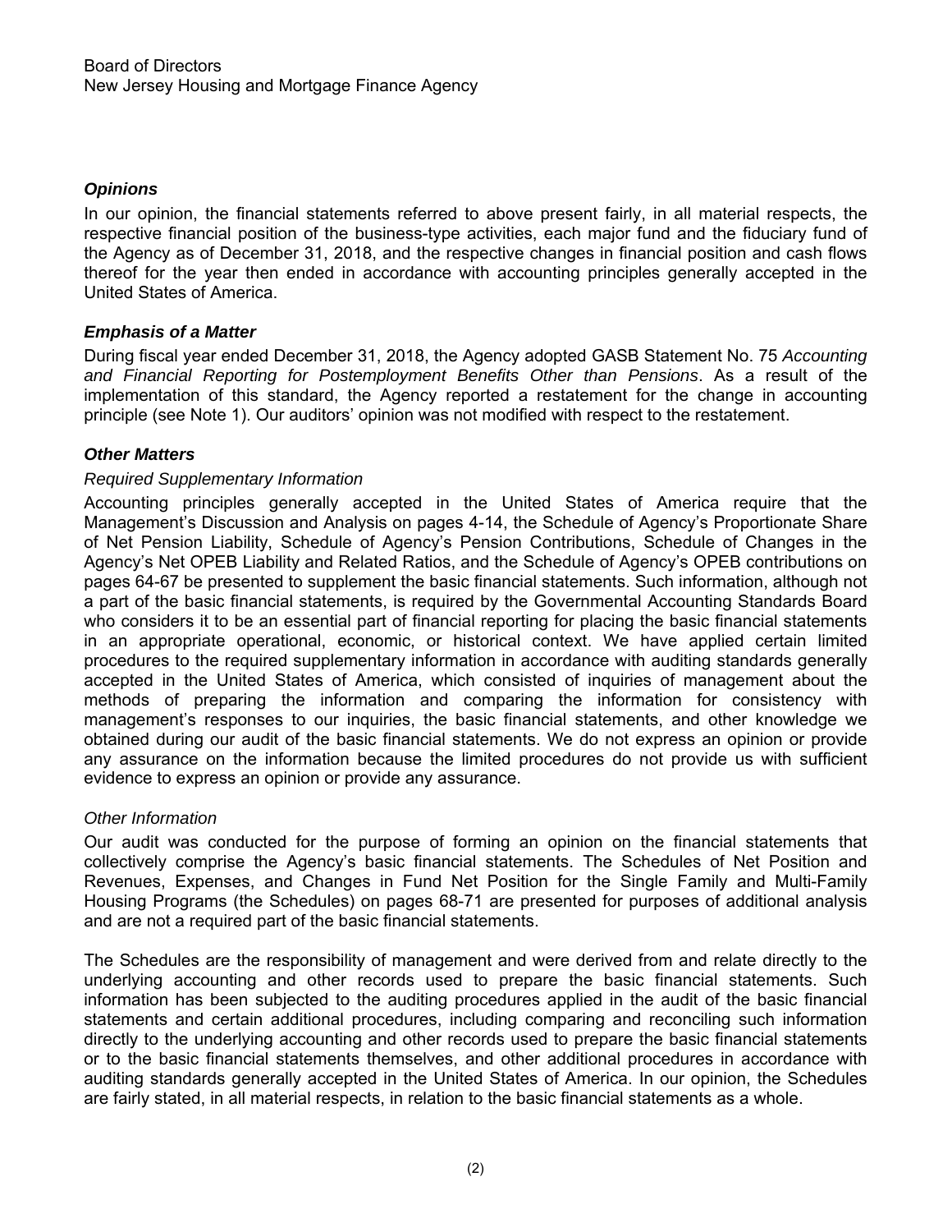Board of Directors
New Jersey Housing and Mortgage Finance Agency

### *Opinions*

In our opinion, the financial statements referred to above present fairly, in all material respects, the respective financial position of the business-type activities, each major fund and the fiduciary fund of the Agency as of December 31, 2018, and the respective changes in financial position and cash flows thereof for the year then ended in accordance with accounting principles generally accepted in the United States of America.

### *Emphasis of a Matter*

During fiscal year ended December 31, 2018, the Agency adopted GASB Statement No. 75 *Accounting and Financial Reporting for Postemployment Benefits Other than Pensions*. As a result of the implementation of this standard, the Agency reported a restatement for the change in accounting principle (see Note 1). Our auditors' opinion was not modified with respect to the restatement.

### *Other Matters*

*Required Supplementary Information*

Accounting principles generally accepted in the United States of America require that the Management's Discussion and Analysis on pages 4-14, the Schedule of Agency's Proportionate Share of Net Pension Liability, Schedule of Agency's Pension Contributions, Schedule of Changes in the Agency's Net OPEB Liability and Related Ratios, and the Schedule of Agency's OPEB contributions on pages 64-67 be presented to supplement the basic financial statements. Such information, although not a part of the basic financial statements, is required by the Governmental Accounting Standards Board who considers it to be an essential part of financial reporting for placing the basic financial statements in an appropriate operational, economic, or historical context. We have applied certain limited procedures to the required supplementary information in accordance with auditing standards generally accepted in the United States of America, which consisted of inquiries of management about the methods of preparing the information and comparing the information for consistency with management's responses to our inquiries, the basic financial statements, and other knowledge we obtained during our audit of the basic financial statements. We do not express an opinion or provide any assurance on the information because the limited procedures do not provide us with sufficient evidence to express an opinion or provide any assurance.

*Other Information*

Our audit was conducted for the purpose of forming an opinion on the financial statements that collectively comprise the Agency's basic financial statements. The Schedules of Net Position and Revenues, Expenses, and Changes in Fund Net Position for the Single Family and Multi-Family Housing Programs (the Schedules) on pages 68-71 are presented for purposes of additional analysis and are not a required part of the basic financial statements.

The Schedules are the responsibility of management and were derived from and relate directly to the underlying accounting and other records used to prepare the basic financial statements. Such information has been subjected to the auditing procedures applied in the audit of the basic financial statements and certain additional procedures, including comparing and reconciling such information directly to the underlying accounting and other records used to prepare the basic financial statements or to the basic financial statements themselves, and other additional procedures in accordance with auditing standards generally accepted in the United States of America. In our opinion, the Schedules are fairly stated, in all material respects, in relation to the basic financial statements as a whole.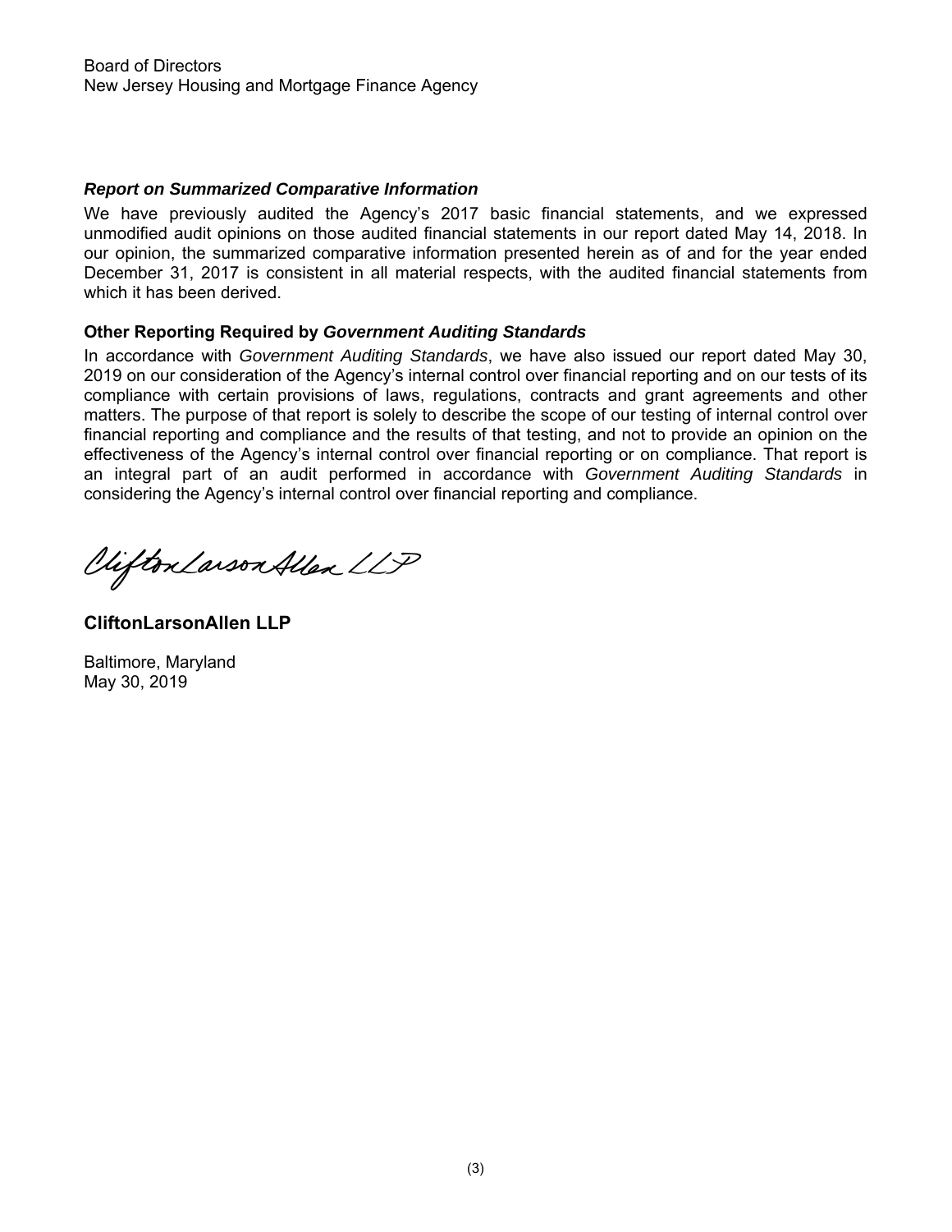Board of Directors
New Jersey Housing and Mortgage Finance Agency

***Report on Summarized Comparative Information***

We have previously audited the Agency's 2017 basic financial statements, and we expressed unmodified audit opinions on those audited financial statements in our report dated May 14, 2018. In our opinion, the summarized comparative information presented herein as of and for the year ended December 31, 2017 is consistent in all material respects, with the audited financial statements from which it has been derived.

**Other Reporting Required by *Government Auditing Standards***

In accordance with *Government Auditing Standards*, we have also issued our report dated May 30, 2019 on our consideration of the Agency's internal control over financial reporting and on our tests of its compliance with certain provisions of laws, regulations, contracts and grant agreements and other matters. The purpose of that report is solely to describe the scope of our testing of internal control over financial reporting and compliance and the results of that testing, and not to provide an opinion on the effectiveness of the Agency's internal control over financial reporting or on compliance. That report is an integral part of an audit performed in accordance with *Government Auditing Standards* in considering the Agency's internal control over financial reporting and compliance.

CliftonLarsonAllen LLP

**CliftonLarsonAllen LLP**

Baltimore, Maryland
May 30, 2019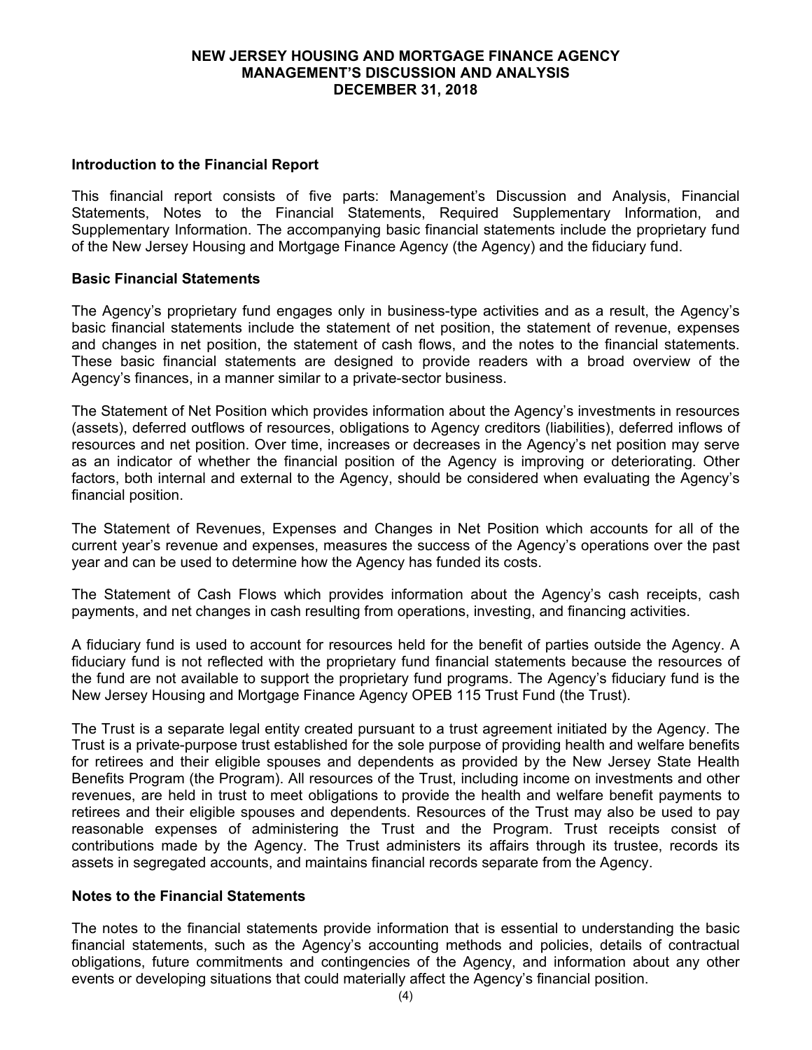# NEW JERSEY HOUSING AND MORTGAGE FINANCE AGENCY
## MANAGEMENT'S DISCUSSION AND ANALYSIS
## DECEMBER 31, 2018

### Introduction to the Financial Report

This financial report consists of five parts: Management's Discussion and Analysis, Financial Statements, Notes to the Financial Statements, Required Supplementary Information, and Supplementary Information. The accompanying basic financial statements include the proprietary fund of the New Jersey Housing and Mortgage Finance Agency (the Agency) and the fiduciary fund.

### Basic Financial Statements

The Agency's proprietary fund engages only in business-type activities and as a result, the Agency's basic financial statements include the statement of net position, the statement of revenue, expenses and changes in net position, the statement of cash flows, and the notes to the financial statements. These basic financial statements are designed to provide readers with a broad overview of the Agency's finances, in a manner similar to a private-sector business.

The Statement of Net Position which provides information about the Agency's investments in resources (assets), deferred outflows of resources, obligations to Agency creditors (liabilities), deferred inflows of resources and net position. Over time, increases or decreases in the Agency's net position may serve as an indicator of whether the financial position of the Agency is improving or deteriorating. Other factors, both internal and external to the Agency, should be considered when evaluating the Agency's financial position.

The Statement of Revenues, Expenses and Changes in Net Position which accounts for all of the current year's revenue and expenses, measures the success of the Agency's operations over the past year and can be used to determine how the Agency has funded its costs.

The Statement of Cash Flows which provides information about the Agency's cash receipts, cash payments, and net changes in cash resulting from operations, investing, and financing activities.

A fiduciary fund is used to account for resources held for the benefit of parties outside the Agency. A fiduciary fund is not reflected with the proprietary fund financial statements because the resources of the fund are not available to support the proprietary fund programs. The Agency's fiduciary fund is the New Jersey Housing and Mortgage Finance Agency OPEB 115 Trust Fund (the Trust).

The Trust is a separate legal entity created pursuant to a trust agreement initiated by the Agency. The Trust is a private-purpose trust established for the sole purpose of providing health and welfare benefits for retirees and their eligible spouses and dependents as provided by the New Jersey State Health Benefits Program (the Program). All resources of the Trust, including income on investments and other revenues, are held in trust to meet obligations to provide the health and welfare benefit payments to retirees and their eligible spouses and dependents. Resources of the Trust may also be used to pay reasonable expenses of administering the Trust and the Program. Trust receipts consist of contributions made by the Agency. The Trust administers its affairs through its trustee, records its assets in segregated accounts, and maintains financial records separate from the Agency.

### Notes to the Financial Statements

The notes to the financial statements provide information that is essential to understanding the basic financial statements, such as the Agency's accounting methods and policies, details of contractual obligations, future commitments and contingencies of the Agency, and information about any other events or developing situations that could materially affect the Agency's financial position.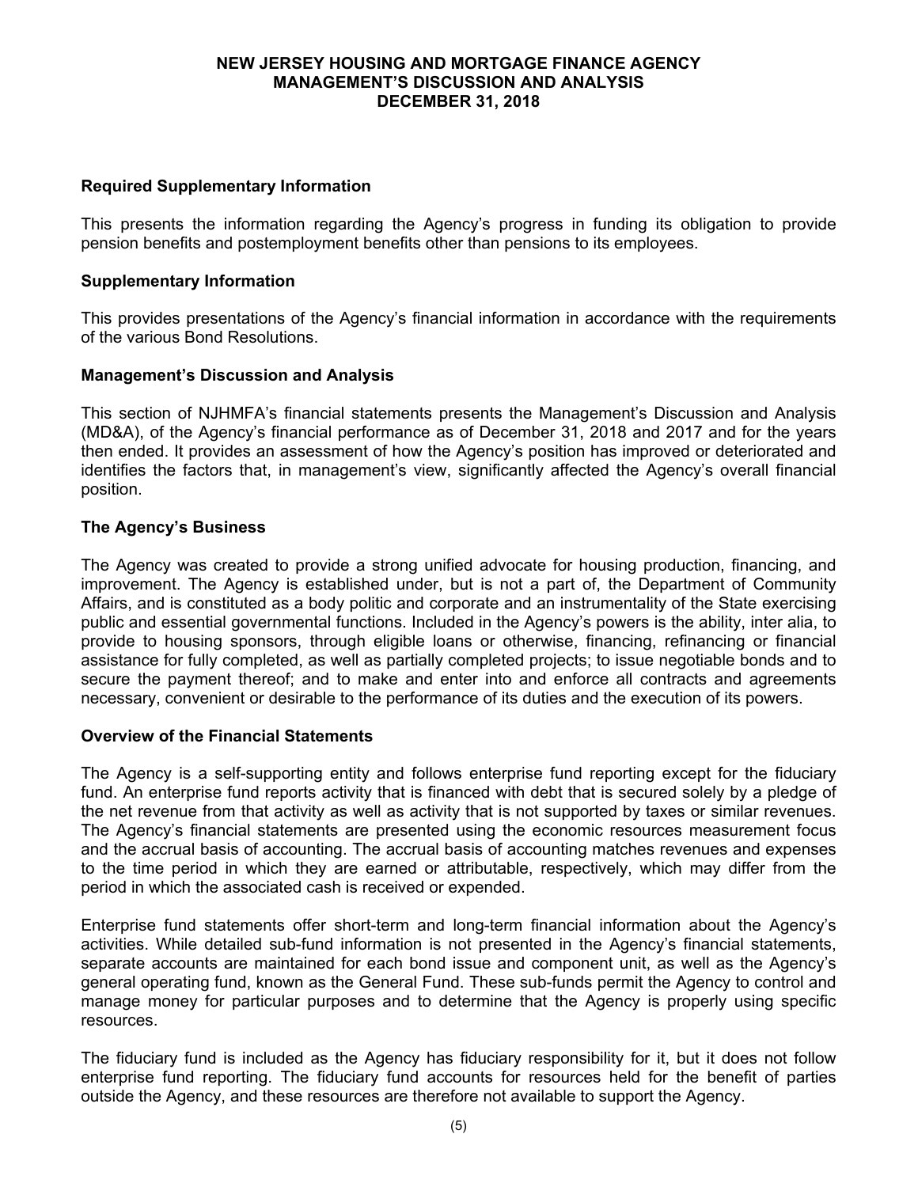### Required Supplementary Information

This presents the information regarding the Agency's progress in funding its obligation to provide pension benefits and postemployment benefits other than pensions to its employees.

### Supplementary Information

This provides presentations of the Agency's financial information in accordance with the requirements of the various Bond Resolutions.

### Management's Discussion and Analysis

This section of NJHMFA's financial statements presents the Management's Discussion and Analysis (MD&A), of the Agency's financial performance as of December 31, 2018 and 2017 and for the years then ended. It provides an assessment of how the Agency's position has improved or deteriorated and identifies the factors that, in management's view, significantly affected the Agency's overall financial position.

### The Agency's Business

The Agency was created to provide a strong unified advocate for housing production, financing, and improvement. The Agency is established under, but is not a part of, the Department of Community Affairs, and is constituted as a body politic and corporate and an instrumentality of the State exercising public and essential governmental functions. Included in the Agency's powers is the ability, inter alia, to provide to housing sponsors, through eligible loans or otherwise, financing, refinancing or financial assistance for fully completed, as well as partially completed projects; to issue negotiable bonds and to secure the payment thereof; and to make and enter into and enforce all contracts and agreements necessary, convenient or desirable to the performance of its duties and the execution of its powers.

### Overview of the Financial Statements

The Agency is a self-supporting entity and follows enterprise fund reporting except for the fiduciary fund. An enterprise fund reports activity that is financed with debt that is secured solely by a pledge of the net revenue from that activity as well as activity that is not supported by taxes or similar revenues. The Agency's financial statements are presented using the economic resources measurement focus and the accrual basis of accounting. The accrual basis of accounting matches revenues and expenses to the time period in which they are earned or attributable, respectively, which may differ from the period in which the associated cash is received or expended.

Enterprise fund statements offer short-term and long-term financial information about the Agency's activities. While detailed sub-fund information is not presented in the Agency's financial statements, separate accounts are maintained for each bond issue and component unit, as well as the Agency's general operating fund, known as the General Fund. These sub-funds permit the Agency to control and manage money for particular purposes and to determine that the Agency is properly using specific resources.

The fiduciary fund is included as the Agency has fiduciary responsibility for it, but it does not follow enterprise fund reporting. The fiduciary fund accounts for resources held for the benefit of parties outside the Agency, and these resources are therefore not available to support the Agency.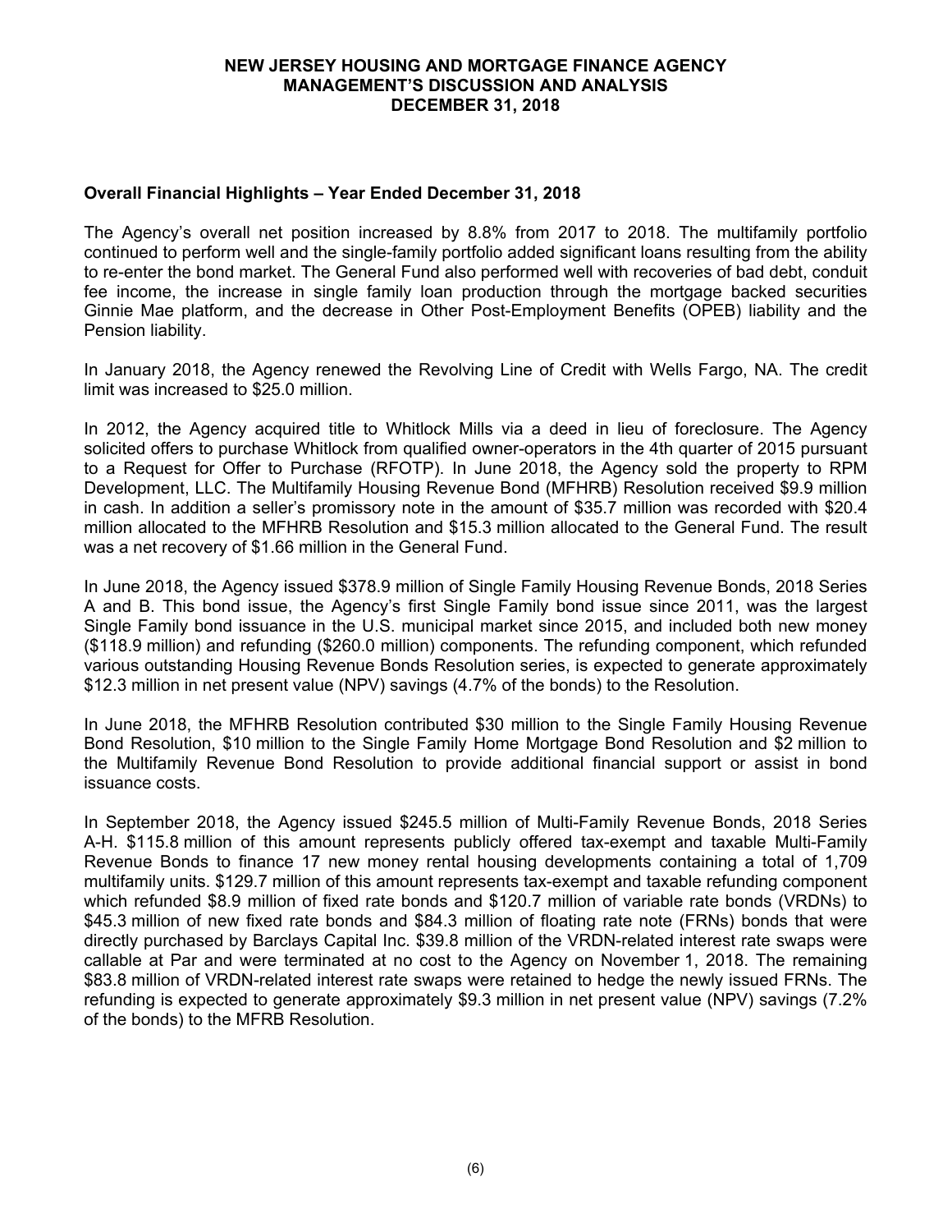## Overall Financial Highlights – Year Ended December 31, 2018

The Agency's overall net position increased by 8.8% from 2017 to 2018. The multifamily portfolio continued to perform well and the single-family portfolio added significant loans resulting from the ability to re-enter the bond market. The General Fund also performed well with recoveries of bad debt, conduit fee income, the increase in single family loan production through the mortgage backed securities Ginnie Mae platform, and the decrease in Other Post-Employment Benefits (OPEB) liability and the Pension liability.

In January 2018, the Agency renewed the Revolving Line of Credit with Wells Fargo, NA. The credit limit was increased to $25.0 million.

In 2012, the Agency acquired title to Whitlock Mills via a deed in lieu of foreclosure. The Agency solicited offers to purchase Whitlock from qualified owner-operators in the 4th quarter of 2015 pursuant to a Request for Offer to Purchase (RFOTP). In June 2018, the Agency sold the property to RPM Development, LLC. The Multifamily Housing Revenue Bond (MFHRB) Resolution received $9.9 million in cash. In addition a seller's promissory note in the amount of $35.7 million was recorded with $20.4 million allocated to the MFHRB Resolution and $15.3 million allocated to the General Fund. The result was a net recovery of $1.66 million in the General Fund.

In June 2018, the Agency issued $378.9 million of Single Family Housing Revenue Bonds, 2018 Series A and B. This bond issue, the Agency's first Single Family bond issue since 2011, was the largest Single Family bond issuance in the U.S. municipal market since 2015, and included both new money ($118.9 million) and refunding ($260.0 million) components. The refunding component, which refunded various outstanding Housing Revenue Bonds Resolution series, is expected to generate approximately $12.3 million in net present value (NPV) savings (4.7% of the bonds) to the Resolution.

In June 2018, the MFHRB Resolution contributed $30 million to the Single Family Housing Revenue Bond Resolution, $10 million to the Single Family Home Mortgage Bond Resolution and $2 million to the Multifamily Revenue Bond Resolution to provide additional financial support or assist in bond issuance costs.

In September 2018, the Agency issued $245.5 million of Multi-Family Revenue Bonds, 2018 Series A-H. $115.8 million of this amount represents publicly offered tax-exempt and taxable Multi-Family Revenue Bonds to finance 17 new money rental housing developments containing a total of 1,709 multifamily units. $129.7 million of this amount represents tax-exempt and taxable refunding component which refunded $8.9 million of fixed rate bonds and $120.7 million of variable rate bonds (VRDNs) to $45.3 million of new fixed rate bonds and $84.3 million of floating rate note (FRNs) bonds that were directly purchased by Barclays Capital Inc. $39.8 million of the VRDN-related interest rate swaps were callable at Par and were terminated at no cost to the Agency on November 1, 2018. The remaining $83.8 million of VRDN-related interest rate swaps were retained to hedge the newly issued FRNs. The refunding is expected to generate approximately $9.3 million in net present value (NPV) savings (7.2% of the bonds) to the MFRB Resolution.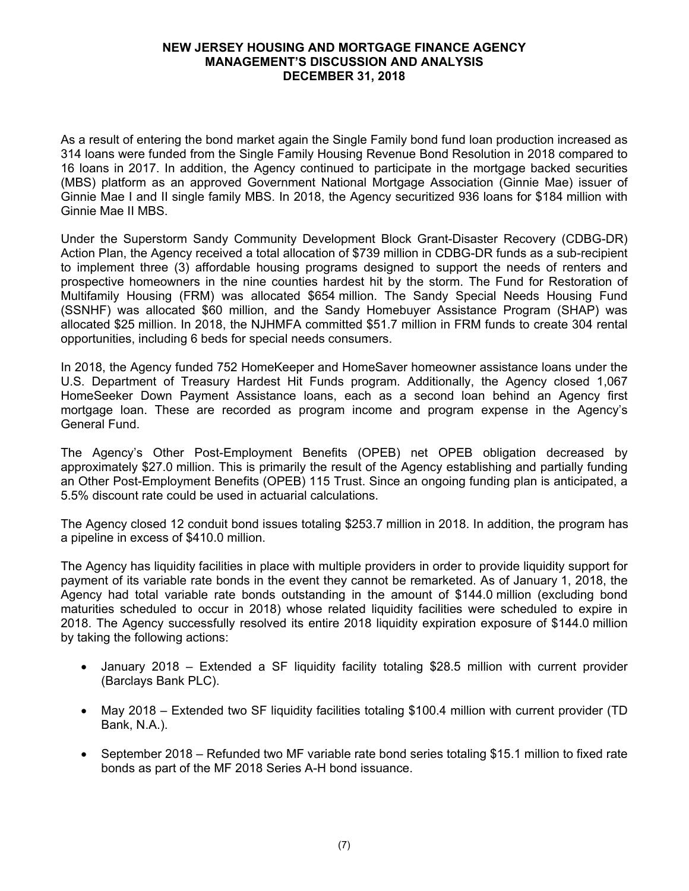As a result of entering the bond market again the Single Family bond fund loan production increased as 314 loans were funded from the Single Family Housing Revenue Bond Resolution in 2018 compared to 16 loans in 2017. In addition, the Agency continued to participate in the mortgage backed securities (MBS) platform as an approved Government National Mortgage Association (Ginnie Mae) issuer of Ginnie Mae I and II single family MBS. In 2018, the Agency securitized 936 loans for $184 million with Ginnie Mae II MBS.

Under the Superstorm Sandy Community Development Block Grant-Disaster Recovery (CDBG-DR) Action Plan, the Agency received a total allocation of $739 million in CDBG-DR funds as a sub-recipient to implement three (3) affordable housing programs designed to support the needs of renters and prospective homeowners in the nine counties hardest hit by the storm. The Fund for Restoration of Multifamily Housing (FRM) was allocated $654 million. The Sandy Special Needs Housing Fund (SSNHF) was allocated $60 million, and the Sandy Homebuyer Assistance Program (SHAP) was allocated $25 million. In 2018, the NJHMFA committed $51.7 million in FRM funds to create 304 rental opportunities, including 6 beds for special needs consumers.

In 2018, the Agency funded 752 HomeKeeper and HomeSaver homeowner assistance loans under the U.S. Department of Treasury Hardest Hit Funds program. Additionally, the Agency closed 1,067 HomeSeeker Down Payment Assistance loans, each as a second loan behind an Agency first mortgage loan. These are recorded as program income and program expense in the Agency's General Fund.

The Agency's Other Post-Employment Benefits (OPEB) net OPEB obligation decreased by approximately $27.0 million. This is primarily the result of the Agency establishing and partially funding an Other Post-Employment Benefits (OPEB) 115 Trust. Since an ongoing funding plan is anticipated, a 5.5% discount rate could be used in actuarial calculations.

The Agency closed 12 conduit bond issues totaling $253.7 million in 2018. In addition, the program has a pipeline in excess of $410.0 million.

The Agency has liquidity facilities in place with multiple providers in order to provide liquidity support for payment of its variable rate bonds in the event they cannot be remarketed. As of January 1, 2018, the Agency had total variable rate bonds outstanding in the amount of $144.0 million (excluding bond maturities scheduled to occur in 2018) whose related liquidity facilities were scheduled to expire in 2018. The Agency successfully resolved its entire 2018 liquidity expiration exposure of $144.0 million by taking the following actions:

- January 2018 – Extended a SF liquidity facility totaling $28.5 million with current provider (Barclays Bank PLC).
- May 2018 – Extended two SF liquidity facilities totaling $100.4 million with current provider (TD Bank, N.A.).
- September 2018 – Refunded two MF variable rate bond series totaling $15.1 million to fixed rate bonds as part of the MF 2018 Series A-H bond issuance.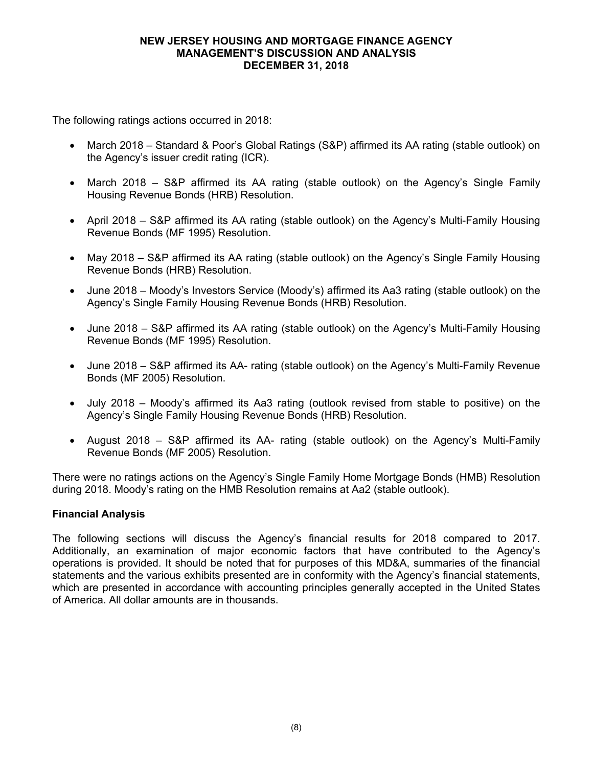The following ratings actions occurred in 2018:

- March 2018 – Standard & Poor's Global Ratings (S&P) affirmed its AA rating (stable outlook) on the Agency's issuer credit rating (ICR).
- March 2018 – S&P affirmed its AA rating (stable outlook) on the Agency's Single Family Housing Revenue Bonds (HRB) Resolution.
- April 2018 – S&P affirmed its AA rating (stable outlook) on the Agency's Multi-Family Housing Revenue Bonds (MF 1995) Resolution.
- May 2018 – S&P affirmed its AA rating (stable outlook) on the Agency's Single Family Housing Revenue Bonds (HRB) Resolution.
- June 2018 – Moody's Investors Service (Moody's) affirmed its Aa3 rating (stable outlook) on the Agency's Single Family Housing Revenue Bonds (HRB) Resolution.
- June 2018 – S&P affirmed its AA rating (stable outlook) on the Agency's Multi-Family Housing Revenue Bonds (MF 1995) Resolution.
- June 2018 – S&P affirmed its AA- rating (stable outlook) on the Agency's Multi-Family Revenue Bonds (MF 2005) Resolution.
- July 2018 – Moody's affirmed its Aa3 rating (outlook revised from stable to positive) on the Agency's Single Family Housing Revenue Bonds (HRB) Resolution.
- August 2018 – S&P affirmed its AA- rating (stable outlook) on the Agency's Multi-Family Revenue Bonds (MF 2005) Resolution.

There were no ratings actions on the Agency's Single Family Home Mortgage Bonds (HMB) Resolution during 2018. Moody's rating on the HMB Resolution remains at Aa2 (stable outlook).

### Financial Analysis

The following sections will discuss the Agency's financial results for 2018 compared to 2017. Additionally, an examination of major economic factors that have contributed to the Agency's operations is provided. It should be noted that for purposes of this MD&A, summaries of the financial statements and the various exhibits presented are in conformity with the Agency's financial statements, which are presented in accordance with accounting principles generally accepted in the United States of America. All dollar amounts are in thousands.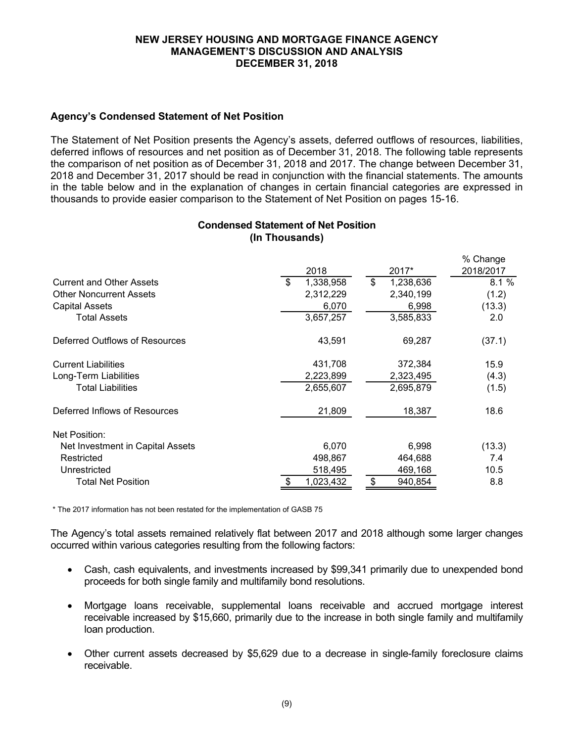## Agency's Condensed Statement of Net Position

The Statement of Net Position presents the Agency's assets, deferred outflows of resources, liabilities, deferred inflows of resources and net position as of December 31, 2018. The following table represents the comparison of net position as of December 31, 2018 and 2017. The change between December 31, 2018 and December 31, 2017 should be read in conjunction with the financial statements. The amounts in the table below and in the explanation of changes in certain financial categories are expressed in thousands to provide easier comparison to the Statement of Net Position on pages 15-16.

### Condensed Statement of Net Position (In Thousands)

| | 2018 | 2017* | % Change 2018/2017 |
|---|---|---|---|
| Current and Other Assets | $ 1,338,958 | $ 1,238,636 | 8.1 % |
| Other Noncurrent Assets | 2,312,229 | 2,340,199 | (1.2) |
| Capital Assets | 6,070 | 6,998 | (13.3) |
| Total Assets | 3,657,257 | 3,585,833 | 2.0 |
| Deferred Outflows of Resources | 43,591 | 69,287 | (37.1) |
| Current Liabilities | 431,708 | 372,384 | 15.9 |
| Long-Term Liabilities | 2,223,899 | 2,323,495 | (4.3) |
| Total Liabilities | 2,655,607 | 2,695,879 | (1.5) |
| Deferred Inflows of Resources | 21,809 | 18,387 | 18.6 |
| Net Position: | | | |
| Net Investment in Capital Assets | 6,070 | 6,998 | (13.3) |
| Restricted | 498,867 | 464,688 | 7.4 |
| Unrestricted | 518,495 | 469,168 | 10.5 |
| Total Net Position | $ 1,023,432 | $ 940,854 | 8.8 |

\* The 2017 information has not been restated for the implementation of GASB 75

The Agency's total assets remained relatively flat between 2017 and 2018 although some larger changes occurred within various categories resulting from the following factors:

- Cash, cash equivalents, and investments increased by $99,341 primarily due to unexpended bond proceeds for both single family and multifamily bond resolutions.
- Mortgage loans receivable, supplemental loans receivable and accrued mortgage interest receivable increased by $15,660, primarily due to the increase in both single family and multifamily loan production.
- Other current assets decreased by $5,629 due to a decrease in single-family foreclosure claims receivable.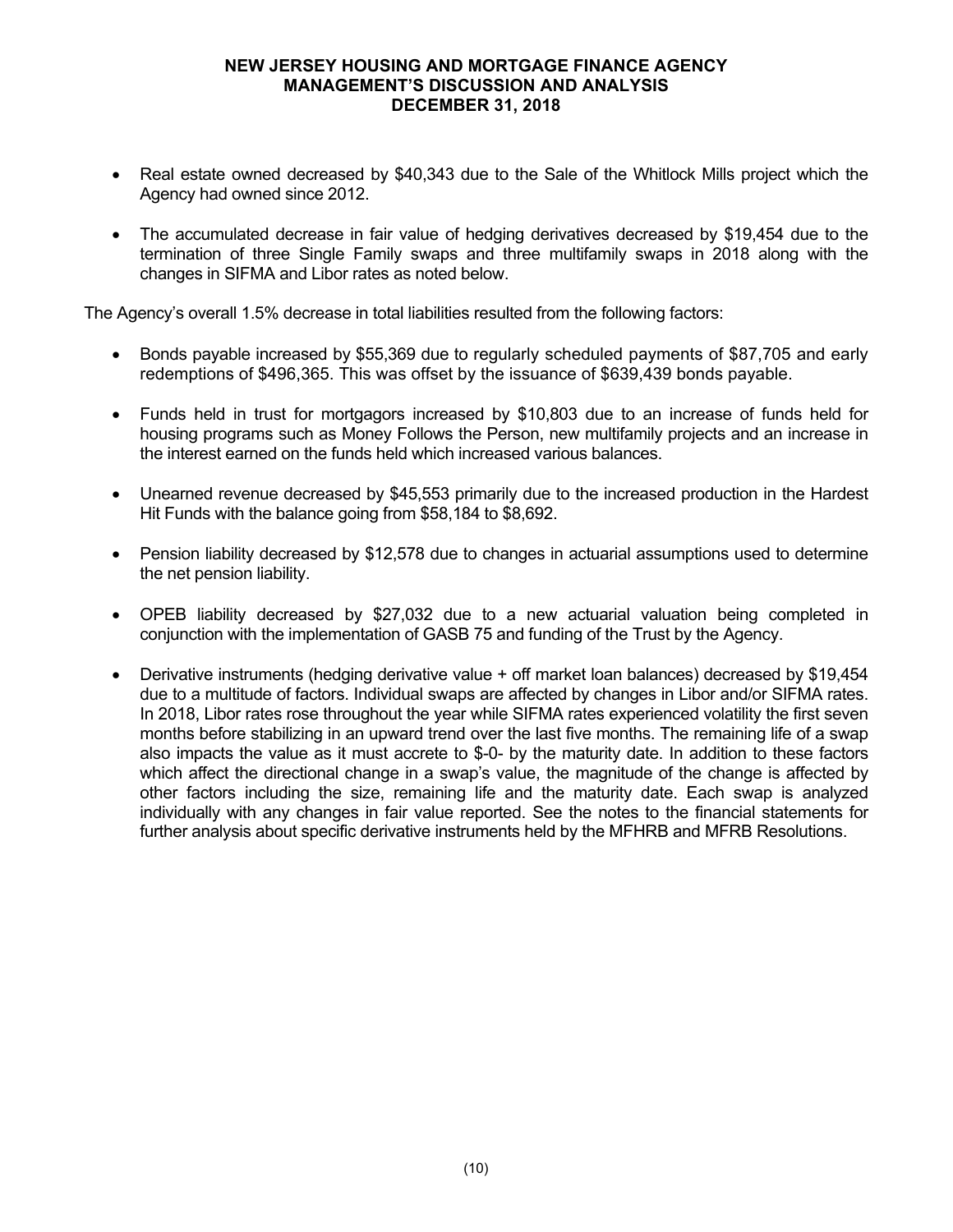- Real estate owned decreased by $40,343 due to the Sale of the Whitlock Mills project which the Agency had owned since 2012.

- The accumulated decrease in fair value of hedging derivatives decreased by $19,454 due to the termination of three Single Family swaps and three multifamily swaps in 2018 along with the changes in SIFMA and Libor rates as noted below.

The Agency's overall 1.5% decrease in total liabilities resulted from the following factors:

- Bonds payable increased by $55,369 due to regularly scheduled payments of $87,705 and early redemptions of $496,365. This was offset by the issuance of $639,439 bonds payable.

- Funds held in trust for mortgagors increased by $10,803 due to an increase of funds held for housing programs such as Money Follows the Person, new multifamily projects and an increase in the interest earned on the funds held which increased various balances.

- Unearned revenue decreased by $45,553 primarily due to the increased production in the Hardest Hit Funds with the balance going from $58,184 to $8,692.

- Pension liability decreased by $12,578 due to changes in actuarial assumptions used to determine the net pension liability.

- OPEB liability decreased by $27,032 due to a new actuarial valuation being completed in conjunction with the implementation of GASB 75 and funding of the Trust by the Agency.

- Derivative instruments (hedging derivative value + off market loan balances) decreased by $19,454 due to a multitude of factors. Individual swaps are affected by changes in Libor and/or SIFMA rates. In 2018, Libor rates rose throughout the year while SIFMA rates experienced volatility the first seven months before stabilizing in an upward trend over the last five months. The remaining life of a swap also impacts the value as it must accrete to $-0- by the maturity date. In addition to these factors which affect the directional change in a swap's value, the magnitude of the change is affected by other factors including the size, remaining life and the maturity date. Each swap is analyzed individually with any changes in fair value reported. See the notes to the financial statements for further analysis about specific derivative instruments held by the MFHRB and MFRB Resolutions.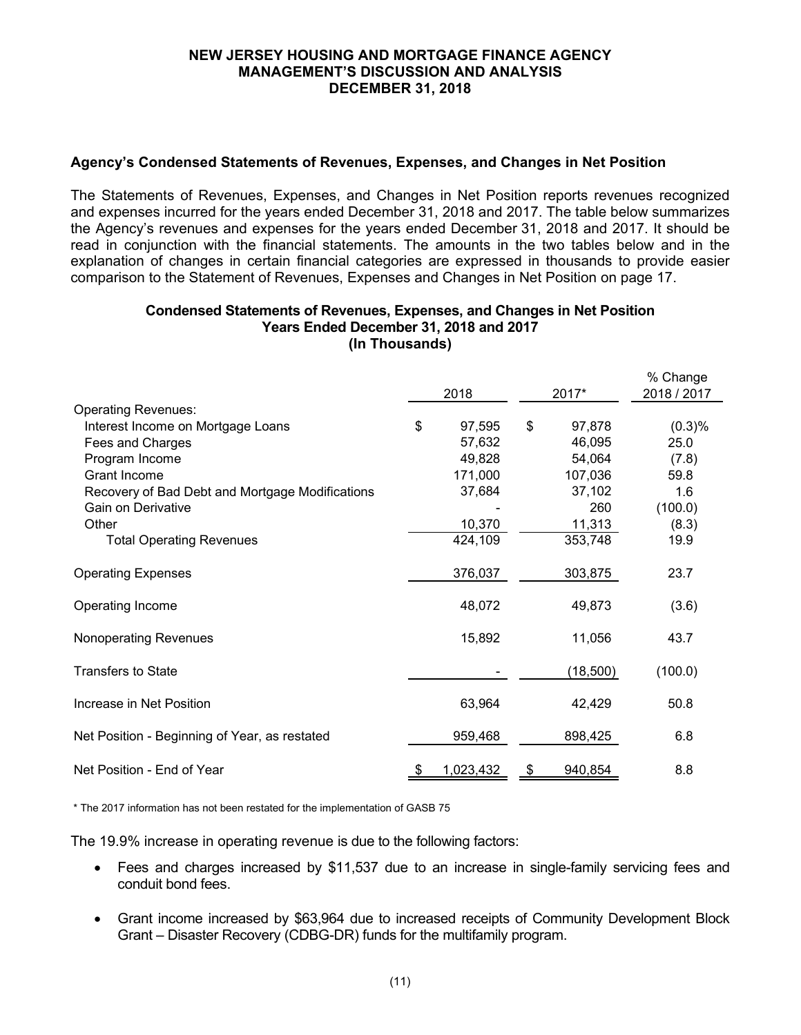# NEW JERSEY HOUSING AND MORTGAGE FINANCE AGENCY
## MANAGEMENT'S DISCUSSION AND ANALYSIS
## DECEMBER 31, 2018

### Agency's Condensed Statements of Revenues, Expenses, and Changes in Net Position

The Statements of Revenues, Expenses, and Changes in Net Position reports revenues recognized and expenses incurred for the years ended December 31, 2018 and 2017. The table below summarizes the Agency's revenues and expenses for the years ended December 31, 2018 and 2017. It should be read in conjunction with the financial statements. The amounts in the two tables below and in the explanation of changes in certain financial categories are expressed in thousands to provide easier comparison to the Statement of Revenues, Expenses and Changes in Net Position on page 17.

**Condensed Statements of Revenues, Expenses, and Changes in Net Position**
**Years Ended December 31, 2018 and 2017**
**(In Thousands)**

| | 2018 | 2017* | % Change 2018 / 2017 |
|---|---|---|---|
| Operating Revenues: | | | |
| Interest Income on Mortgage Loans | $ 97,595 | $ 97,878 | (0.3)% |
| Fees and Charges | 57,632 | 46,095 | 25.0 |
| Program Income | 49,828 | 54,064 | (7.8) |
| Grant Income | 171,000 | 107,036 | 59.8 |
| Recovery of Bad Debt and Mortgage Modifications | 37,684 | 37,102 | 1.6 |
| Gain on Derivative | - | 260 | (100.0) |
| Other | 10,370 | 11,313 | (8.3) |
| Total Operating Revenues | 424,109 | 353,748 | 19.9 |
| Operating Expenses | 376,037 | 303,875 | 23.7 |
| Operating Income | 48,072 | 49,873 | (3.6) |
| Nonoperating Revenues | 15,892 | 11,056 | 43.7 |
| Transfers to State | - | (18,500) | (100.0) |
| Increase in Net Position | 63,964 | 42,429 | 50.8 |
| Net Position - Beginning of Year, as restated | 959,468 | 898,425 | 6.8 |
| Net Position - End of Year | $ 1,023,432 | $ 940,854 | 8.8 |

\* The 2017 information has not been restated for the implementation of GASB 75

The 19.9% increase in operating revenue is due to the following factors:

- Fees and charges increased by $11,537 due to an increase in single-family servicing fees and conduit bond fees.
- Grant income increased by $63,964 due to increased receipts of Community Development Block Grant – Disaster Recovery (CDBG-DR) funds for the multifamily program.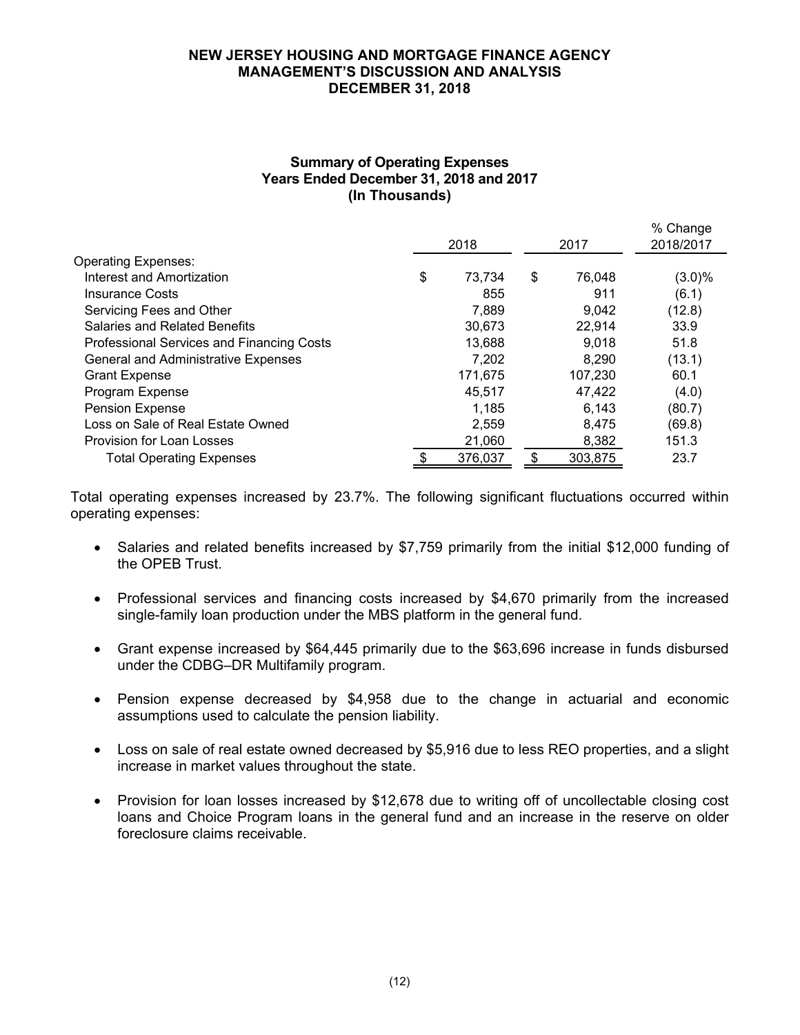## NEW JERSEY HOUSING AND MORTGAGE FINANCE AGENCY
## MANAGEMENT'S DISCUSSION AND ANALYSIS
## DECEMBER 31, 2018

### Summary of Operating Expenses
### Years Ended December 31, 2018 and 2017
### (In Thousands)

| | 2018 | 2017 | % Change 2018/2017 |
|---|---|---|---|
| Operating Expenses: | | | |
| Interest and Amortization | $ 73,734 | $ 76,048 | (3.0)% |
| Insurance Costs | 855 | 911 | (6.1) |
| Servicing Fees and Other | 7,889 | 9,042 | (12.8) |
| Salaries and Related Benefits | 30,673 | 22,914 | 33.9 |
| Professional Services and Financing Costs | 13,688 | 9,018 | 51.8 |
| General and Administrative Expenses | 7,202 | 8,290 | (13.1) |
| Grant Expense | 171,675 | 107,230 | 60.1 |
| Program Expense | 45,517 | 47,422 | (4.0) |
| Pension Expense | 1,185 | 6,143 | (80.7) |
| Loss on Sale of Real Estate Owned | 2,559 | 8,475 | (69.8) |
| Provision for Loan Losses | 21,060 | 8,382 | 151.3 |
| Total Operating Expenses | $ 376,037 | $ 303,875 | 23.7 |

Total operating expenses increased by 23.7%. The following significant fluctuations occurred within operating expenses:

- Salaries and related benefits increased by $7,759 primarily from the initial $12,000 funding of the OPEB Trust.
- Professional services and financing costs increased by $4,670 primarily from the increased single-family loan production under the MBS platform in the general fund.
- Grant expense increased by $64,445 primarily due to the $63,696 increase in funds disbursed under the CDBG–DR Multifamily program.
- Pension expense decreased by $4,958 due to the change in actuarial and economic assumptions used to calculate the pension liability.
- Loss on sale of real estate owned decreased by $5,916 due to less REO properties, and a slight increase in market values throughout the state.
- Provision for loan losses increased by $12,678 due to writing off of uncollectable closing cost loans and Choice Program loans in the general fund and an increase in the reserve on older foreclosure claims receivable.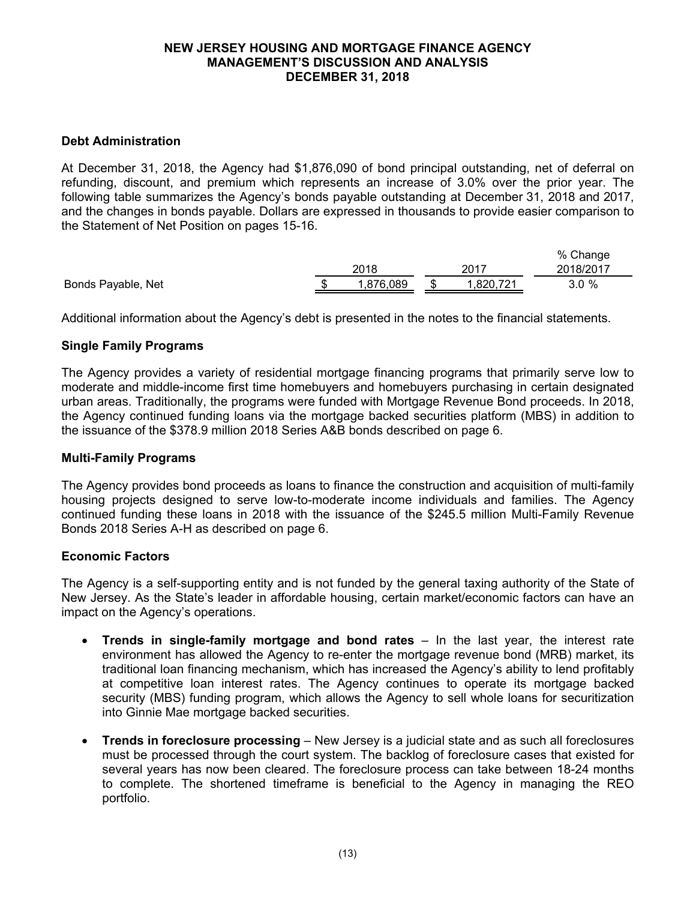NEW JERSEY HOUSING AND MORTGAGE FINANCE AGENCY
MANAGEMENT'S DISCUSSION AND ANALYSIS
DECEMBER 31, 2018

## Debt Administration

At December 31, 2018, the Agency had $1,876,090 of bond principal outstanding, net of deferral on refunding, discount, and premium which represents an increase of 3.0% over the prior year. The following table summarizes the Agency's bonds payable outstanding at December 31, 2018 and 2017, and the changes in bonds payable. Dollars are expressed in thousands to provide easier comparison to the Statement of Net Position on pages 15-16.

| | 2018 | 2017 | % Change 2018/2017 |
|---|---|---|---|
| Bonds Payable, Net | $ 1,876,089 | $ 1,820,721 | 3.0 % |

Additional information about the Agency's debt is presented in the notes to the financial statements.

## Single Family Programs

The Agency provides a variety of residential mortgage financing programs that primarily serve low to moderate and middle-income first time homebuyers and homebuyers purchasing in certain designated urban areas. Traditionally, the programs were funded with Mortgage Revenue Bond proceeds. In 2018, the Agency continued funding loans via the mortgage backed securities platform (MBS) in addition to the issuance of the $378.9 million 2018 Series A&B bonds described on page 6.

## Multi-Family Programs

The Agency provides bond proceeds as loans to finance the construction and acquisition of multi-family housing projects designed to serve low-to-moderate income individuals and families. The Agency continued funding these loans in 2018 with the issuance of the $245.5 million Multi-Family Revenue Bonds 2018 Series A-H as described on page 6.

## Economic Factors

The Agency is a self-supporting entity and is not funded by the general taxing authority of the State of New Jersey. As the State's leader in affordable housing, certain market/economic factors can have an impact on the Agency's operations.

- **Trends in single-family mortgage and bond rates** – In the last year, the interest rate environment has allowed the Agency to re-enter the mortgage revenue bond (MRB) market, its traditional loan financing mechanism, which has increased the Agency's ability to lend profitably at competitive loan interest rates. The Agency continues to operate its mortgage backed security (MBS) funding program, which allows the Agency to sell whole loans for securitization into Ginnie Mae mortgage backed securities.

- **Trends in foreclosure processing** – New Jersey is a judicial state and as such all foreclosures must be processed through the court system. The backlog of foreclosure cases that existed for several years has now been cleared. The foreclosure process can take between 18-24 months to complete. The shortened timeframe is beneficial to the Agency in managing the REO portfolio.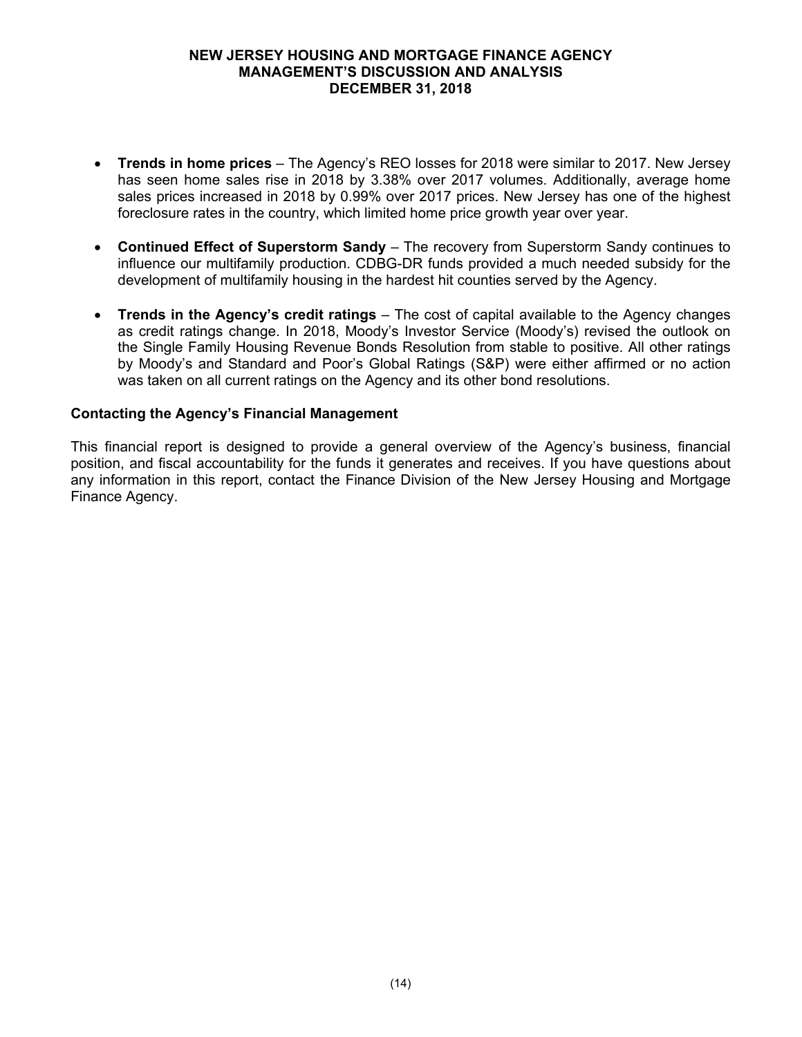- **Trends in home prices** – The Agency's REO losses for 2018 were similar to 2017. New Jersey has seen home sales rise in 2018 by 3.38% over 2017 volumes. Additionally, average home sales prices increased in 2018 by 0.99% over 2017 prices. New Jersey has one of the highest foreclosure rates in the country, which limited home price growth year over year.

- **Continued Effect of Superstorm Sandy** – The recovery from Superstorm Sandy continues to influence our multifamily production. CDBG-DR funds provided a much needed subsidy for the development of multifamily housing in the hardest hit counties served by the Agency.

- **Trends in the Agency's credit ratings** – The cost of capital available to the Agency changes as credit ratings change. In 2018, Moody's Investor Service (Moody's) revised the outlook on the Single Family Housing Revenue Bonds Resolution from stable to positive. All other ratings by Moody's and Standard and Poor's Global Ratings (S&P) were either affirmed or no action was taken on all current ratings on the Agency and its other bond resolutions.

### Contacting the Agency's Financial Management

This financial report is designed to provide a general overview of the Agency's business, financial position, and fiscal accountability for the funds it generates and receives. If you have questions about any information in this report, contact the Finance Division of the New Jersey Housing and Mortgage Finance Agency.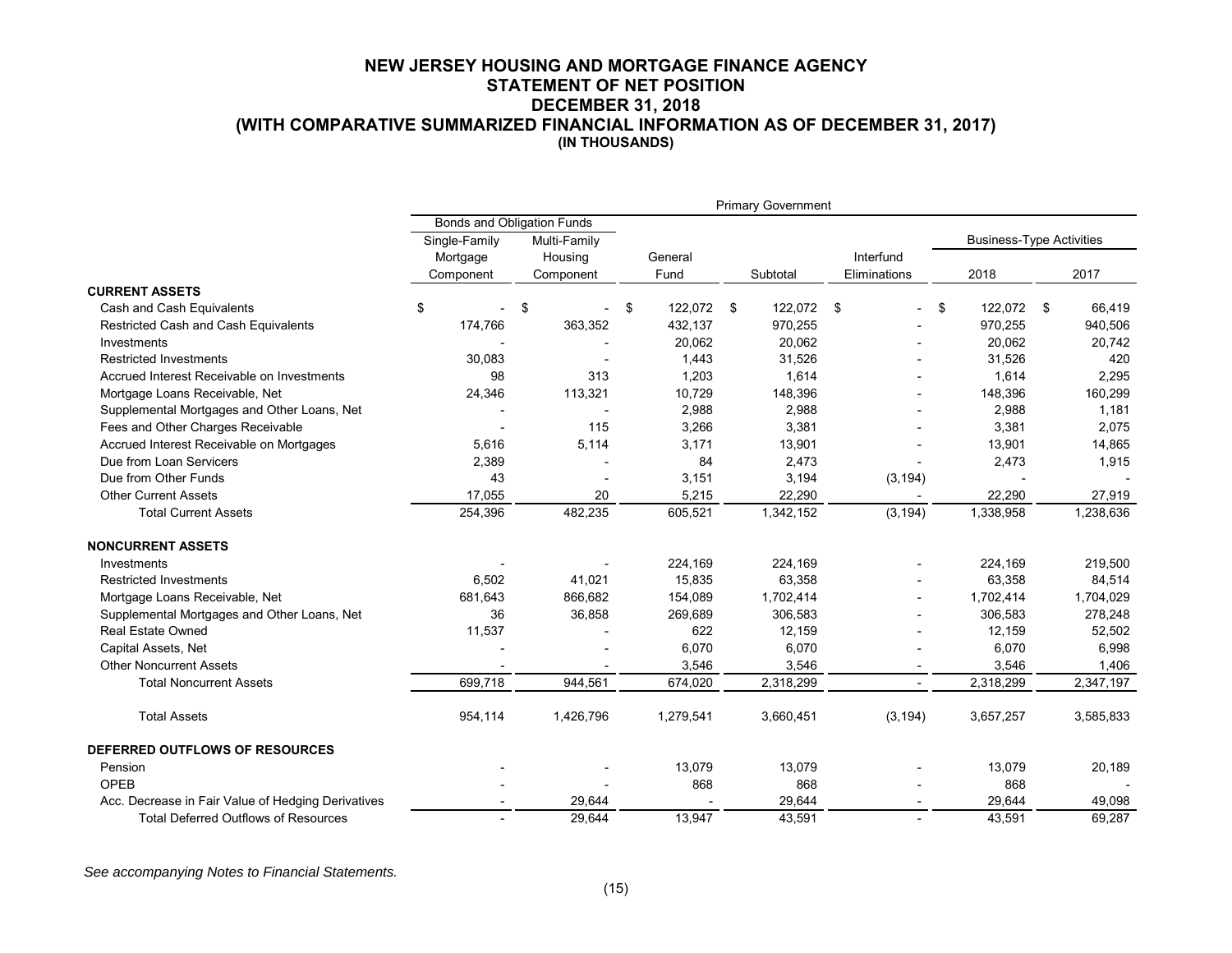# NEW JERSEY HOUSING AND MORTGAGE FINANCE AGENCY
## STATEMENT OF NET POSITION
## DECEMBER 31, 2018
## (WITH COMPARATIVE SUMMARIZED FINANCIAL INFORMATION AS OF DECEMBER 31, 2017)
### (IN THOUSANDS)

| | Primary Government | | | | | | |
|---|---|---|---|---|---|---|---|
| | Bonds and Obligation Funds | | | | | Business-Type Activities | |
| | Single-Family Mortgage Component | Multi-Family Housing Component | General Fund | Subtotal | Interfund Eliminations | 2018 | 2017 |
| **CURRENT ASSETS** | | | | | | | |
| Cash and Cash Equivalents | $ - | $ - | $ 122,072 | $ 122,072 | $ - | $ 122,072 | $ 66,419 |
| Restricted Cash and Cash Equivalents | 174,766 | 363,352 | 432,137 | 970,255 | - | 970,255 | 940,506 |
| Investments | - | - | 20,062 | 20,062 | - | 20,062 | 20,742 |
| Restricted Investments | 30,083 | - | 1,443 | 31,526 | - | 31,526 | 420 |
| Accrued Interest Receivable on Investments | 98 | 313 | 1,203 | 1,614 | - | 1,614 | 2,295 |
| Mortgage Loans Receivable, Net | 24,346 | 113,321 | 10,729 | 148,396 | - | 148,396 | 160,299 |
| Supplemental Mortgages and Other Loans, Net | - | - | 2,988 | 2,988 | - | 2,988 | 1,181 |
| Fees and Other Charges Receivable | - | 115 | 3,266 | 3,381 | - | 3,381 | 2,075 |
| Accrued Interest Receivable on Mortgages | 5,616 | 5,114 | 3,171 | 13,901 | - | 13,901 | 14,865 |
| Due from Loan Servicers | 2,389 | - | 84 | 2,473 | - | 2,473 | 1,915 |
| Due from Other Funds | 43 | - | 3,151 | 3,194 | (3,194) | - | - |
| Other Current Assets | 17,055 | 20 | 5,215 | 22,290 | - | 22,290 | 27,919 |
| Total Current Assets | 254,396 | 482,235 | 605,521 | 1,342,152 | (3,194) | 1,338,958 | 1,238,636 |
| **NONCURRENT ASSETS** | | | | | | | |
| Investments | - | - | 224,169 | 224,169 | - | 224,169 | 219,500 |
| Restricted Investments | 6,502 | 41,021 | 15,835 | 63,358 | - | 63,358 | 84,514 |
| Mortgage Loans Receivable, Net | 681,643 | 866,682 | 154,089 | 1,702,414 | - | 1,702,414 | 1,704,029 |
| Supplemental Mortgages and Other Loans, Net | 36 | 36,858 | 269,689 | 306,583 | - | 306,583 | 278,248 |
| Real Estate Owned | 11,537 | - | 622 | 12,159 | - | 12,159 | 52,502 |
| Capital Assets, Net | - | - | 6,070 | 6,070 | - | 6,070 | 6,998 |
| Other Noncurrent Assets | - | - | 3,546 | 3,546 | - | 3,546 | 1,406 |
| Total Noncurrent Assets | 699,718 | 944,561 | 674,020 | 2,318,299 | - | 2,318,299 | 2,347,197 |
| Total Assets | 954,114 | 1,426,796 | 1,279,541 | 3,660,451 | (3,194) | 3,657,257 | 3,585,833 |
| **DEFERRED OUTFLOWS OF RESOURCES** | | | | | | | |
| Pension | - | - | 13,079 | 13,079 | - | 13,079 | 20,189 |
| OPEB | - | - | 868 | 868 | - | 868 | - |
| Acc. Decrease in Fair Value of Hedging Derivatives | - | 29,644 | - | 29,644 | - | 29,644 | 49,098 |
| Total Deferred Outflows of Resources | - | 29,644 | 13,947 | 43,591 | - | 43,591 | 69,287 |

*See accompanying Notes to Financial Statements.*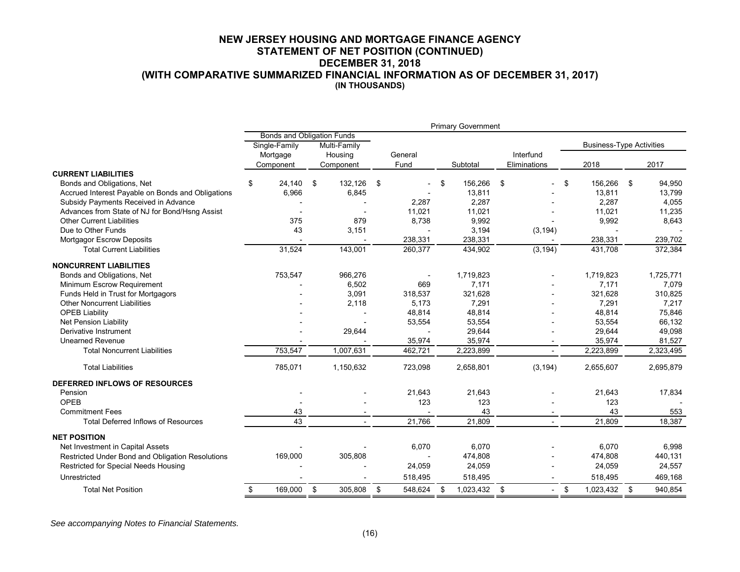# NEW JERSEY HOUSING AND MORTGAGE FINANCE AGENCY
## STATEMENT OF NET POSITION (CONTINUED)
## DECEMBER 31, 2018
## (WITH COMPARATIVE SUMMARIZED FINANCIAL INFORMATION AS OF DECEMBER 31, 2017)
### (IN THOUSANDS)

| | Primary Government | | | | | | |
|---|---|---|---|---|---|---|---|
| | Bonds and Obligation Funds | | | | | | |
| | Single-Family Mortgage Component | Multi-Family Housing Component | General Fund | Subtotal | Interfund Eliminations | Business-Type Activities 2018 | Business-Type Activities 2017 |
| **CURRENT LIABILITIES** | | | | | | | |
| Bonds and Obligations, Net | $ 24,140 | $ 132,126 | $ - | $ 156,266 | $ - | $ 156,266 | $ 94,950 |
| Accrued Interest Payable on Bonds and Obligations | 6,966 | 6,845 | - | 13,811 | - | 13,811 | 13,799 |
| Subsidy Payments Received in Advance | - | - | 2,287 | 2,287 | - | 2,287 | 4,055 |
| Advances from State of NJ for Bond/Hsng Assist | - | - | 11,021 | 11,021 | - | 11,021 | 11,235 |
| Other Current Liabilities | 375 | 879 | 8,738 | 9,992 | - | 9,992 | 8,643 |
| Due to Other Funds | 43 | 3,151 | - | 3,194 | (3,194) | - | - |
| Mortgagor Escrow Deposits | - | - | 238,331 | 238,331 | - | 238,331 | 239,702 |
| Total Current Liabilities | 31,524 | 143,001 | 260,377 | 434,902 | (3,194) | 431,708 | 372,384 |
| **NONCURRENT LIABILITIES** | | | | | | | |
| Bonds and Obligations, Net | 753,547 | 966,276 | - | 1,719,823 | - | 1,719,823 | 1,725,771 |
| Minimum Escrow Requirement | - | 6,502 | 669 | 7,171 | - | 7,171 | 7,079 |
| Funds Held in Trust for Mortgagors | - | 3,091 | 318,537 | 321,628 | - | 321,628 | 310,825 |
| Other Noncurrent Liabilities | - | 2,118 | 5,173 | 7,291 | - | 7,291 | 7,217 |
| OPEB Liability | - | - | 48,814 | 48,814 | - | 48,814 | 75,846 |
| Net Pension Liability | - | - | 53,554 | 53,554 | - | 53,554 | 66,132 |
| Derivative Instrument | - | 29,644 | - | 29,644 | - | 29,644 | 49,098 |
| Unearned Revenue | - | - | 35,974 | 35,974 | - | 35,974 | 81,527 |
| Total Noncurrent Liabilities | 753,547 | 1,007,631 | 462,721 | 2,223,899 | - | 2,223,899 | 2,323,495 |
| Total Liabilities | 785,071 | 1,150,632 | 723,098 | 2,658,801 | (3,194) | 2,655,607 | 2,695,879 |
| **DEFERRED INFLOWS OF RESOURCES** | | | | | | | |
| Pension | - | - | 21,643 | 21,643 | - | 21,643 | 17,834 |
| OPEB | - | - | 123 | 123 | - | 123 | - |
| Commitment Fees | 43 | - | - | 43 | - | 43 | 553 |
| Total Deferred Inflows of Resources | 43 | - | 21,766 | 21,809 | - | 21,809 | 18,387 |
| **NET POSITION** | | | | | | | |
| Net Investment in Capital Assets | - | - | 6,070 | 6,070 | - | 6,070 | 6,998 |
| Restricted Under Bond and Obligation Resolutions | 169,000 | 305,808 | - | 474,808 | - | 474,808 | 440,131 |
| Restricted for Special Needs Housing | - | - | 24,059 | 24,059 | - | 24,059 | 24,557 |
| Unrestricted | - | - | 518,495 | 518,495 | - | 518,495 | 469,168 |
| Total Net Position | $ 169,000 | $ 305,808 | $ 548,624 | $ 1,023,432 | $ - | $ 1,023,432 | $ 940,854 |

*See accompanying Notes to Financial Statements.*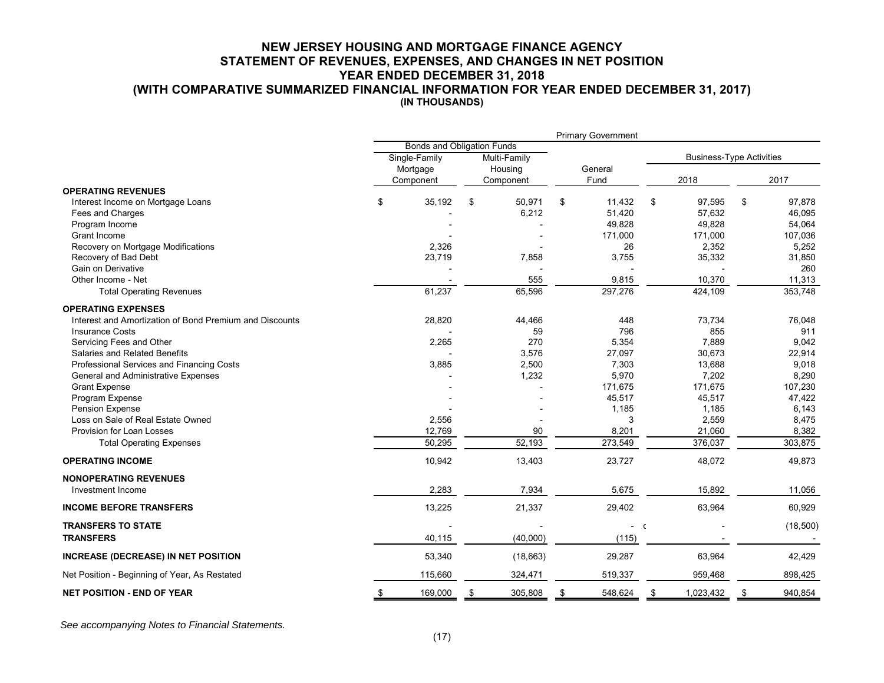# NEW JERSEY HOUSING AND MORTGAGE FINANCE AGENCY
## STATEMENT OF REVENUES, EXPENSES, AND CHANGES IN NET POSITION
## YEAR ENDED DECEMBER 31, 2018
## (WITH COMPARATIVE SUMMARIZED FINANCIAL INFORMATION FOR YEAR ENDED DECEMBER 31, 2017)
### (IN THOUSANDS)

| | Primary Government | | | | |
|---|---|---|---|---|---|
| | Bonds and Obligation Funds | | | | |
| | Single-Family Mortgage Component | Multi-Family Housing Component | General Fund | Business-Type Activities | |
| | | | | 2018 | 2017 |
| **OPERATING REVENUES** | | | | | |
| Interest Income on Mortgage Loans | $ 35,192 | $ 50,971 | $ 11,432 | $ 97,595 | $ 97,878 |
| Fees and Charges | - | 6,212 | 51,420 | 57,632 | 46,095 |
| Program Income | - | - | 49,828 | 49,828 | 54,064 |
| Grant Income | - | - | 171,000 | 171,000 | 107,036 |
| Recovery on Mortgage Modifications | 2,326 | - | 26 | 2,352 | 5,252 |
| Recovery of Bad Debt | 23,719 | 7,858 | 3,755 | 35,332 | 31,850 |
| Gain on Derivative | - | - | - | - | 260 |
| Other Income - Net | - | 555 | 9,815 | 10,370 | 11,313 |
| Total Operating Revenues | 61,237 | 65,596 | 297,276 | 424,109 | 353,748 |
| **OPERATING EXPENSES** | | | | | |
| Interest and Amortization of Bond Premium and Discounts | 28,820 | 44,466 | 448 | 73,734 | 76,048 |
| Insurance Costs | - | 59 | 796 | 855 | 911 |
| Servicing Fees and Other | 2,265 | 270 | 5,354 | 7,889 | 9,042 |
| Salaries and Related Benefits | - | 3,576 | 27,097 | 30,673 | 22,914 |
| Professional Services and Financing Costs | 3,885 | 2,500 | 7,303 | 13,688 | 9,018 |
| General and Administrative Expenses | - | 1,232 | 5,970 | 7,202 | 8,290 |
| Grant Expense | - | - | 171,675 | 171,675 | 107,230 |
| Program Expense | - | - | 45,517 | 45,517 | 47,422 |
| Pension Expense | - | - | 1,185 | 1,185 | 6,143 |
| Loss on Sale of Real Estate Owned | 2,556 | - | 3 | 2,559 | 8,475 |
| Provision for Loan Losses | 12,769 | 90 | 8,201 | 21,060 | 8,382 |
| Total Operating Expenses | 50,295 | 52,193 | 273,549 | 376,037 | 303,875 |
| **OPERATING INCOME** | 10,942 | 13,403 | 23,727 | 48,072 | 49,873 |
| **NONOPERATING REVENUES** | | | | | |
| Investment Income | 2,283 | 7,934 | 5,675 | 15,892 | 11,056 |
| **INCOME BEFORE TRANSFERS** | 13,225 | 21,337 | 29,402 | 63,964 | 60,929 |
| **TRANSFERS TO STATE** | - | - | - | - | (18,500) |
| **TRANSFERS** | 40,115 | (40,000) | (115) | - | - |
| **INCREASE (DECREASE) IN NET POSITION** | 53,340 | (18,663) | 29,287 | 63,964 | 42,429 |
| Net Position - Beginning of Year, As Restated | 115,660 | 324,471 | 519,337 | 959,468 | 898,425 |
| **NET POSITION - END OF YEAR** | $ 169,000 | $ 305,808 | $ 548,624 | $ 1,023,432 | $ 940,854 |

*See accompanying Notes to Financial Statements.*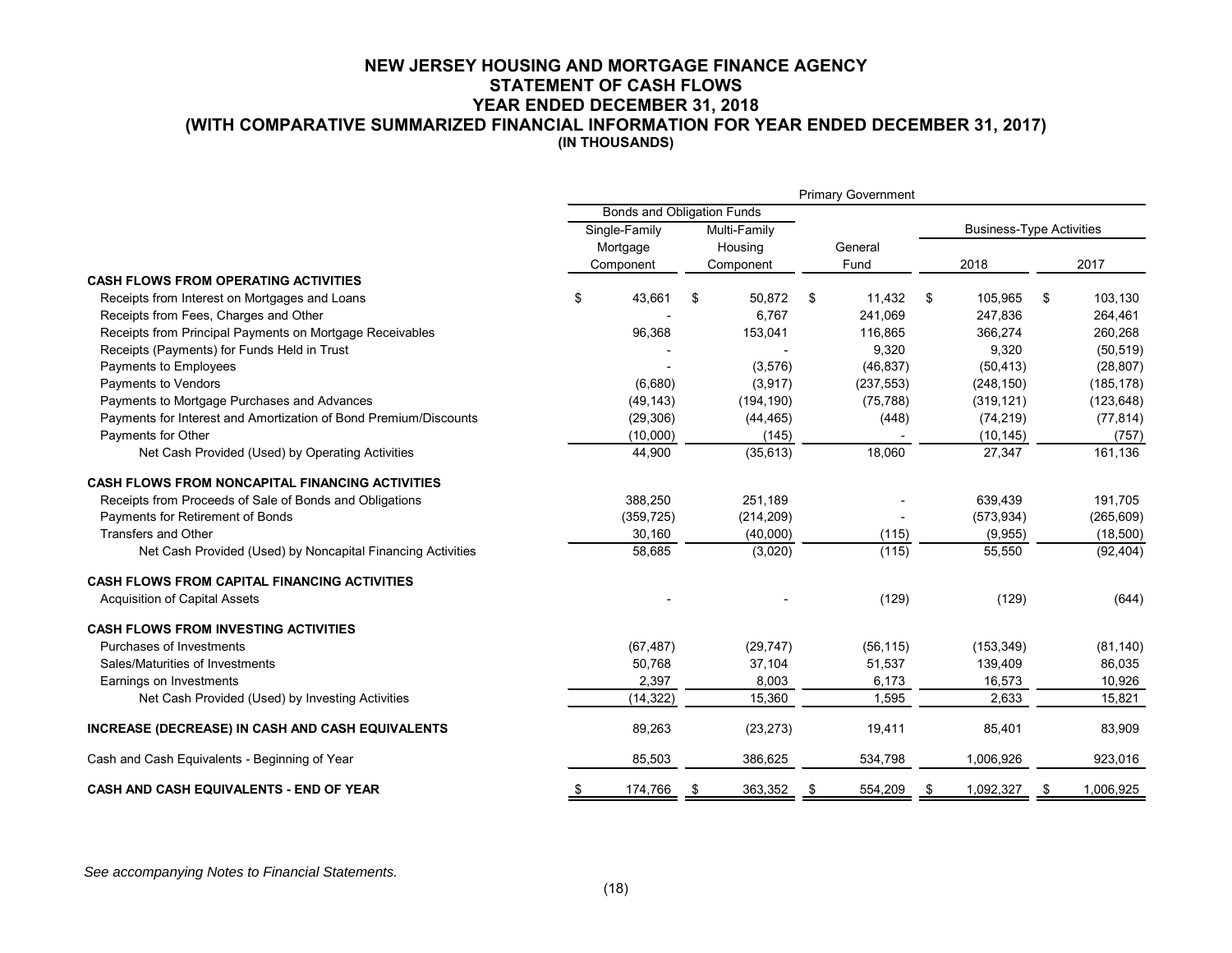# NEW JERSEY HOUSING AND MORTGAGE FINANCE AGENCY
## STATEMENT OF CASH FLOWS
## YEAR ENDED DECEMBER 31, 2018
## (WITH COMPARATIVE SUMMARIZED FINANCIAL INFORMATION FOR YEAR ENDED DECEMBER 31, 2017)
### (IN THOUSANDS)

| | Primary Government | | | | |
|---|---|---|---|---|---|
| | Bonds and Obligation Funds | | | Business-Type Activities | |
| | Single-Family Mortgage Component | Multi-Family Housing Component | General Fund | 2018 | 2017 |
| **CASH FLOWS FROM OPERATING ACTIVITIES** | | | | | |
| Receipts from Interest on Mortgages and Loans | $ 43,661 | $ 50,872 | $ 11,432 | $ 105,965 | $ 103,130 |
| Receipts from Fees, Charges and Other | - | 6,767 | 241,069 | 247,836 | 264,461 |
| Receipts from Principal Payments on Mortgage Receivables | 96,368 | 153,041 | 116,865 | 366,274 | 260,268 |
| Receipts (Payments) for Funds Held in Trust | - | - | 9,320 | 9,320 | (50,519) |
| Payments to Employees | - | (3,576) | (46,837) | (50,413) | (28,807) |
| Payments to Vendors | (6,680) | (3,917) | (237,553) | (248,150) | (185,178) |
| Payments to Mortgage Purchases and Advances | (49,143) | (194,190) | (75,788) | (319,121) | (123,648) |
| Payments for Interest and Amortization of Bond Premium/Discounts | (29,306) | (44,465) | (448) | (74,219) | (77,814) |
| Payments for Other | (10,000) | (145) | - | (10,145) | (757) |
| Net Cash Provided (Used) by Operating Activities | 44,900 | (35,613) | 18,060 | 27,347 | 161,136 |
| **CASH FLOWS FROM NONCAPITAL FINANCING ACTIVITIES** | | | | | |
| Receipts from Proceeds of Sale of Bonds and Obligations | 388,250 | 251,189 | - | 639,439 | 191,705 |
| Payments for Retirement of Bonds | (359,725) | (214,209) | - | (573,934) | (265,609) |
| Transfers and Other | 30,160 | (40,000) | (115) | (9,955) | (18,500) |
| Net Cash Provided (Used) by Noncapital Financing Activities | 58,685 | (3,020) | (115) | 55,550 | (92,404) |
| **CASH FLOWS FROM CAPITAL FINANCING ACTIVITIES** | | | | | |
| Acquisition of Capital Assets | - | - | (129) | (129) | (644) |
| **CASH FLOWS FROM INVESTING ACTIVITIES** | | | | | |
| Purchases of Investments | (67,487) | (29,747) | (56,115) | (153,349) | (81,140) |
| Sales/Maturities of Investments | 50,768 | 37,104 | 51,537 | 139,409 | 86,035 |
| Earnings on Investments | 2,397 | 8,003 | 6,173 | 16,573 | 10,926 |
| Net Cash Provided (Used) by Investing Activities | (14,322) | 15,360 | 1,595 | 2,633 | 15,821 |
| **INCREASE (DECREASE) IN CASH AND CASH EQUIVALENTS** | 89,263 | (23,273) | 19,411 | 85,401 | 83,909 |
| Cash and Cash Equivalents - Beginning of Year | 85,503 | 386,625 | 534,798 | 1,006,926 | 923,016 |
| **CASH AND CASH EQUIVALENTS - END OF YEAR** | $ 174,766 | $ 363,352 | $ 554,209 | $ 1,092,327 | $ 1,006,925 |

*See accompanying Notes to Financial Statements.*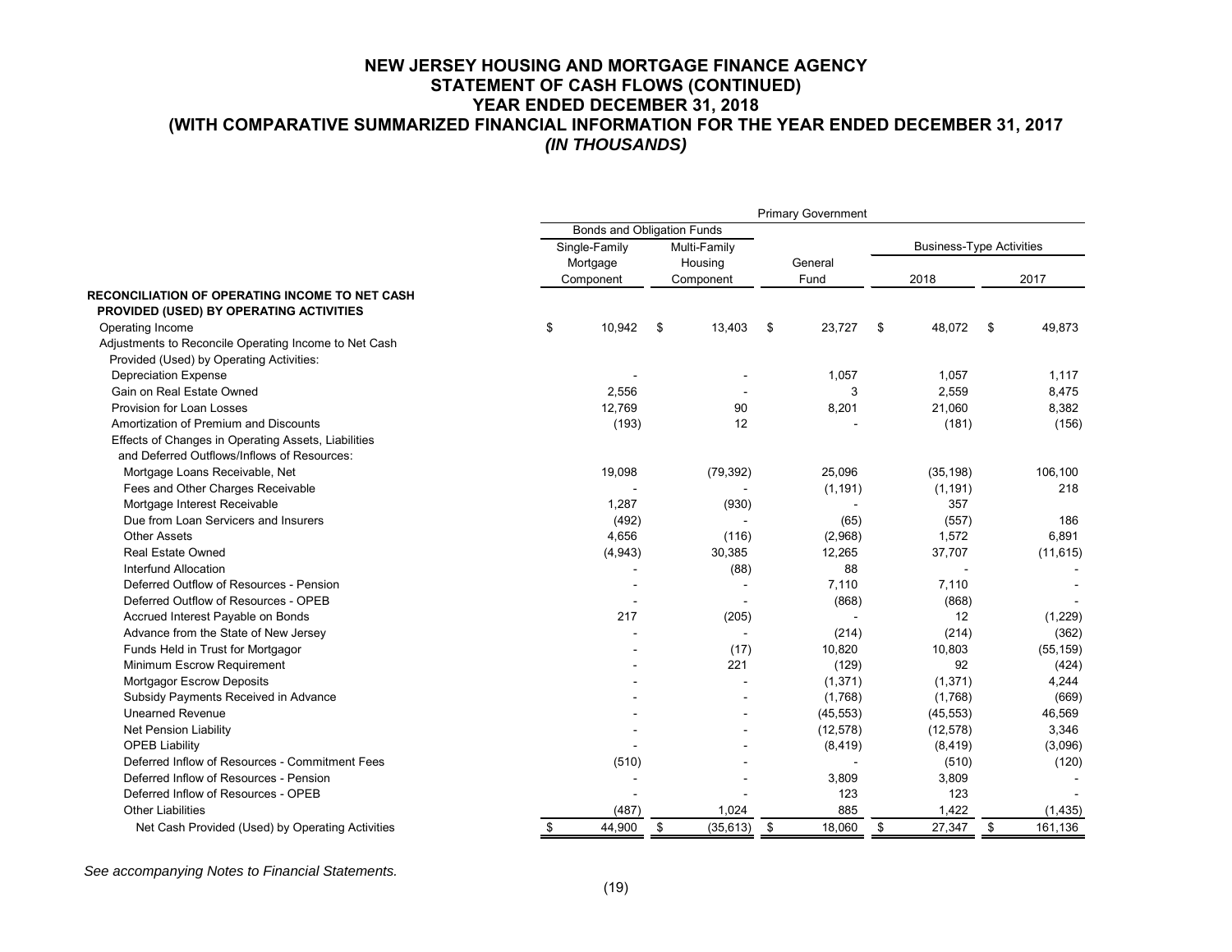# NEW JERSEY HOUSING AND MORTGAGE FINANCE AGENCY
## STATEMENT OF CASH FLOWS (CONTINUED)
## YEAR ENDED DECEMBER 31, 2018
## (WITH COMPARATIVE SUMMARIZED FINANCIAL INFORMATION FOR THE YEAR ENDED DECEMBER 31, 2017
### *(IN THOUSANDS)*

| | Primary Government | | | | |
|---|---|---|---|---|---|
| | Bonds and Obligation Funds | | | | |
| | Single-Family Mortgage Component | Multi-Family Housing Component | General Fund | Business-Type Activities 2018 | Business-Type Activities 2017 |
| **RECONCILIATION OF OPERATING INCOME TO NET CASH PROVIDED (USED) BY OPERATING ACTIVITIES** | | | | | |
| Operating Income | $ 10,942 | $ 13,403 | $ 23,727 | $ 48,072 | $ 49,873 |
| Adjustments to Reconcile Operating Income to Net Cash Provided (Used) by Operating Activities: | | | | | |
| Depreciation Expense | - | - | 1,057 | 1,057 | 1,117 |
| Gain on Real Estate Owned | 2,556 | - | 3 | 2,559 | 8,475 |
| Provision for Loan Losses | 12,769 | 90 | 8,201 | 21,060 | 8,382 |
| Amortization of Premium and Discounts | (193) | 12 | - | (181) | (156) |
| Effects of Changes in Operating Assets, Liabilities and Deferred Outflows/Inflows of Resources: | | | | | |
| Mortgage Loans Receivable, Net | 19,098 | (79,392) | 25,096 | (35,198) | 106,100 |
| Fees and Other Charges Receivable | - | - | (1,191) | (1,191) | 218 |
| Mortgage Interest Receivable | 1,287 | (930) | - | 357 | |
| Due from Loan Servicers and Insurers | (492) | - | (65) | (557) | 186 |
| Other Assets | 4,656 | (116) | (2,968) | 1,572 | 6,891 |
| Real Estate Owned | (4,943) | 30,385 | 12,265 | 37,707 | (11,615) |
| Interfund Allocation | - | (88) | 88 | - | - |
| Deferred Outflow of Resources - Pension | - | - | 7,110 | 7,110 | - |
| Deferred Outflow of Resources - OPEB | - | - | (868) | (868) | - |
| Accrued Interest Payable on Bonds | 217 | (205) | - | 12 | (1,229) |
| Advance from the State of New Jersey | - | - | (214) | (214) | (362) |
| Funds Held in Trust for Mortgagor | - | (17) | 10,820 | 10,803 | (55,159) |
| Minimum Escrow Requirement | - | 221 | (129) | 92 | (424) |
| Mortgagor Escrow Deposits | - | - | (1,371) | (1,371) | 4,244 |
| Subsidy Payments Received in Advance | - | - | (1,768) | (1,768) | (669) |
| Unearned Revenue | - | - | (45,553) | (45,553) | 46,569 |
| Net Pension Liability | - | - | (12,578) | (12,578) | 3,346 |
| OPEB Liability | - | - | (8,419) | (8,419) | (3,096) |
| Deferred Inflow of Resources - Commitment Fees | (510) | - | - | (510) | (120) |
| Deferred Inflow of Resources - Pension | - | - | 3,809 | 3,809 | - |
| Deferred Inflow of Resources - OPEB | - | - | 123 | 123 | - |
| Other Liabilities | (487) | 1,024 | 885 | 1,422 | (1,435) |
| Net Cash Provided (Used) by Operating Activities | $ 44,900 | $ (35,613) | $ 18,060 | $ 27,347 | $ 161,136 |

*See accompanying Notes to Financial Statements.*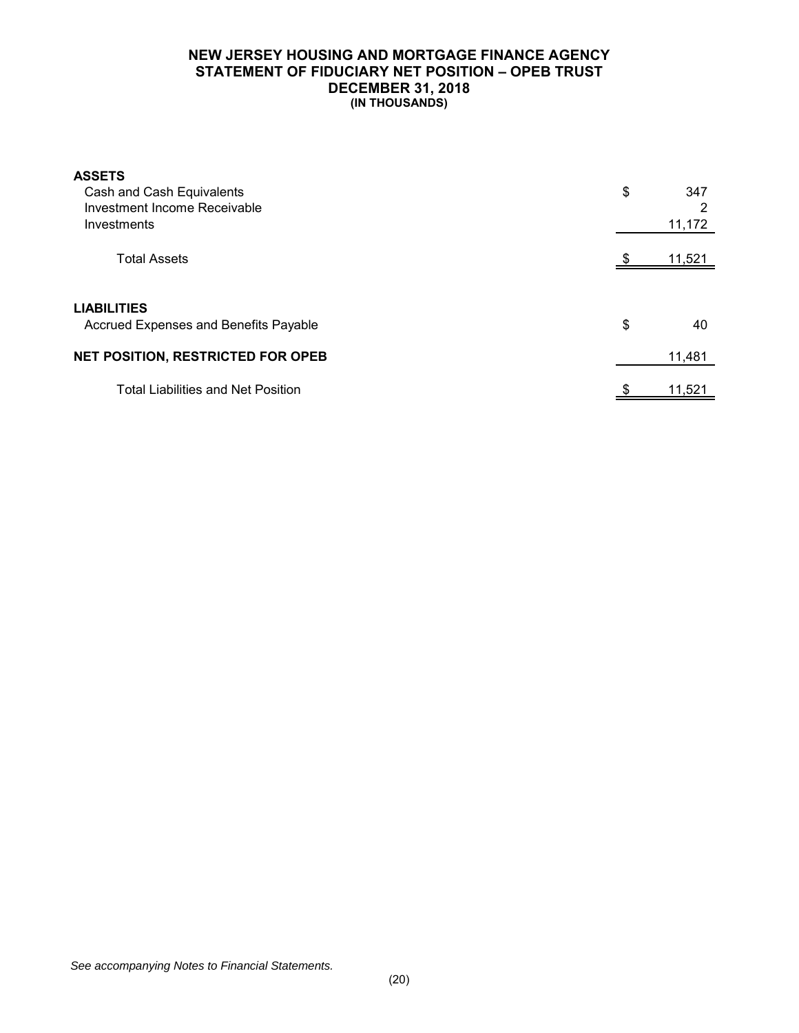# NEW JERSEY HOUSING AND MORTGAGE FINANCE AGENCY
## STATEMENT OF FIDUCIARY NET POSITION – OPEB TRUST
## DECEMBER 31, 2018
### (IN THOUSANDS)

| | | |
|---|---|---|
| **ASSETS** | | |
| Cash and Cash Equivalents | $ | 347 |
| Investment Income Receivable | | 2 |
| Investments | | 11,172 |
| Total Assets | $ | 11,521 |
| **LIABILITIES** | | |
| Accrued Expenses and Benefits Payable | $ | 40 |
| **NET POSITION, RESTRICTED FOR OPEB** | | 11,481 |
| Total Liabilities and Net Position | $ | 11,521 |

*See accompanying Notes to Financial Statements.*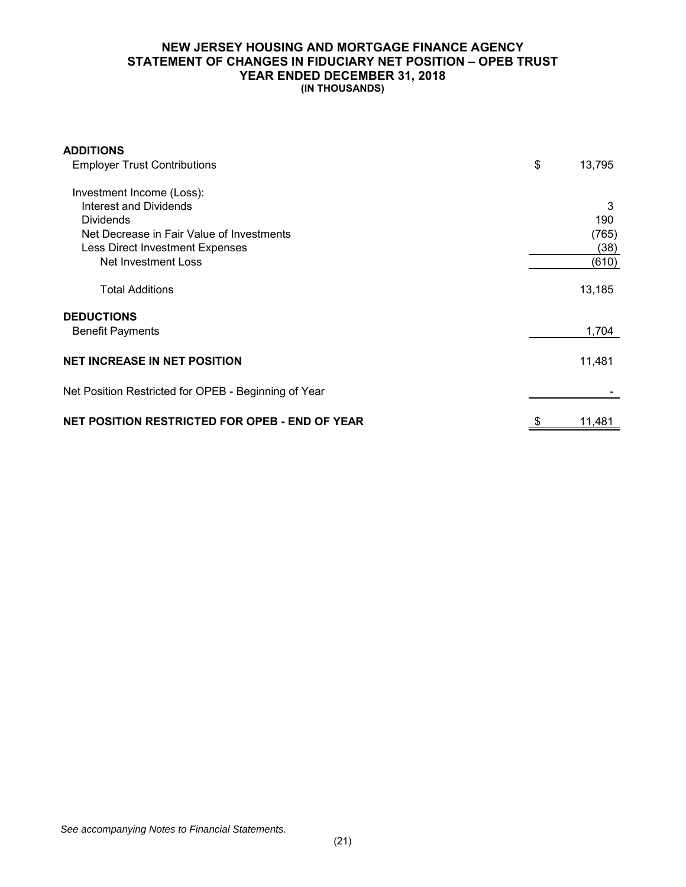# NEW JERSEY HOUSING AND MORTGAGE FINANCE AGENCY
## STATEMENT OF CHANGES IN FIDUCIARY NET POSITION – OPEB TRUST
### YEAR ENDED DECEMBER 31, 2018
**(IN THOUSANDS)**

| | |
|---|---|
| **ADDITIONS** | |
| Employer Trust Contributions | $ 13,795 |
| Investment Income (Loss): | |
| Interest and Dividends | 3 |
| Dividends | 190 |
| Net Decrease in Fair Value of Investments | (765) |
| Less Direct Investment Expenses | (38) |
| Net Investment Loss | (610) |
| Total Additions | 13,185 |
| **DEDUCTIONS** | |
| Benefit Payments | 1,704 |
| **NET INCREASE IN NET POSITION** | 11,481 |
| Net Position Restricted for OPEB - Beginning of Year | - |
| **NET POSITION RESTRICTED FOR OPEB - END OF YEAR** | $ 11,481 |

*See accompanying Notes to Financial Statements.*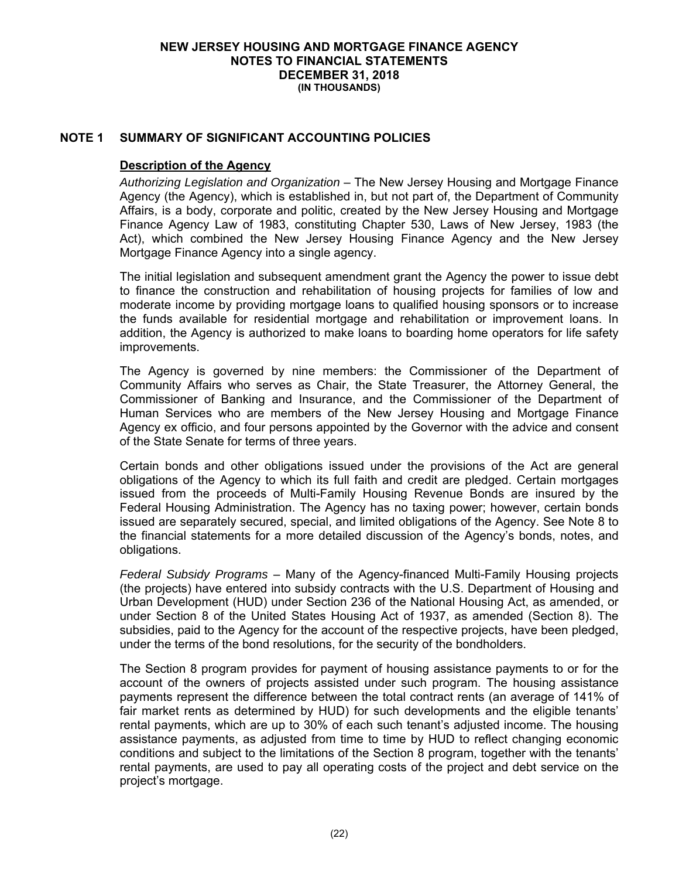**NEW JERSEY HOUSING AND MORTGAGE FINANCE AGENCY**
**NOTES TO FINANCIAL STATEMENTS**
**DECEMBER 31, 2018**
**(IN THOUSANDS)**

## NOTE 1 SUMMARY OF SIGNIFICANT ACCOUNTING POLICIES

### Description of the Agency

*Authorizing Legislation and Organization* – The New Jersey Housing and Mortgage Finance Agency (the Agency), which is established in, but not part of, the Department of Community Affairs, is a body, corporate and politic, created by the New Jersey Housing and Mortgage Finance Agency Law of 1983, constituting Chapter 530, Laws of New Jersey, 1983 (the Act), which combined the New Jersey Housing Finance Agency and the New Jersey Mortgage Finance Agency into a single agency.

The initial legislation and subsequent amendment grant the Agency the power to issue debt to finance the construction and rehabilitation of housing projects for families of low and moderate income by providing mortgage loans to qualified housing sponsors or to increase the funds available for residential mortgage and rehabilitation or improvement loans. In addition, the Agency is authorized to make loans to boarding home operators for life safety improvements.

The Agency is governed by nine members: the Commissioner of the Department of Community Affairs who serves as Chair, the State Treasurer, the Attorney General, the Commissioner of Banking and Insurance, and the Commissioner of the Department of Human Services who are members of the New Jersey Housing and Mortgage Finance Agency ex officio, and four persons appointed by the Governor with the advice and consent of the State Senate for terms of three years.

Certain bonds and other obligations issued under the provisions of the Act are general obligations of the Agency to which its full faith and credit are pledged. Certain mortgages issued from the proceeds of Multi-Family Housing Revenue Bonds are insured by the Federal Housing Administration. The Agency has no taxing power; however, certain bonds issued are separately secured, special, and limited obligations of the Agency. See Note 8 to the financial statements for a more detailed discussion of the Agency's bonds, notes, and obligations.

*Federal Subsidy Programs* – Many of the Agency-financed Multi-Family Housing projects (the projects) have entered into subsidy contracts with the U.S. Department of Housing and Urban Development (HUD) under Section 236 of the National Housing Act, as amended, or under Section 8 of the United States Housing Act of 1937, as amended (Section 8). The subsidies, paid to the Agency for the account of the respective projects, have been pledged, under the terms of the bond resolutions, for the security of the bondholders.

The Section 8 program provides for payment of housing assistance payments to or for the account of the owners of projects assisted under such program. The housing assistance payments represent the difference between the total contract rents (an average of 141% of fair market rents as determined by HUD) for such developments and the eligible tenants' rental payments, which are up to 30% of each such tenant's adjusted income. The housing assistance payments, as adjusted from time to time by HUD to reflect changing economic conditions and subject to the limitations of the Section 8 program, together with the tenants' rental payments, are used to pay all operating costs of the project and debt service on the project's mortgage.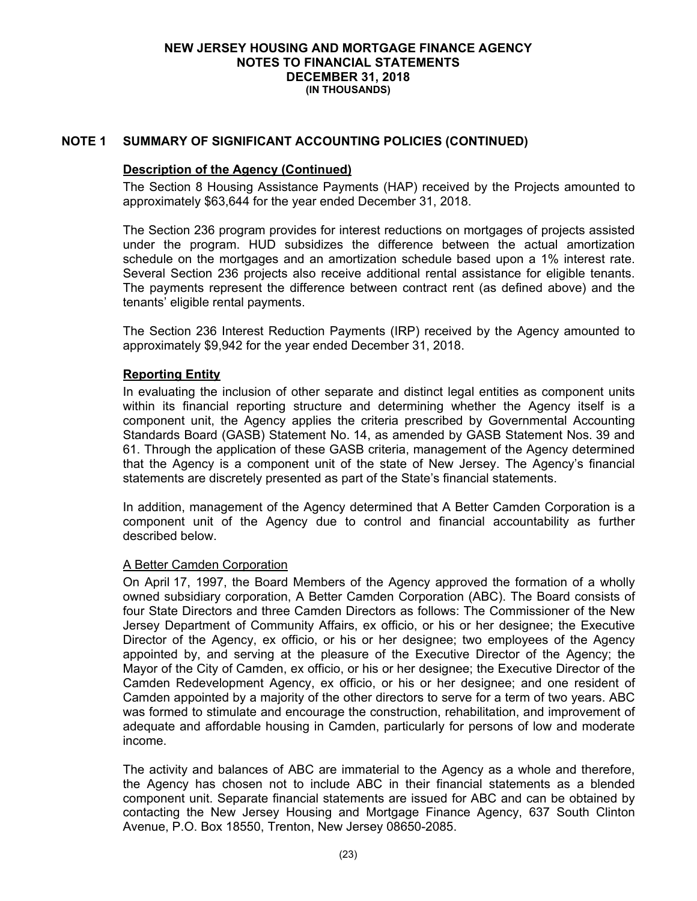# NEW JERSEY HOUSING AND MORTGAGE FINANCE AGENCY
## NOTES TO FINANCIAL STATEMENTS
## DECEMBER 31, 2018
**(IN THOUSANDS)**

## NOTE 1 SUMMARY OF SIGNIFICANT ACCOUNTING POLICIES (CONTINUED)

### Description of the Agency (Continued)

The Section 8 Housing Assistance Payments (HAP) received by the Projects amounted to approximately $63,644 for the year ended December 31, 2018.

The Section 236 program provides for interest reductions on mortgages of projects assisted under the program. HUD subsidizes the difference between the actual amortization schedule on the mortgages and an amortization schedule based upon a 1% interest rate. Several Section 236 projects also receive additional rental assistance for eligible tenants. The payments represent the difference between contract rent (as defined above) and the tenants' eligible rental payments.

The Section 236 Interest Reduction Payments (IRP) received by the Agency amounted to approximately $9,942 for the year ended December 31, 2018.

### Reporting Entity

In evaluating the inclusion of other separate and distinct legal entities as component units within its financial reporting structure and determining whether the Agency itself is a component unit, the Agency applies the criteria prescribed by Governmental Accounting Standards Board (GASB) Statement No. 14, as amended by GASB Statement Nos. 39 and 61. Through the application of these GASB criteria, management of the Agency determined that the Agency is a component unit of the state of New Jersey. The Agency's financial statements are discretely presented as part of the State's financial statements.

In addition, management of the Agency determined that A Better Camden Corporation is a component unit of the Agency due to control and financial accountability as further described below.

A Better Camden Corporation

On April 17, 1997, the Board Members of the Agency approved the formation of a wholly owned subsidiary corporation, A Better Camden Corporation (ABC). The Board consists of four State Directors and three Camden Directors as follows: The Commissioner of the New Jersey Department of Community Affairs, ex officio, or his or her designee; the Executive Director of the Agency, ex officio, or his or her designee; two employees of the Agency appointed by, and serving at the pleasure of the Executive Director of the Agency; the Mayor of the City of Camden, ex officio, or his or her designee; the Executive Director of the Camden Redevelopment Agency, ex officio, or his or her designee; and one resident of Camden appointed by a majority of the other directors to serve for a term of two years. ABC was formed to stimulate and encourage the construction, rehabilitation, and improvement of adequate and affordable housing in Camden, particularly for persons of low and moderate income.

The activity and balances of ABC are immaterial to the Agency as a whole and therefore, the Agency has chosen not to include ABC in their financial statements as a blended component unit. Separate financial statements are issued for ABC and can be obtained by contacting the New Jersey Housing and Mortgage Finance Agency, 637 South Clinton Avenue, P.O. Box 18550, Trenton, New Jersey 08650-2085.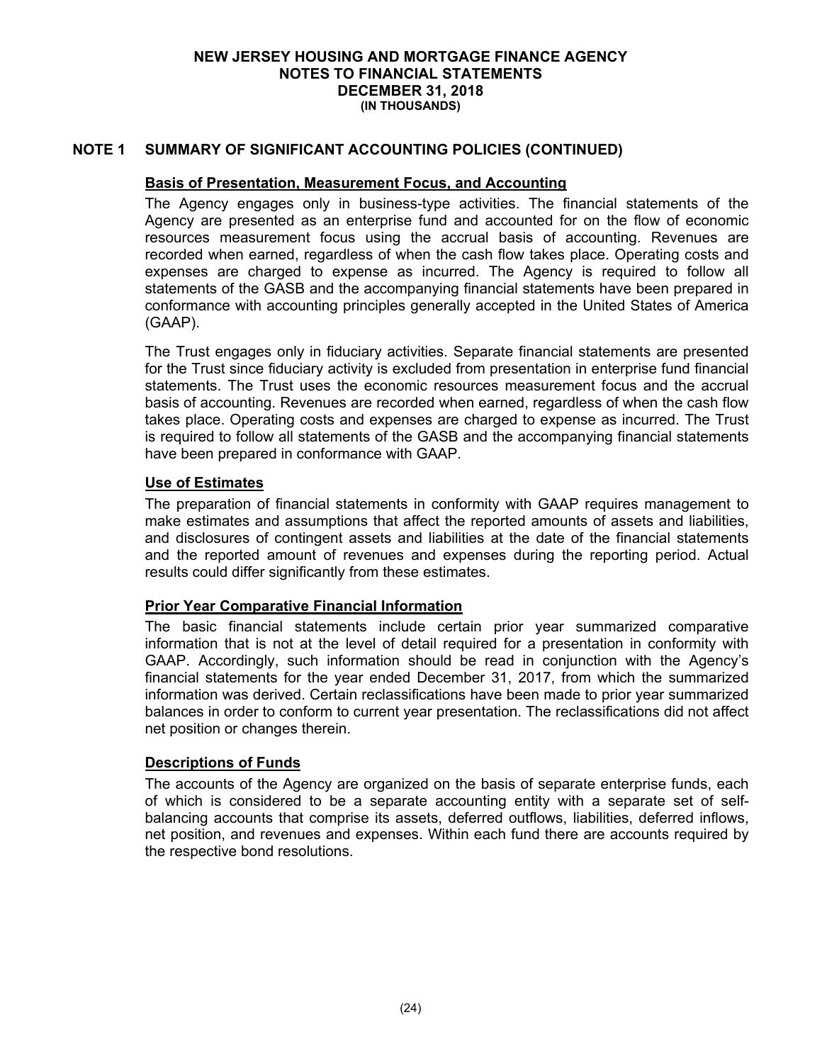## NOTE 1 SUMMARY OF SIGNIFICANT ACCOUNTING POLICIES (CONTINUED)

### Basis of Presentation, Measurement Focus, and Accounting

The Agency engages only in business-type activities. The financial statements of the Agency are presented as an enterprise fund and accounted for on the flow of economic resources measurement focus using the accrual basis of accounting. Revenues are recorded when earned, regardless of when the cash flow takes place. Operating costs and expenses are charged to expense as incurred. The Agency is required to follow all statements of the GASB and the accompanying financial statements have been prepared in conformance with accounting principles generally accepted in the United States of America (GAAP).

The Trust engages only in fiduciary activities. Separate financial statements are presented for the Trust since fiduciary activity is excluded from presentation in enterprise fund financial statements. The Trust uses the economic resources measurement focus and the accrual basis of accounting. Revenues are recorded when earned, regardless of when the cash flow takes place. Operating costs and expenses are charged to expense as incurred. The Trust is required to follow all statements of the GASB and the accompanying financial statements have been prepared in conformance with GAAP.

### Use of Estimates

The preparation of financial statements in conformity with GAAP requires management to make estimates and assumptions that affect the reported amounts of assets and liabilities, and disclosures of contingent assets and liabilities at the date of the financial statements and the reported amount of revenues and expenses during the reporting period. Actual results could differ significantly from these estimates.

### Prior Year Comparative Financial Information

The basic financial statements include certain prior year summarized comparative information that is not at the level of detail required for a presentation in conformity with GAAP. Accordingly, such information should be read in conjunction with the Agency's financial statements for the year ended December 31, 2017, from which the summarized information was derived. Certain reclassifications have been made to prior year summarized balances in order to conform to current year presentation. The reclassifications did not affect net position or changes therein.

### Descriptions of Funds

The accounts of the Agency are organized on the basis of separate enterprise funds, each of which is considered to be a separate accounting entity with a separate set of self-balancing accounts that comprise its assets, deferred outflows, liabilities, deferred inflows, net position, and revenues and expenses. Within each fund there are accounts required by the respective bond resolutions.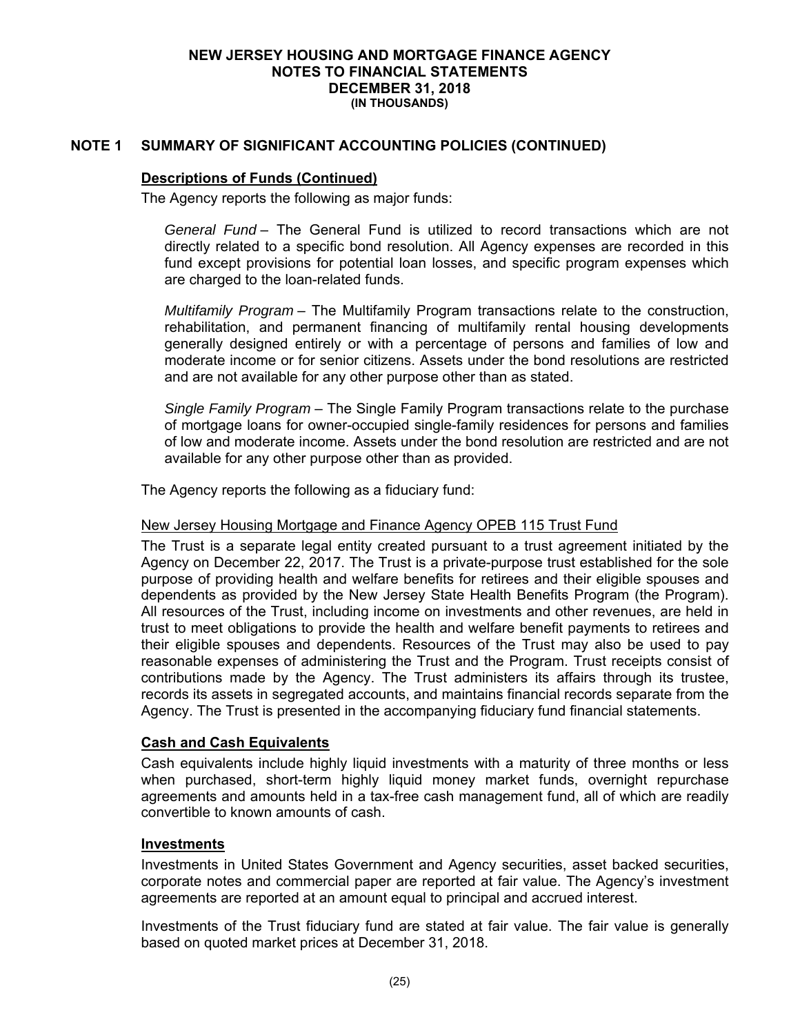## NOTE 1 SUMMARY OF SIGNIFICANT ACCOUNTING POLICIES (CONTINUED)

### Descriptions of Funds (Continued)

The Agency reports the following as major funds:

*General Fund* – The General Fund is utilized to record transactions which are not directly related to a specific bond resolution. All Agency expenses are recorded in this fund except provisions for potential loan losses, and specific program expenses which are charged to the loan-related funds.

*Multifamily Program* – The Multifamily Program transactions relate to the construction, rehabilitation, and permanent financing of multifamily rental housing developments generally designed entirely or with a percentage of persons and families of low and moderate income or for senior citizens. Assets under the bond resolutions are restricted and are not available for any other purpose other than as stated.

*Single Family Program* – The Single Family Program transactions relate to the purchase of mortgage loans for owner-occupied single-family residences for persons and families of low and moderate income. Assets under the bond resolution are restricted and are not available for any other purpose other than as provided.

The Agency reports the following as a fiduciary fund:

New Jersey Housing Mortgage and Finance Agency OPEB 115 Trust Fund

The Trust is a separate legal entity created pursuant to a trust agreement initiated by the Agency on December 22, 2017. The Trust is a private-purpose trust established for the sole purpose of providing health and welfare benefits for retirees and their eligible spouses and dependents as provided by the New Jersey State Health Benefits Program (the Program). All resources of the Trust, including income on investments and other revenues, are held in trust to meet obligations to provide the health and welfare benefit payments to retirees and their eligible spouses and dependents. Resources of the Trust may also be used to pay reasonable expenses of administering the Trust and the Program. Trust receipts consist of contributions made by the Agency. The Trust administers its affairs through its trustee, records its assets in segregated accounts, and maintains financial records separate from the Agency. The Trust is presented in the accompanying fiduciary fund financial statements.

### Cash and Cash Equivalents

Cash equivalents include highly liquid investments with a maturity of three months or less when purchased, short-term highly liquid money market funds, overnight repurchase agreements and amounts held in a tax-free cash management fund, all of which are readily convertible to known amounts of cash.

### Investments

Investments in United States Government and Agency securities, asset backed securities, corporate notes and commercial paper are reported at fair value. The Agency's investment agreements are reported at an amount equal to principal and accrued interest.

Investments of the Trust fiduciary fund are stated at fair value. The fair value is generally based on quoted market prices at December 31, 2018.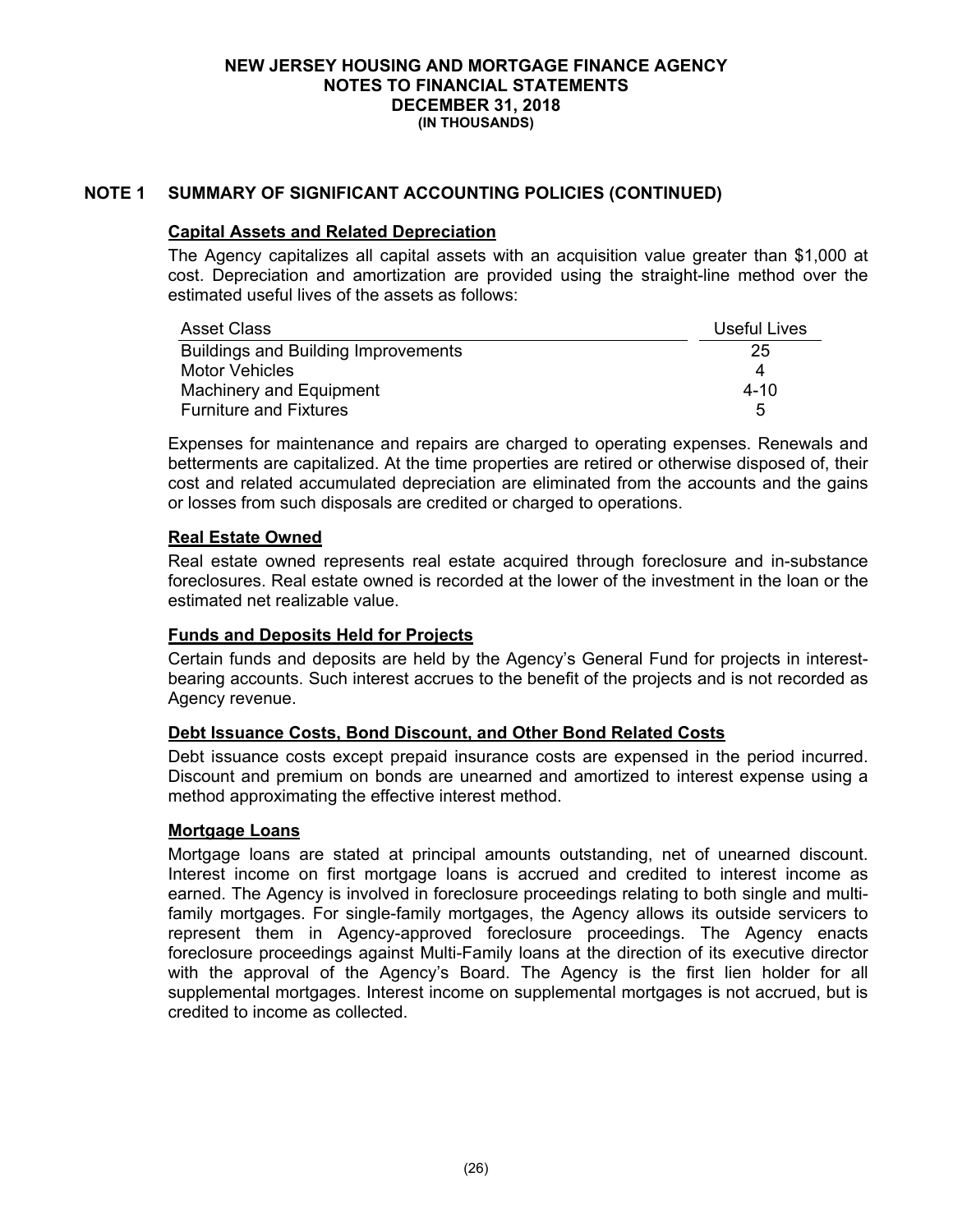## NOTE 1 SUMMARY OF SIGNIFICANT ACCOUNTING POLICIES (CONTINUED)

### Capital Assets and Related Depreciation

The Agency capitalizes all capital assets with an acquisition value greater than $1,000 at cost. Depreciation and amortization are provided using the straight-line method over the estimated useful lives of the assets as follows:

| Asset Class | Useful Lives |
|---|---|
| Buildings and Building Improvements | 25 |
| Motor Vehicles | 4 |
| Machinery and Equipment | 4-10 |
| Furniture and Fixtures | 5 |

Expenses for maintenance and repairs are charged to operating expenses. Renewals and betterments are capitalized. At the time properties are retired or otherwise disposed of, their cost and related accumulated depreciation are eliminated from the accounts and the gains or losses from such disposals are credited or charged to operations.

### Real Estate Owned

Real estate owned represents real estate acquired through foreclosure and in-substance foreclosures. Real estate owned is recorded at the lower of the investment in the loan or the estimated net realizable value.

### Funds and Deposits Held for Projects

Certain funds and deposits are held by the Agency's General Fund for projects in interest-bearing accounts. Such interest accrues to the benefit of the projects and is not recorded as Agency revenue.

### Debt Issuance Costs, Bond Discount, and Other Bond Related Costs

Debt issuance costs except prepaid insurance costs are expensed in the period incurred. Discount and premium on bonds are unearned and amortized to interest expense using a method approximating the effective interest method.

### Mortgage Loans

Mortgage loans are stated at principal amounts outstanding, net of unearned discount. Interest income on first mortgage loans is accrued and credited to interest income as earned. The Agency is involved in foreclosure proceedings relating to both single and multi-family mortgages. For single-family mortgages, the Agency allows its outside servicers to represent them in Agency-approved foreclosure proceedings. The Agency enacts foreclosure proceedings against Multi-Family loans at the direction of its executive director with the approval of the Agency's Board. The Agency is the first lien holder for all supplemental mortgages. Interest income on supplemental mortgages is not accrued, but is credited to income as collected.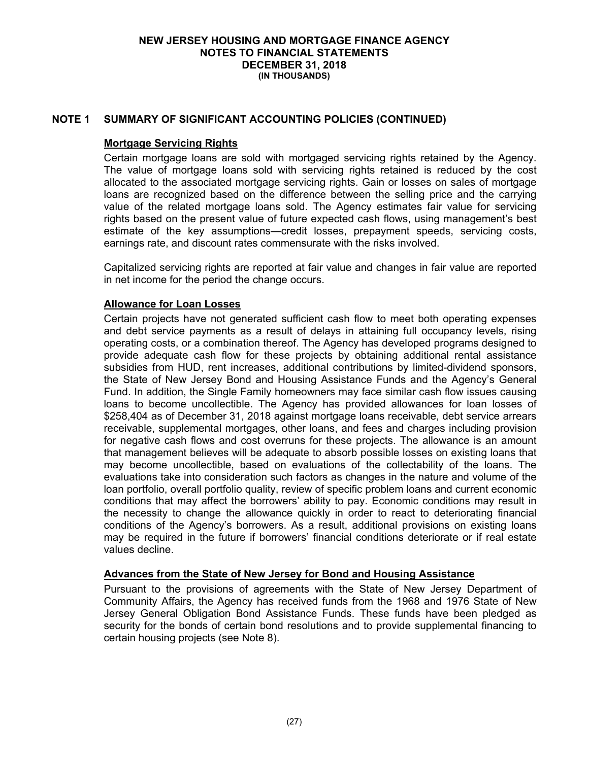## NOTE 1 SUMMARY OF SIGNIFICANT ACCOUNTING POLICIES (CONTINUED)

### Mortgage Servicing Rights

Certain mortgage loans are sold with mortgaged servicing rights retained by the Agency. The value of mortgage loans sold with servicing rights retained is reduced by the cost allocated to the associated mortgage servicing rights. Gain or losses on sales of mortgage loans are recognized based on the difference between the selling price and the carrying value of the related mortgage loans sold. The Agency estimates fair value for servicing rights based on the present value of future expected cash flows, using management's best estimate of the key assumptions—credit losses, prepayment speeds, servicing costs, earnings rate, and discount rates commensurate with the risks involved.

Capitalized servicing rights are reported at fair value and changes in fair value are reported in net income for the period the change occurs.

### Allowance for Loan Losses

Certain projects have not generated sufficient cash flow to meet both operating expenses and debt service payments as a result of delays in attaining full occupancy levels, rising operating costs, or a combination thereof. The Agency has developed programs designed to provide adequate cash flow for these projects by obtaining additional rental assistance subsidies from HUD, rent increases, additional contributions by limited-dividend sponsors, the State of New Jersey Bond and Housing Assistance Funds and the Agency's General Fund. In addition, the Single Family homeowners may face similar cash flow issues causing loans to become uncollectible. The Agency has provided allowances for loan losses of $258,404 as of December 31, 2018 against mortgage loans receivable, debt service arrears receivable, supplemental mortgages, other loans, and fees and charges including provision for negative cash flows and cost overruns for these projects. The allowance is an amount that management believes will be adequate to absorb possible losses on existing loans that may become uncollectible, based on evaluations of the collectability of the loans. The evaluations take into consideration such factors as changes in the nature and volume of the loan portfolio, overall portfolio quality, review of specific problem loans and current economic conditions that may affect the borrowers' ability to pay. Economic conditions may result in the necessity to change the allowance quickly in order to react to deteriorating financial conditions of the Agency's borrowers. As a result, additional provisions on existing loans may be required in the future if borrowers' financial conditions deteriorate or if real estate values decline.

### Advances from the State of New Jersey for Bond and Housing Assistance

Pursuant to the provisions of agreements with the State of New Jersey Department of Community Affairs, the Agency has received funds from the 1968 and 1976 State of New Jersey General Obligation Bond Assistance Funds. These funds have been pledged as security for the bonds of certain bond resolutions and to provide supplemental financing to certain housing projects (see Note 8).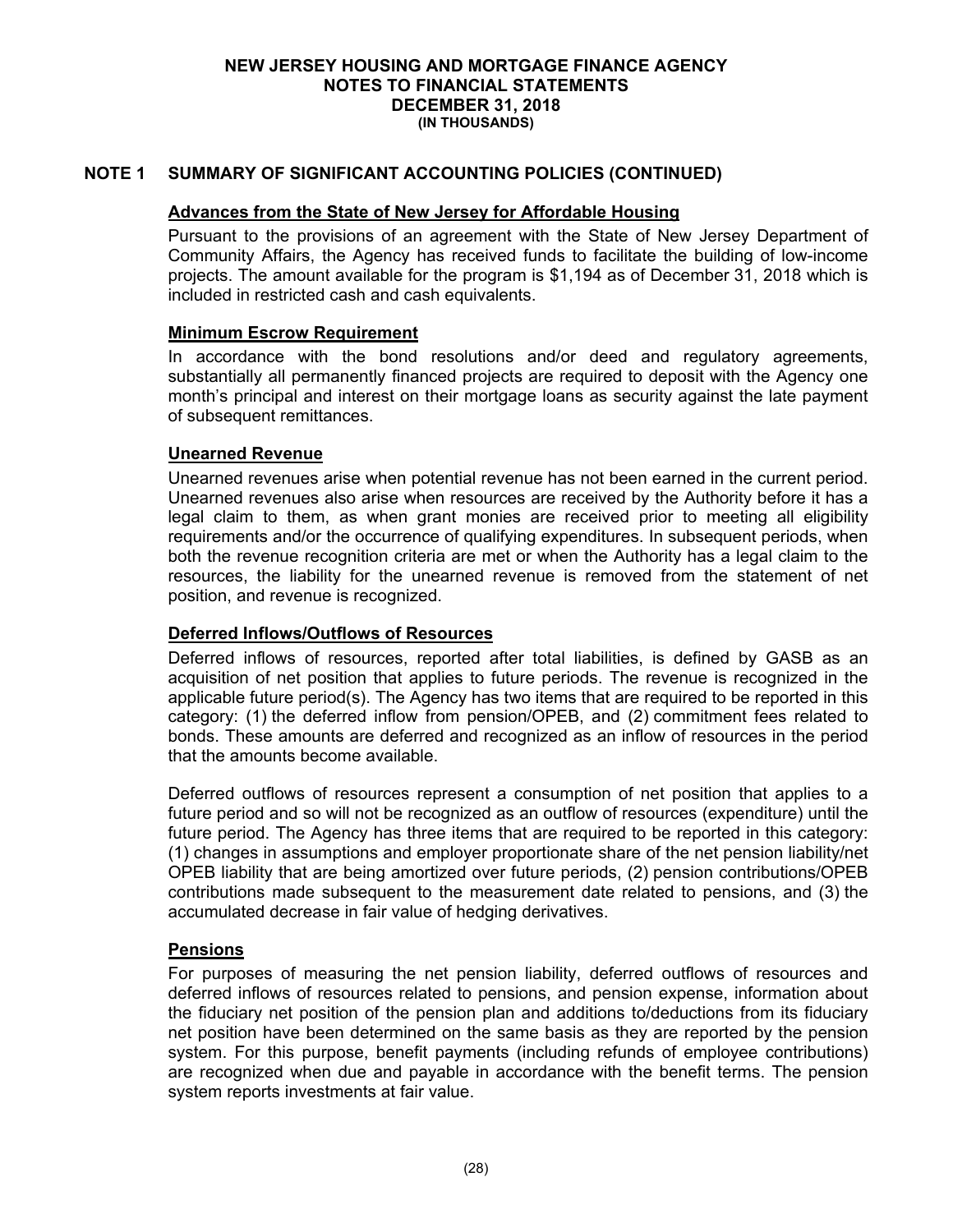**NEW JERSEY HOUSING AND MORTGAGE FINANCE AGENCY**
**NOTES TO FINANCIAL STATEMENTS**
**DECEMBER 31, 2018**
**(IN THOUSANDS)**

## NOTE 1 SUMMARY OF SIGNIFICANT ACCOUNTING POLICIES (CONTINUED)

### Advances from the State of New Jersey for Affordable Housing

Pursuant to the provisions of an agreement with the State of New Jersey Department of Community Affairs, the Agency has received funds to facilitate the building of low-income projects. The amount available for the program is $1,194 as of December 31, 2018 which is included in restricted cash and cash equivalents.

### Minimum Escrow Requirement

In accordance with the bond resolutions and/or deed and regulatory agreements, substantially all permanently financed projects are required to deposit with the Agency one month's principal and interest on their mortgage loans as security against the late payment of subsequent remittances.

### Unearned Revenue

Unearned revenues arise when potential revenue has not been earned in the current period. Unearned revenues also arise when resources are received by the Authority before it has a legal claim to them, as when grant monies are received prior to meeting all eligibility requirements and/or the occurrence of qualifying expenditures. In subsequent periods, when both the revenue recognition criteria are met or when the Authority has a legal claim to the resources, the liability for the unearned revenue is removed from the statement of net position, and revenue is recognized.

### Deferred Inflows/Outflows of Resources

Deferred inflows of resources, reported after total liabilities, is defined by GASB as an acquisition of net position that applies to future periods. The revenue is recognized in the applicable future period(s). The Agency has two items that are required to be reported in this category: (1) the deferred inflow from pension/OPEB, and (2) commitment fees related to bonds. These amounts are deferred and recognized as an inflow of resources in the period that the amounts become available.

Deferred outflows of resources represent a consumption of net position that applies to a future period and so will not be recognized as an outflow of resources (expenditure) until the future period. The Agency has three items that are required to be reported in this category: (1) changes in assumptions and employer proportionate share of the net pension liability/net OPEB liability that are being amortized over future periods, (2) pension contributions/OPEB contributions made subsequent to the measurement date related to pensions, and (3) the accumulated decrease in fair value of hedging derivatives.

### Pensions

For purposes of measuring the net pension liability, deferred outflows of resources and deferred inflows of resources related to pensions, and pension expense, information about the fiduciary net position of the pension plan and additions to/deductions from its fiduciary net position have been determined on the same basis as they are reported by the pension system. For this purpose, benefit payments (including refunds of employee contributions) are recognized when due and payable in accordance with the benefit terms. The pension system reports investments at fair value.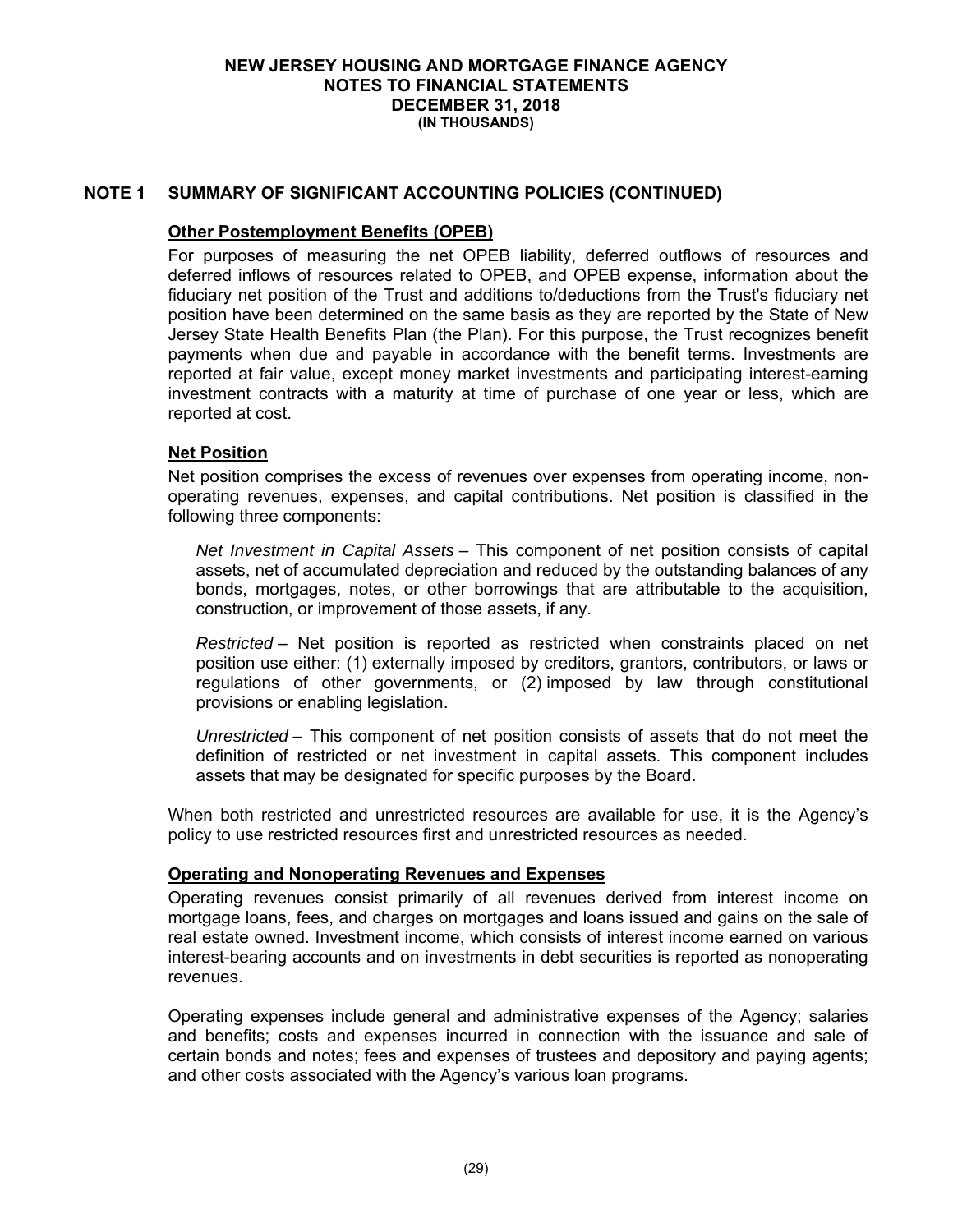## NOTE 1 SUMMARY OF SIGNIFICANT ACCOUNTING POLICIES (CONTINUED)

### Other Postemployment Benefits (OPEB)

For purposes of measuring the net OPEB liability, deferred outflows of resources and deferred inflows of resources related to OPEB, and OPEB expense, information about the fiduciary net position of the Trust and additions to/deductions from the Trust's fiduciary net position have been determined on the same basis as they are reported by the State of New Jersey State Health Benefits Plan (the Plan). For this purpose, the Trust recognizes benefit payments when due and payable in accordance with the benefit terms. Investments are reported at fair value, except money market investments and participating interest-earning investment contracts with a maturity at time of purchase of one year or less, which are reported at cost.

### Net Position

Net position comprises the excess of revenues over expenses from operating income, non-operating revenues, expenses, and capital contributions. Net position is classified in the following three components:

*Net Investment in Capital Assets* – This component of net position consists of capital assets, net of accumulated depreciation and reduced by the outstanding balances of any bonds, mortgages, notes, or other borrowings that are attributable to the acquisition, construction, or improvement of those assets, if any.

*Restricted* – Net position is reported as restricted when constraints placed on net position use either: (1) externally imposed by creditors, grantors, contributors, or laws or regulations of other governments, or (2) imposed by law through constitutional provisions or enabling legislation.

*Unrestricted* – This component of net position consists of assets that do not meet the definition of restricted or net investment in capital assets. This component includes assets that may be designated for specific purposes by the Board.

When both restricted and unrestricted resources are available for use, it is the Agency's policy to use restricted resources first and unrestricted resources as needed.

### Operating and Nonoperating Revenues and Expenses

Operating revenues consist primarily of all revenues derived from interest income on mortgage loans, fees, and charges on mortgages and loans issued and gains on the sale of real estate owned. Investment income, which consists of interest income earned on various interest-bearing accounts and on investments in debt securities is reported as nonoperating revenues.

Operating expenses include general and administrative expenses of the Agency; salaries and benefits; costs and expenses incurred in connection with the issuance and sale of certain bonds and notes; fees and expenses of trustees and depository and paying agents; and other costs associated with the Agency's various loan programs.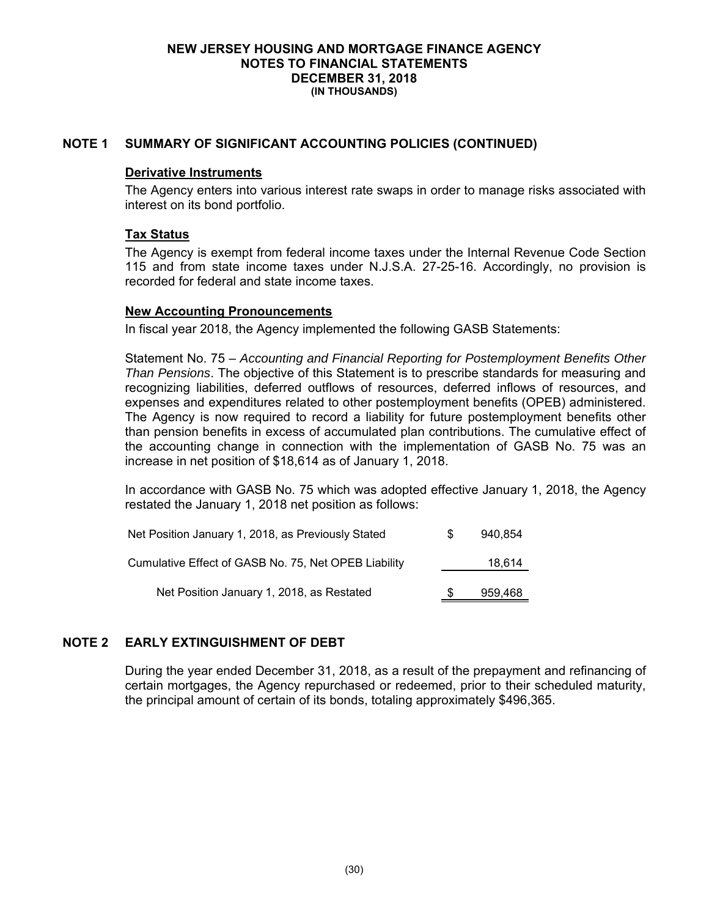# NEW JERSEY HOUSING AND MORTGAGE FINANCE AGENCY
## NOTES TO FINANCIAL STATEMENTS
## DECEMBER 31, 2018
### (IN THOUSANDS)

## NOTE 1 SUMMARY OF SIGNIFICANT ACCOUNTING POLICIES (CONTINUED)

### Derivative Instruments

The Agency enters into various interest rate swaps in order to manage risks associated with interest on its bond portfolio.

### Tax Status

The Agency is exempt from federal income taxes under the Internal Revenue Code Section 115 and from state income taxes under N.J.S.A. 27-25-16. Accordingly, no provision is recorded for federal and state income taxes.

### New Accounting Pronouncements

In fiscal year 2018, the Agency implemented the following GASB Statements:

Statement No. 75 – *Accounting and Financial Reporting for Postemployment Benefits Other Than Pensions*. The objective of this Statement is to prescribe standards for measuring and recognizing liabilities, deferred outflows of resources, deferred inflows of resources, and expenses and expenditures related to other postemployment benefits (OPEB) administered. The Agency is now required to record a liability for future postemployment benefits other than pension benefits in excess of accumulated plan contributions. The cumulative effect of the accounting change in connection with the implementation of GASB No. 75 was an increase in net position of $18,614 as of January 1, 2018.

In accordance with GASB No. 75 which was adopted effective January 1, 2018, the Agency restated the January 1, 2018 net position as follows:

| | |
|---|---|
| Net Position January 1, 2018, as Previously Stated | $ 940,854 |
| Cumulative Effect of GASB No. 75, Net OPEB Liability | 18,614 |
| Net Position January 1, 2018, as Restated | $ 959,468 |

## NOTE 2 EARLY EXTINGUISHMENT OF DEBT

During the year ended December 31, 2018, as a result of the prepayment and refinancing of certain mortgages, the Agency repurchased or redeemed, prior to their scheduled maturity, the principal amount of certain of its bonds, totaling approximately $496,365.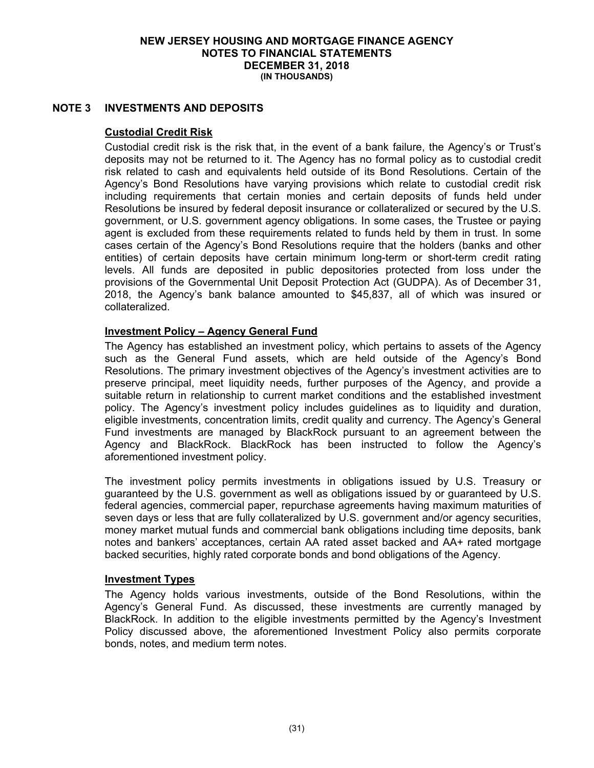## NOTE 3 INVESTMENTS AND DEPOSITS

### Custodial Credit Risk

Custodial credit risk is the risk that, in the event of a bank failure, the Agency's or Trust's deposits may not be returned to it. The Agency has no formal policy as to custodial credit risk related to cash and equivalents held outside of its Bond Resolutions. Certain of the Agency's Bond Resolutions have varying provisions which relate to custodial credit risk including requirements that certain monies and certain deposits of funds held under Resolutions be insured by federal deposit insurance or collateralized or secured by the U.S. government, or U.S. government agency obligations. In some cases, the Trustee or paying agent is excluded from these requirements related to funds held by them in trust. In some cases certain of the Agency's Bond Resolutions require that the holders (banks and other entities) of certain deposits have certain minimum long-term or short-term credit rating levels. All funds are deposited in public depositories protected from loss under the provisions of the Governmental Unit Deposit Protection Act (GUDPA). As of December 31, 2018, the Agency's bank balance amounted to $45,837, all of which was insured or collateralized.

### Investment Policy – Agency General Fund

The Agency has established an investment policy, which pertains to assets of the Agency such as the General Fund assets, which are held outside of the Agency's Bond Resolutions. The primary investment objectives of the Agency's investment activities are to preserve principal, meet liquidity needs, further purposes of the Agency, and provide a suitable return in relationship to current market conditions and the established investment policy. The Agency's investment policy includes guidelines as to liquidity and duration, eligible investments, concentration limits, credit quality and currency. The Agency's General Fund investments are managed by BlackRock pursuant to an agreement between the Agency and BlackRock. BlackRock has been instructed to follow the Agency's aforementioned investment policy.

The investment policy permits investments in obligations issued by U.S. Treasury or guaranteed by the U.S. government as well as obligations issued by or guaranteed by U.S. federal agencies, commercial paper, repurchase agreements having maximum maturities of seven days or less that are fully collateralized by U.S. government and/or agency securities, money market mutual funds and commercial bank obligations including time deposits, bank notes and bankers' acceptances, certain AA rated asset backed and AA+ rated mortgage backed securities, highly rated corporate bonds and bond obligations of the Agency.

### Investment Types

The Agency holds various investments, outside of the Bond Resolutions, within the Agency's General Fund. As discussed, these investments are currently managed by BlackRock. In addition to the eligible investments permitted by the Agency's Investment Policy discussed above, the aforementioned Investment Policy also permits corporate bonds, notes, and medium term notes.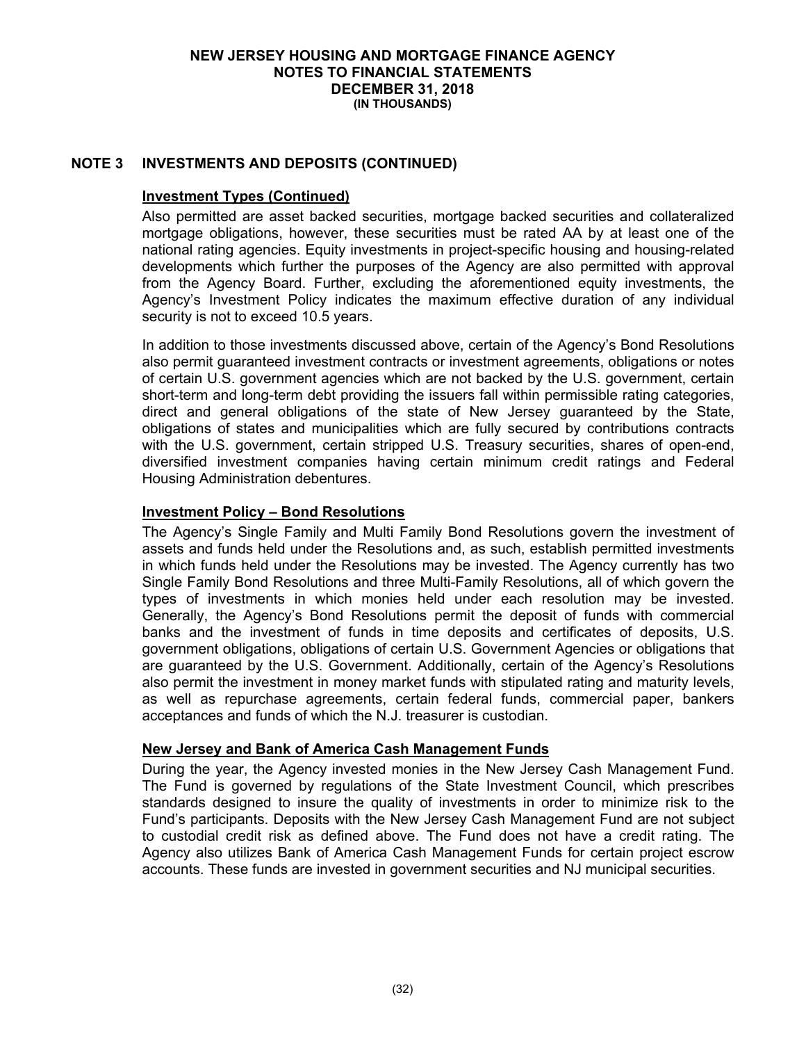# NOTE 3 INVESTMENTS AND DEPOSITS (CONTINUED)

## Investment Types (Continued)

Also permitted are asset backed securities, mortgage backed securities and collateralized mortgage obligations, however, these securities must be rated AA by at least one of the national rating agencies. Equity investments in project-specific housing and housing-related developments which further the purposes of the Agency are also permitted with approval from the Agency Board. Further, excluding the aforementioned equity investments, the Agency's Investment Policy indicates the maximum effective duration of any individual security is not to exceed 10.5 years.

In addition to those investments discussed above, certain of the Agency's Bond Resolutions also permit guaranteed investment contracts or investment agreements, obligations or notes of certain U.S. government agencies which are not backed by the U.S. government, certain short-term and long-term debt providing the issuers fall within permissible rating categories, direct and general obligations of the state of New Jersey guaranteed by the State, obligations of states and municipalities which are fully secured by contributions contracts with the U.S. government, certain stripped U.S. Treasury securities, shares of open-end, diversified investment companies having certain minimum credit ratings and Federal Housing Administration debentures.

## Investment Policy – Bond Resolutions

The Agency's Single Family and Multi Family Bond Resolutions govern the investment of assets and funds held under the Resolutions and, as such, establish permitted investments in which funds held under the Resolutions may be invested. The Agency currently has two Single Family Bond Resolutions and three Multi-Family Resolutions, all of which govern the types of investments in which monies held under each resolution may be invested. Generally, the Agency's Bond Resolutions permit the deposit of funds with commercial banks and the investment of funds in time deposits and certificates of deposits, U.S. government obligations, obligations of certain U.S. Government Agencies or obligations that are guaranteed by the U.S. Government. Additionally, certain of the Agency's Resolutions also permit the investment in money market funds with stipulated rating and maturity levels, as well as repurchase agreements, certain federal funds, commercial paper, bankers acceptances and funds of which the N.J. treasurer is custodian.

## New Jersey and Bank of America Cash Management Funds

During the year, the Agency invested monies in the New Jersey Cash Management Fund. The Fund is governed by regulations of the State Investment Council, which prescribes standards designed to insure the quality of investments in order to minimize risk to the Fund's participants. Deposits with the New Jersey Cash Management Fund are not subject to custodial credit risk as defined above. The Fund does not have a credit rating. The Agency also utilizes Bank of America Cash Management Funds for certain project escrow accounts. These funds are invested in government securities and NJ municipal securities.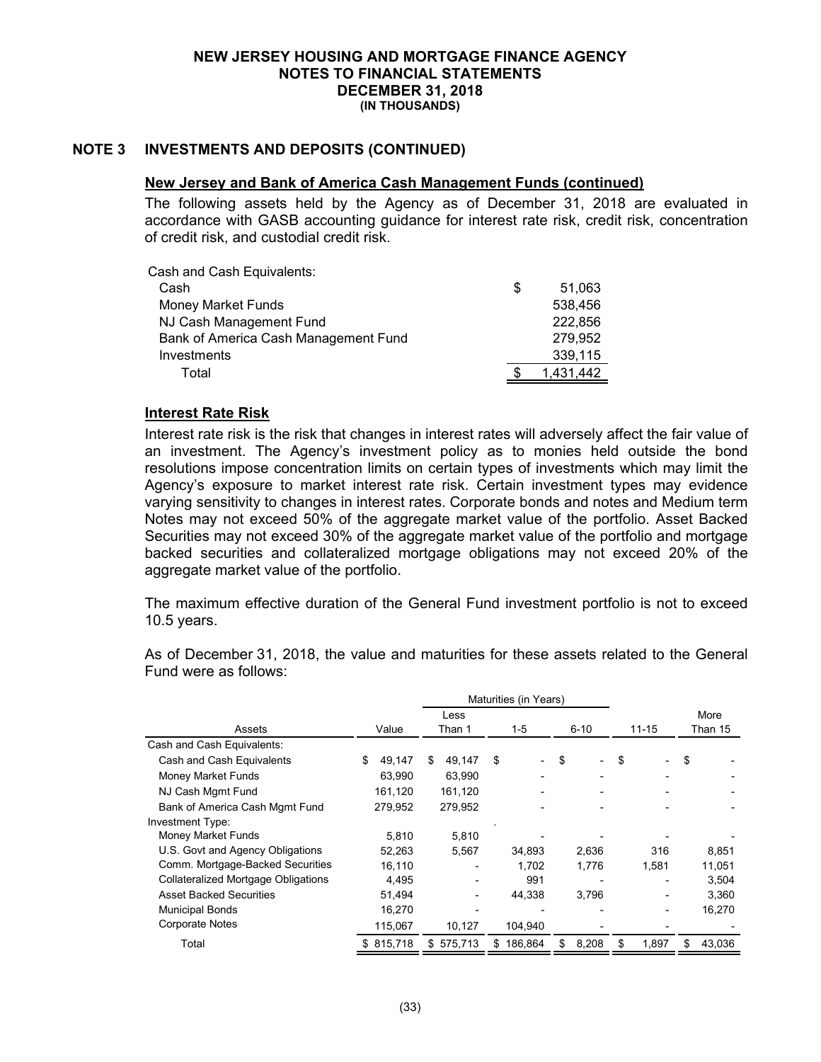## NOTE 3 INVESTMENTS AND DEPOSITS (CONTINUED)

### New Jersey and Bank of America Cash Management Funds (continued)

The following assets held by the Agency as of December 31, 2018 are evaluated in accordance with GASB accounting guidance for interest rate risk, credit risk, concentration of credit risk, and custodial credit risk.

| Cash and Cash Equivalents: | |
|---|---|
| Cash | $ 51,063 |
| Money Market Funds | 538,456 |
| NJ Cash Management Fund | 222,856 |
| Bank of America Cash Management Fund | 279,952 |
| Investments | 339,115 |
| Total | $ 1,431,442 |

### Interest Rate Risk

Interest rate risk is the risk that changes in interest rates will adversely affect the fair value of an investment. The Agency's investment policy as to monies held outside the bond resolutions impose concentration limits on certain types of investments which may limit the Agency's exposure to market interest rate risk. Certain investment types may evidence varying sensitivity to changes in interest rates. Corporate bonds and notes and Medium term Notes may not exceed 50% of the aggregate market value of the portfolio. Asset Backed Securities may not exceed 30% of the aggregate market value of the portfolio and mortgage backed securities and collateralized mortgage obligations may not exceed 20% of the aggregate market value of the portfolio.

The maximum effective duration of the General Fund investment portfolio is not to exceed 10.5 years.

As of December 31, 2018, the value and maturities for these assets related to the General Fund were as follows:

| | | Maturities (in Years) | | | | |
|---|---|---|---|---|---|---|
| Assets | Value | Less Than 1 | 1-5 | 6-10 | 11-15 | More Than 15 |
| Cash and Cash Equivalents: | | | | | | |
| Cash and Cash Equivalents | $ 49,147 | $ 49,147 | $ - | $ - | $ - | $ - |
| Money Market Funds | 63,990 | 63,990 | - | - | - | - |
| NJ Cash Mgmt Fund | 161,120 | 161,120 | - | - | - | - |
| Bank of America Cash Mgmt Fund | 279,952 | 279,952 | - | - | - | - |
| Investment Type: | | | | | | |
| Money Market Funds | 5,810 | 5,810 | - | - | - | - |
| U.S. Govt and Agency Obligations | 52,263 | 5,567 | 34,893 | 2,636 | 316 | 8,851 |
| Comm. Mortgage-Backed Securities | 16,110 | - | 1,702 | 1,776 | 1,581 | 11,051 |
| Collateralized Mortgage Obligations | 4,495 | - | 991 | - | - | 3,504 |
| Asset Backed Securities | 51,494 | - | 44,338 | 3,796 | - | 3,360 |
| Municipal Bonds | 16,270 | - | - | - | - | 16,270 |
| Corporate Notes | 115,067 | 10,127 | 104,940 | - | - | - |
| Total | $ 815,718 | $ 575,713 | $ 186,864 | $ 8,208 | $ 1,897 | $ 43,036 |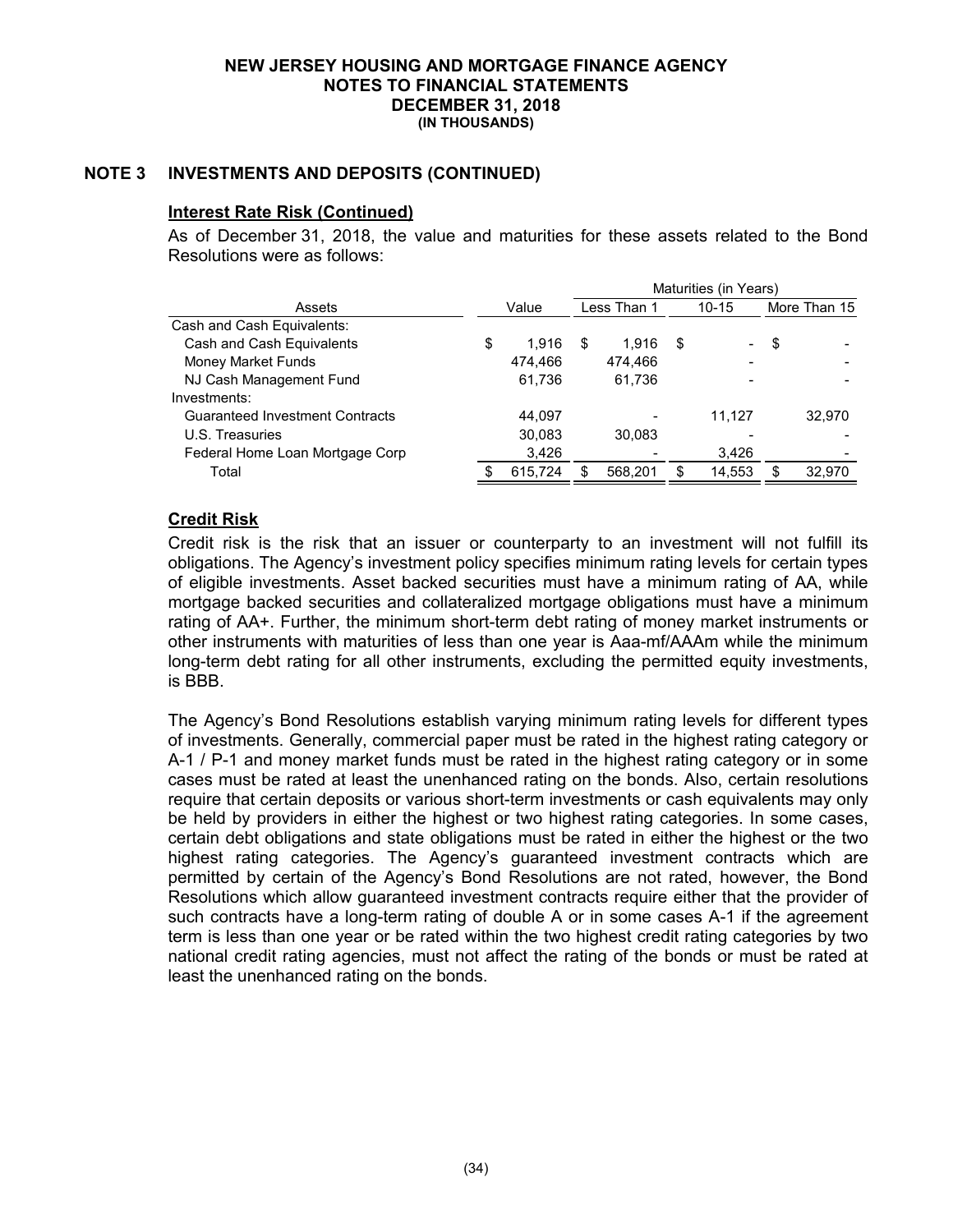NEW JERSEY HOUSING AND MORTGAGE FINANCE AGENCY
NOTES TO FINANCIAL STATEMENTS
DECEMBER 31, 2018
(IN THOUSANDS)

## NOTE 3 INVESTMENTS AND DEPOSITS (CONTINUED)

### Interest Rate Risk (Continued)

As of December 31, 2018, the value and maturities for these assets related to the Bond Resolutions were as follows:

| | | Maturities (in Years) | | |
|---|---|---|---|---|
| Assets | Value | Less Than 1 | 10-15 | More Than 15 |
| Cash and Cash Equivalents: | | | | |
| Cash and Cash Equivalents | $ 1,916 | $ 1,916 | $ - | $ - |
| Money Market Funds | 474,466 | 474,466 | - | - |
| NJ Cash Management Fund | 61,736 | 61,736 | - | - |
| Investments: | | | | |
| Guaranteed Investment Contracts | 44,097 | - | 11,127 | 32,970 |
| U.S. Treasuries | 30,083 | 30,083 | - | - |
| Federal Home Loan Mortgage Corp | 3,426 | - | 3,426 | - |
| Total | $ 615,724 | $ 568,201 | $ 14,553 | $ 32,970 |

### Credit Risk

Credit risk is the risk that an issuer or counterparty to an investment will not fulfill its obligations. The Agency's investment policy specifies minimum rating levels for certain types of eligible investments. Asset backed securities must have a minimum rating of AA, while mortgage backed securities and collateralized mortgage obligations must have a minimum rating of AA+. Further, the minimum short-term debt rating of money market instruments or other instruments with maturities of less than one year is Aaa-mf/AAAm while the minimum long-term debt rating for all other instruments, excluding the permitted equity investments, is BBB.

The Agency's Bond Resolutions establish varying minimum rating levels for different types of investments. Generally, commercial paper must be rated in the highest rating category or A-1 / P-1 and money market funds must be rated in the highest rating category or in some cases must be rated at least the unenhanced rating on the bonds. Also, certain resolutions require that certain deposits or various short-term investments or cash equivalents may only be held by providers in either the highest or two highest rating categories. In some cases, certain debt obligations and state obligations must be rated in either the highest or the two highest rating categories. The Agency's guaranteed investment contracts which are permitted by certain of the Agency's Bond Resolutions are not rated, however, the Bond Resolutions which allow guaranteed investment contracts require either that the provider of such contracts have a long-term rating of double A or in some cases A-1 if the agreement term is less than one year or be rated within the two highest credit rating categories by two national credit rating agencies, must not affect the rating of the bonds or must be rated at least the unenhanced rating on the bonds.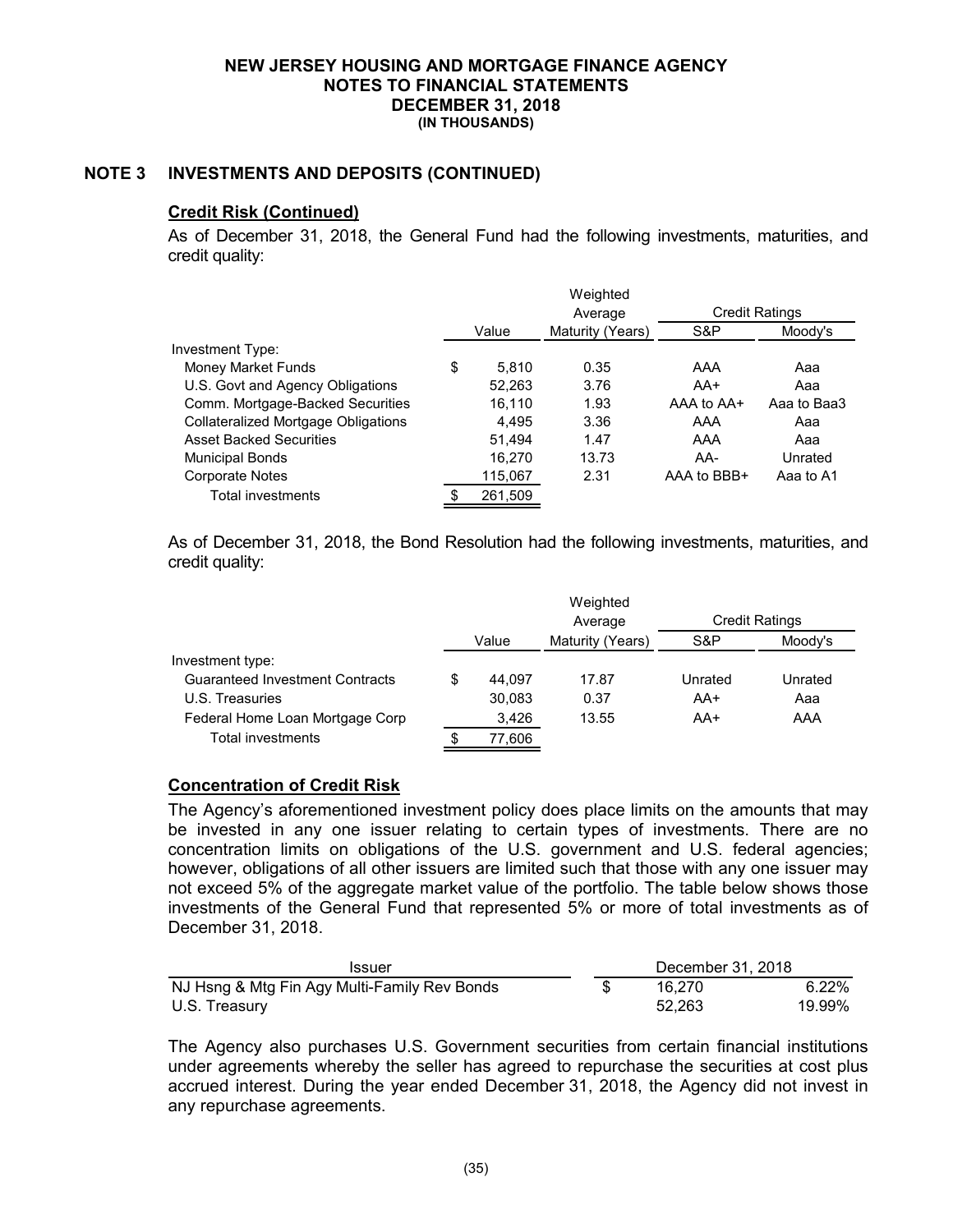## NOTE 3 INVESTMENTS AND DEPOSITS (CONTINUED)

### Credit Risk (Continued)

As of December 31, 2018, the General Fund had the following investments, maturities, and credit quality:

| | Value | Weighted Average Maturity (Years) | Credit Ratings S&P | Credit Ratings Moody's |
|---|---|---|---|---|
| Investment Type: | | | | |
| Money Market Funds | $ 5,810 | 0.35 | AAA | Aaa |
| U.S. Govt and Agency Obligations | 52,263 | 3.76 | AA+ | Aaa |
| Comm. Mortgage-Backed Securities | 16,110 | 1.93 | AAA to AA+ | Aaa to Baa3 |
| Collateralized Mortgage Obligations | 4,495 | 3.36 | AAA | Aaa |
| Asset Backed Securities | 51,494 | 1.47 | AAA | Aaa |
| Municipal Bonds | 16,270 | 13.73 | AA- | Unrated |
| Corporate Notes | 115,067 | 2.31 | AAA to BBB+ | Aaa to A1 |
| Total investments | $ 261,509 | | | |

As of December 31, 2018, the Bond Resolution had the following investments, maturities, and credit quality:

| | Value | Weighted Average Maturity (Years) | Credit Ratings S&P | Credit Ratings Moody's |
|---|---|---|---|---|
| Investment type: | | | | |
| Guaranteed Investment Contracts | $ 44,097 | 17.87 | Unrated | Unrated |
| U.S. Treasuries | 30,083 | 0.37 | AA+ | Aaa |
| Federal Home Loan Mortgage Corp | 3,426 | 13.55 | AA+ | AAA |
| Total investments | $ 77,606 | | | |

### Concentration of Credit Risk

The Agency's aforementioned investment policy does place limits on the amounts that may be invested in any one issuer relating to certain types of investments. There are no concentration limits on obligations of the U.S. government and U.S. federal agencies; however, obligations of all other issuers are limited such that those with any one issuer may not exceed 5% of the aggregate market value of the portfolio. The table below shows those investments of the General Fund that represented 5% or more of total investments as of December 31, 2018.

| Issuer | December 31, 2018 | |
|---|---|---|
| NJ Hsng & Mtg Fin Agy Multi-Family Rev Bonds | $ 16,270 | 6.22% |
| U.S. Treasury | 52,263 | 19.99% |

The Agency also purchases U.S. Government securities from certain financial institutions under agreements whereby the seller has agreed to repurchase the securities at cost plus accrued interest. During the year ended December 31, 2018, the Agency did not invest in any repurchase agreements.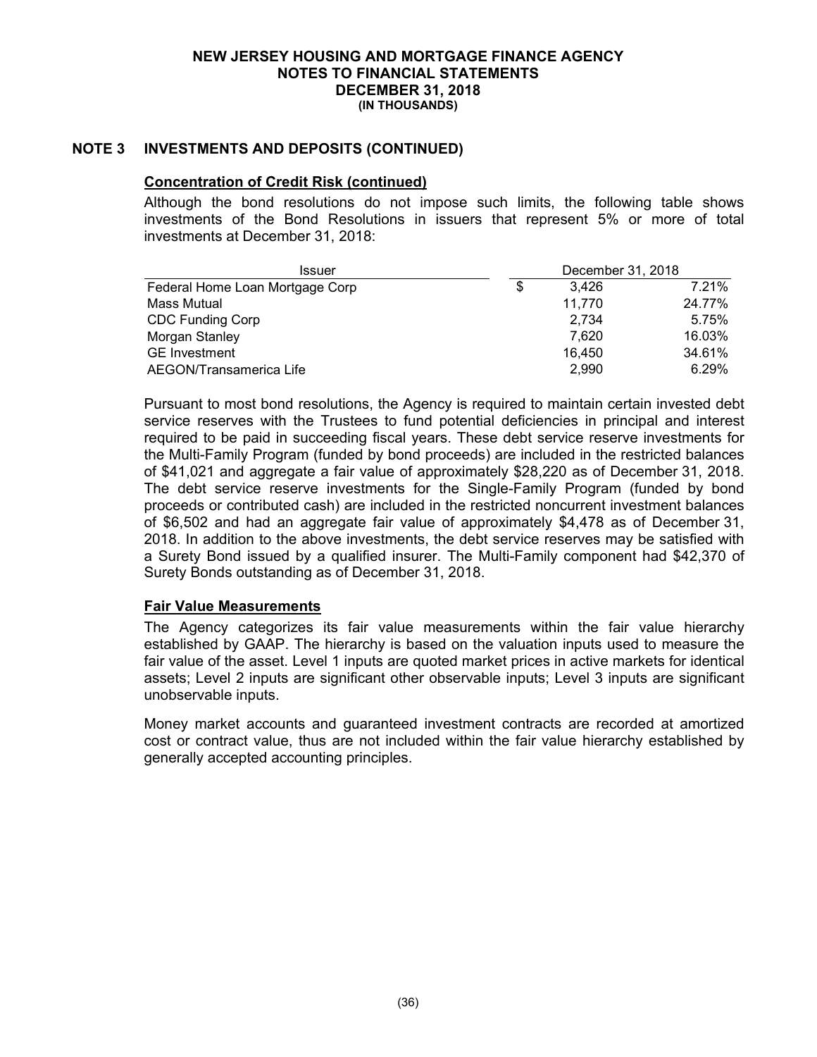**NEW JERSEY HOUSING AND MORTGAGE FINANCE AGENCY**
**NOTES TO FINANCIAL STATEMENTS**
**DECEMBER 31, 2018**
**(IN THOUSANDS)**

## NOTE 3 INVESTMENTS AND DEPOSITS (CONTINUED)

### Concentration of Credit Risk (continued)

Although the bond resolutions do not impose such limits, the following table shows investments of the Bond Resolutions in issuers that represent 5% or more of total investments at December 31, 2018:

| Issuer | December 31, 2018 | |
|---|---|---|
| Federal Home Loan Mortgage Corp | $ 3,426 | 7.21% |
| Mass Mutual | 11,770 | 24.77% |
| CDC Funding Corp | 2,734 | 5.75% |
| Morgan Stanley | 7,620 | 16.03% |
| GE Investment | 16,450 | 34.61% |
| AEGON/Transamerica Life | 2,990 | 6.29% |

Pursuant to most bond resolutions, the Agency is required to maintain certain invested debt service reserves with the Trustees to fund potential deficiencies in principal and interest required to be paid in succeeding fiscal years. These debt service reserve investments for the Multi-Family Program (funded by bond proceeds) are included in the restricted balances of $41,021 and aggregate a fair value of approximately $28,220 as of December 31, 2018. The debt service reserve investments for the Single-Family Program (funded by bond proceeds or contributed cash) are included in the restricted noncurrent investment balances of $6,502 and had an aggregate fair value of approximately $4,478 as of December 31, 2018. In addition to the above investments, the debt service reserves may be satisfied with a Surety Bond issued by a qualified insurer. The Multi-Family component had $42,370 of Surety Bonds outstanding as of December 31, 2018.

### Fair Value Measurements

The Agency categorizes its fair value measurements within the fair value hierarchy established by GAAP. The hierarchy is based on the valuation inputs used to measure the fair value of the asset. Level 1 inputs are quoted market prices in active markets for identical assets; Level 2 inputs are significant other observable inputs; Level 3 inputs are significant unobservable inputs.

Money market accounts and guaranteed investment contracts are recorded at amortized cost or contract value, thus are not included within the fair value hierarchy established by generally accepted accounting principles.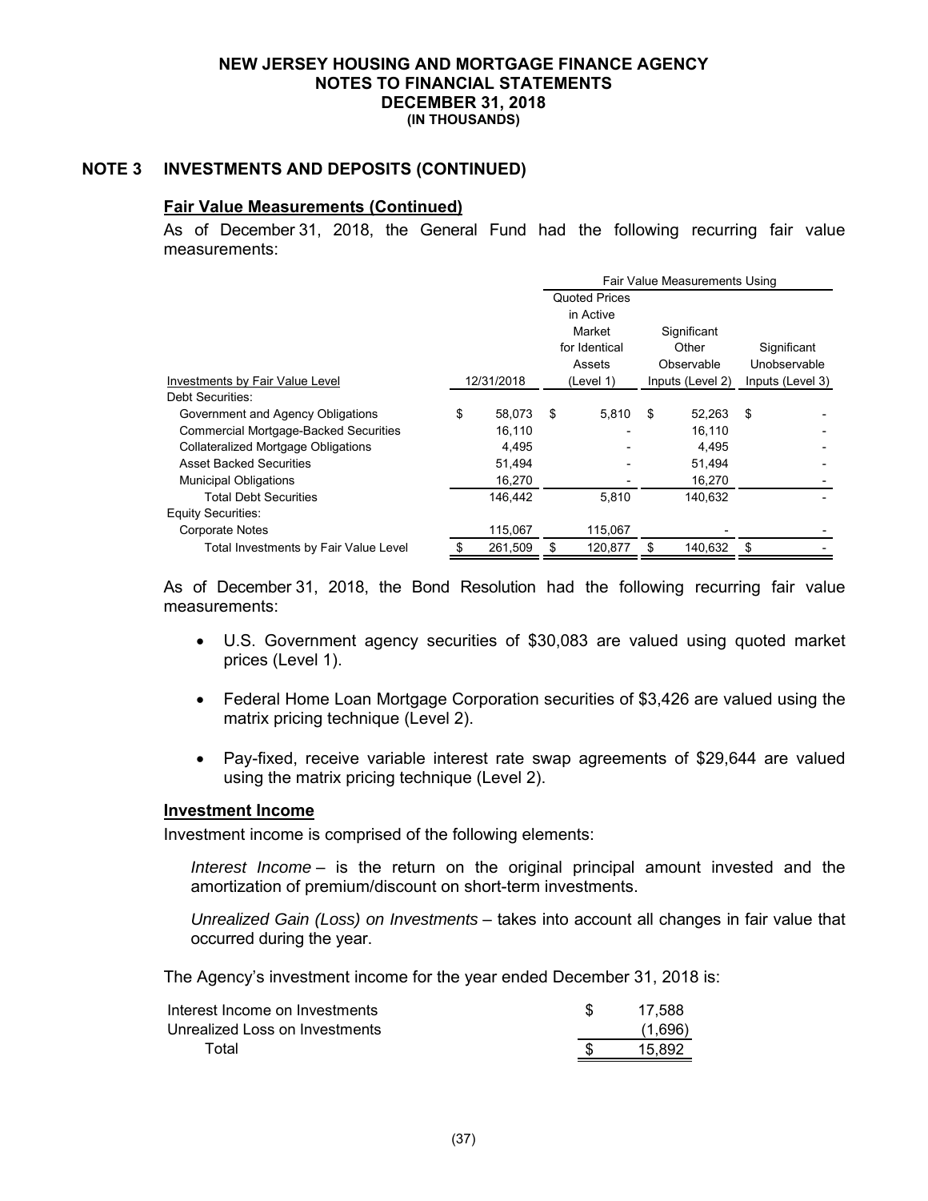**NEW JERSEY HOUSING AND MORTGAGE FINANCE AGENCY**
**NOTES TO FINANCIAL STATEMENTS**
**DECEMBER 31, 2018**
**(IN THOUSANDS)**

## NOTE 3 INVESTMENTS AND DEPOSITS (CONTINUED)

### Fair Value Measurements (Continued)

As of December 31, 2018, the General Fund had the following recurring fair value measurements:

| | | Fair Value Measurements Using | | |
|---|---|---|---|---|
| Investments by Fair Value Level | 12/31/2018 | Quoted Prices in Active Market for Identical Assets (Level 1) | Significant Other Observable Inputs (Level 2) | Significant Unobservable Inputs (Level 3) |
| Debt Securities: | | | | |
| Government and Agency Obligations | $ 58,073 | $ 5,810 | $ 52,263 | $ - |
| Commercial Mortgage-Backed Securities | 16,110 | - | 16,110 | - |
| Collateralized Mortgage Obligations | 4,495 | - | 4,495 | - |
| Asset Backed Securities | 51,494 | - | 51,494 | - |
| Municipal Obligations | 16,270 | - | 16,270 | - |
| Total Debt Securities | 146,442 | 5,810 | 140,632 | - |
| Equity Securities: | | | | |
| Corporate Notes | 115,067 | 115,067 | - | - |
| Total Investments by Fair Value Level | $ 261,509 | $ 120,877 | $ 140,632 | $ - |

As of December 31, 2018, the Bond Resolution had the following recurring fair value measurements:

- U.S. Government agency securities of $30,083 are valued using quoted market prices (Level 1).
- Federal Home Loan Mortgage Corporation securities of $3,426 are valued using the matrix pricing technique (Level 2).
- Pay-fixed, receive variable interest rate swap agreements of $29,644 are valued using the matrix pricing technique (Level 2).

### Investment Income

Investment income is comprised of the following elements:

*Interest Income* – is the return on the original principal amount invested and the amortization of premium/discount on short-term investments.

*Unrealized Gain (Loss) on Investments* – takes into account all changes in fair value that occurred during the year.

The Agency's investment income for the year ended December 31, 2018 is:

| | |
|---|---|
| Interest Income on Investments | $ 17,588 |
| Unrealized Loss on Investments | (1,696) |
| Total | $ 15,892 |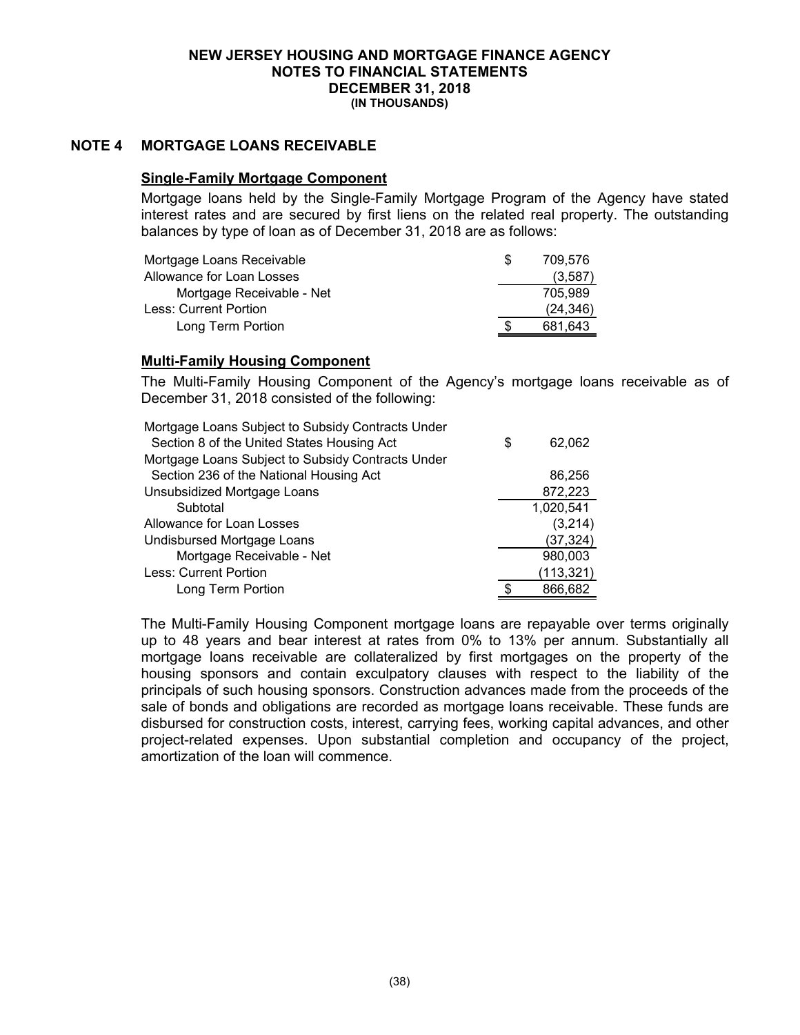**NEW JERSEY HOUSING AND MORTGAGE FINANCE AGENCY**
**NOTES TO FINANCIAL STATEMENTS**
**DECEMBER 31, 2018**
**(IN THOUSANDS)**

## NOTE 4 MORTGAGE LOANS RECEIVABLE

### Single-Family Mortgage Component

Mortgage loans held by the Single-Family Mortgage Program of the Agency have stated interest rates and are secured by first liens on the related real property. The outstanding balances by type of loan as of December 31, 2018 are as follows:

| | | |
|---|---|---|
| Mortgage Loans Receivable | $ | 709,576 |
| Allowance for Loan Losses | | (3,587) |
| Mortgage Receivable - Net | | 705,989 |
| Less: Current Portion | | (24,346) |
| Long Term Portion | $ | 681,643 |

### Multi-Family Housing Component

The Multi-Family Housing Component of the Agency's mortgage loans receivable as of December 31, 2018 consisted of the following:

| | | |
|---|---|---|
| Mortgage Loans Subject to Subsidy Contracts Under Section 8 of the United States Housing Act | $ | 62,062 |
| Mortgage Loans Subject to Subsidy Contracts Under Section 236 of the National Housing Act | | 86,256 |
| Unsubsidized Mortgage Loans | | 872,223 |
| Subtotal | | 1,020,541 |
| Allowance for Loan Losses | | (3,214) |
| Undisbursed Mortgage Loans | | (37,324) |
| Mortgage Receivable - Net | | 980,003 |
| Less: Current Portion | | (113,321) |
| Long Term Portion | $ | 866,682 |

The Multi-Family Housing Component mortgage loans are repayable over terms originally up to 48 years and bear interest at rates from 0% to 13% per annum. Substantially all mortgage loans receivable are collateralized by first mortgages on the property of the housing sponsors and contain exculpatory clauses with respect to the liability of the principals of such housing sponsors. Construction advances made from the proceeds of the sale of bonds and obligations are recorded as mortgage loans receivable. These funds are disbursed for construction costs, interest, carrying fees, working capital advances, and other project-related expenses. Upon substantial completion and occupancy of the project, amortization of the loan will commence.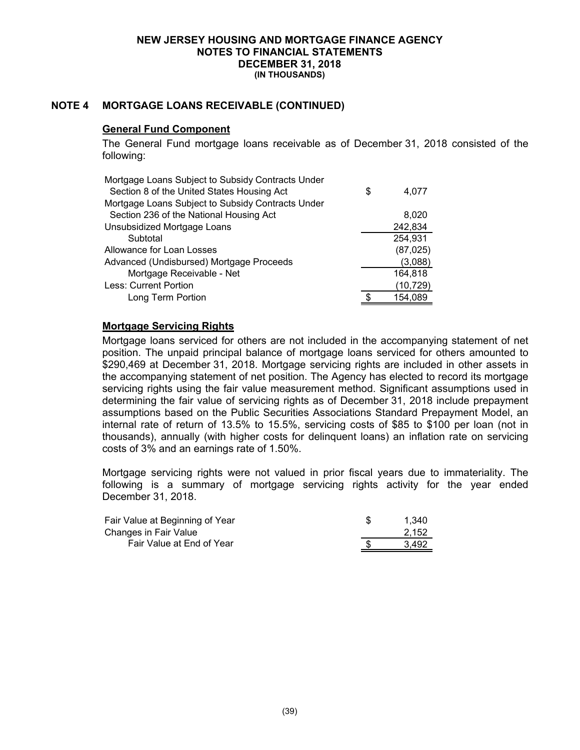# NEW JERSEY HOUSING AND MORTGAGE FINANCE AGENCY
## NOTES TO FINANCIAL STATEMENTS
## DECEMBER 31, 2018
### (IN THOUSANDS)

## NOTE 4 MORTGAGE LOANS RECEIVABLE (CONTINUED)

### General Fund Component

The General Fund mortgage loans receivable as of December 31, 2018 consisted of the following:

| | | |
|---|---|---|
| Mortgage Loans Subject to Subsidy Contracts Under Section 8 of the United States Housing Act | $ | 4,077 |
| Mortgage Loans Subject to Subsidy Contracts Under Section 236 of the National Housing Act | | 8,020 |
| Unsubsidized Mortgage Loans | | 242,834 |
| Subtotal | | 254,931 |
| Allowance for Loan Losses | | (87,025) |
| Advanced (Undisbursed) Mortgage Proceeds | | (3,088) |
| Mortgage Receivable - Net | | 164,818 |
| Less: Current Portion | | (10,729) |
| Long Term Portion | $ | 154,089 |

### Mortgage Servicing Rights

Mortgage loans serviced for others are not included in the accompanying statement of net position. The unpaid principal balance of mortgage loans serviced for others amounted to $290,469 at December 31, 2018. Mortgage servicing rights are included in other assets in the accompanying statement of net position. The Agency has elected to record its mortgage servicing rights using the fair value measurement method. Significant assumptions used in determining the fair value of servicing rights as of December 31, 2018 include prepayment assumptions based on the Public Securities Associations Standard Prepayment Model, an internal rate of return of 13.5% to 15.5%, servicing costs of $85 to $100 per loan (not in thousands), annually (with higher costs for delinquent loans) an inflation rate on servicing costs of 3% and an earnings rate of 1.50%.

Mortgage servicing rights were not valued in prior fiscal years due to immateriality. The following is a summary of mortgage servicing rights activity for the year ended December 31, 2018.

| | | |
|---|---|---|
| Fair Value at Beginning of Year | $ | 1,340 |
| Changes in Fair Value | | 2,152 |
| Fair Value at End of Year | $ | 3,492 |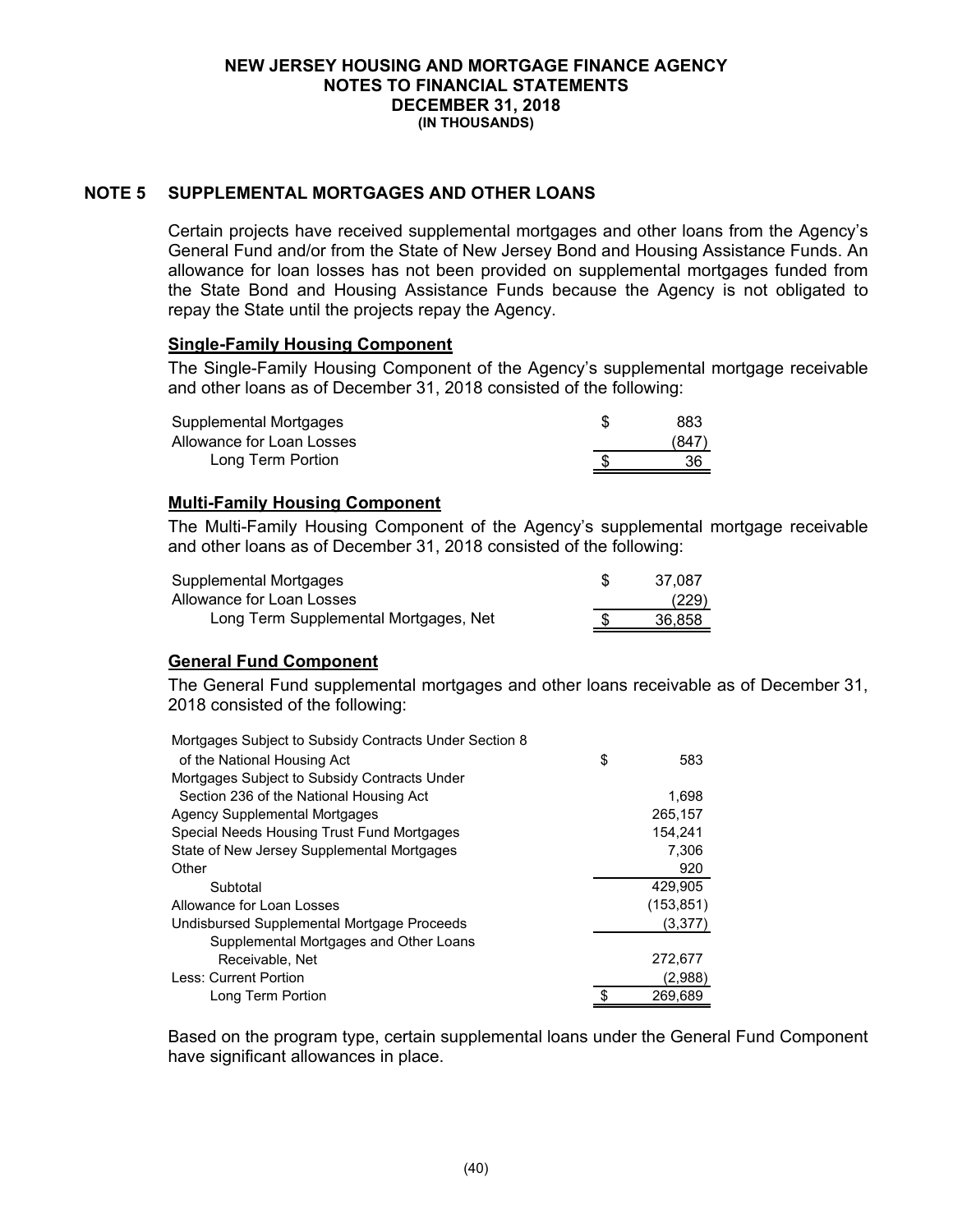# NEW JERSEY HOUSING AND MORTGAGE FINANCE AGENCY
## NOTES TO FINANCIAL STATEMENTS
## DECEMBER 31, 2018
### (IN THOUSANDS)

## NOTE 5 SUPPLEMENTAL MORTGAGES AND OTHER LOANS

Certain projects have received supplemental mortgages and other loans from the Agency's General Fund and/or from the State of New Jersey Bond and Housing Assistance Funds. An allowance for loan losses has not been provided on supplemental mortgages funded from the State Bond and Housing Assistance Funds because the Agency is not obligated to repay the State until the projects repay the Agency.

### Single-Family Housing Component

The Single-Family Housing Component of the Agency's supplemental mortgage receivable and other loans as of December 31, 2018 consisted of the following:

| | |
|---|---|
| Supplemental Mortgages | $ 883 |
| Allowance for Loan Losses | (847) |
| Long Term Portion | $ 36 |

### Multi-Family Housing Component

The Multi-Family Housing Component of the Agency's supplemental mortgage receivable and other loans as of December 31, 2018 consisted of the following:

| | |
|---|---|
| Supplemental Mortgages | $ 37,087 |
| Allowance for Loan Losses | (229) |
| Long Term Supplemental Mortgages, Net | $ 36,858 |

### General Fund Component

The General Fund supplemental mortgages and other loans receivable as of December 31, 2018 consisted of the following:

| | |
|---|---|
| Mortgages Subject to Subsidy Contracts Under Section 8 of the National Housing Act | $ 583 |
| Mortgages Subject to Subsidy Contracts Under Section 236 of the National Housing Act | 1,698 |
| Agency Supplemental Mortgages | 265,157 |
| Special Needs Housing Trust Fund Mortgages | 154,241 |
| State of New Jersey Supplemental Mortgages | 7,306 |
| Other | 920 |
| Subtotal | 429,905 |
| Allowance for Loan Losses | (153,851) |
| Undisbursed Supplemental Mortgage Proceeds | (3,377) |
| Supplemental Mortgages and Other Loans Receivable, Net | 272,677 |
| Less: Current Portion | (2,988) |
| Long Term Portion | $ 269,689 |

Based on the program type, certain supplemental loans under the General Fund Component have significant allowances in place.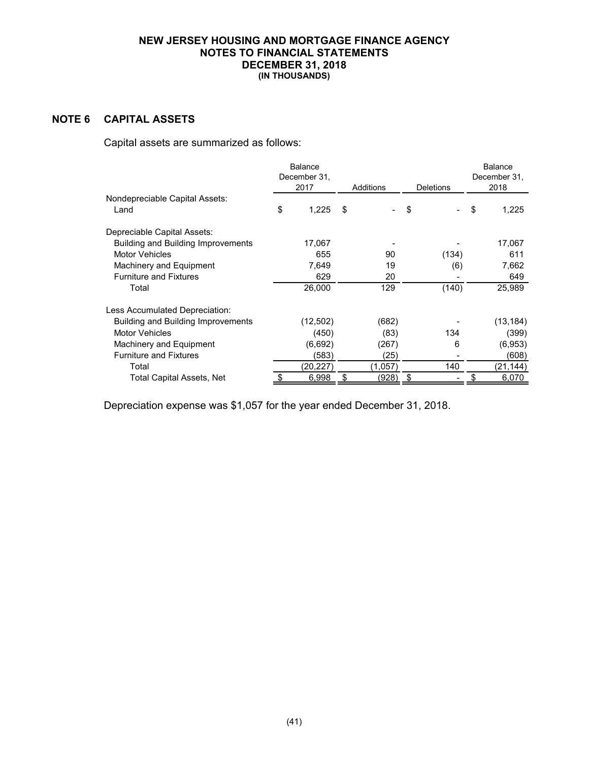# NEW JERSEY HOUSING AND MORTGAGE FINANCE AGENCY
## NOTES TO FINANCIAL STATEMENTS
## DECEMBER 31, 2018
### (IN THOUSANDS)

## NOTE 6 CAPITAL ASSETS

Capital assets are summarized as follows:

| | Balance December 31, 2017 | Additions | Deletions | Balance December 31, 2018 |
|---|---|---|---|---|
| Nondepreciable Capital Assets: | | | | |
| Land | $ 1,225 | $ - | $ - | $ 1,225 |
| Depreciable Capital Assets: | | | | |
| Building and Building Improvements | 17,067 | - | - | 17,067 |
| Motor Vehicles | 655 | 90 | (134) | 611 |
| Machinery and Equipment | 7,649 | 19 | (6) | 7,662 |
| Furniture and Fixtures | 629 | 20 | - | 649 |
| Total | 26,000 | 129 | (140) | 25,989 |
| Less Accumulated Depreciation: | | | | |
| Building and Building Improvements | (12,502) | (682) | - | (13,184) |
| Motor Vehicles | (450) | (83) | 134 | (399) |
| Machinery and Equipment | (6,692) | (267) | 6 | (6,953) |
| Furniture and Fixtures | (583) | (25) | - | (608) |
| Total | (20,227) | (1,057) | 140 | (21,144) |
| Total Capital Assets, Net | $ 6,998 | $ (928) | $ - | $ 6,070 |

Depreciation expense was $1,057 for the year ended December 31, 2018.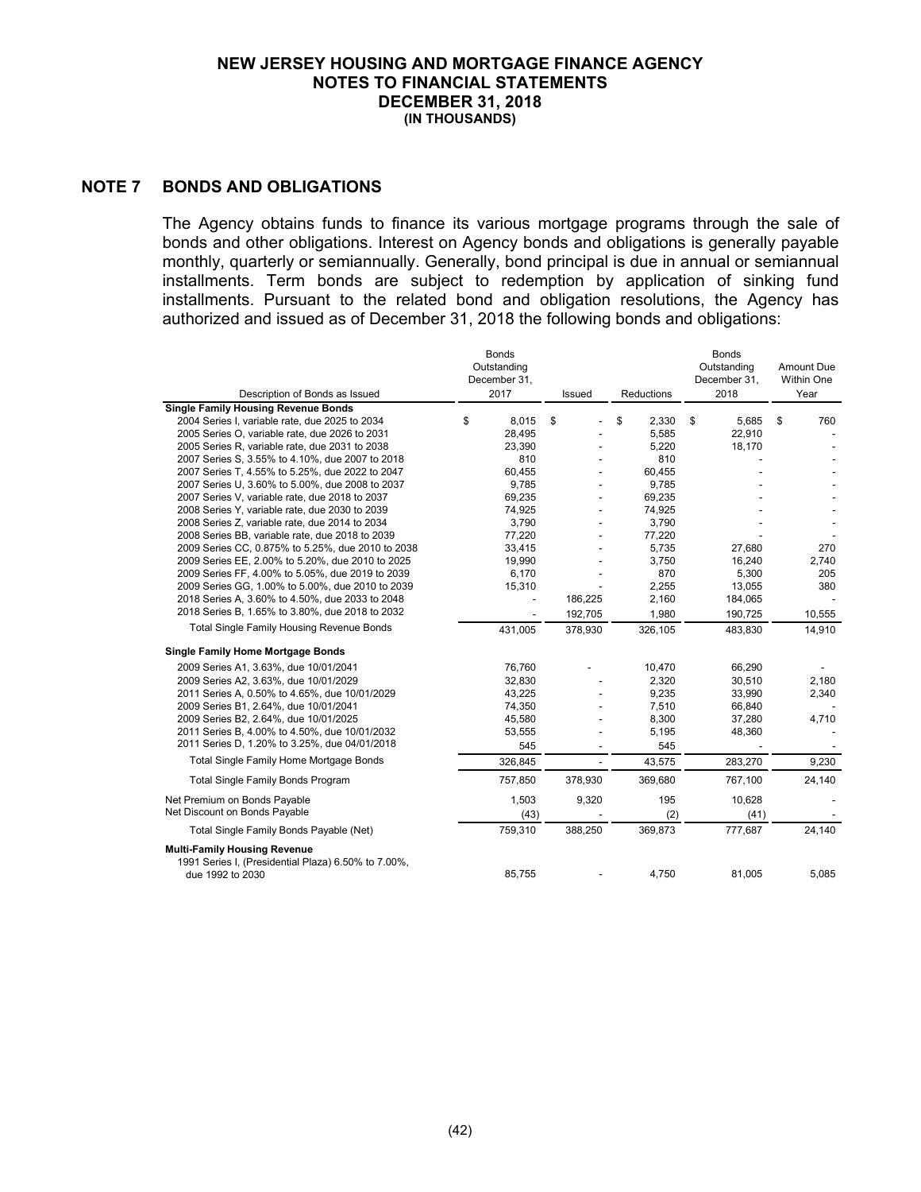# NEW JERSEY HOUSING AND MORTGAGE FINANCE AGENCY
## NOTES TO FINANCIAL STATEMENTS
## DECEMBER 31, 2018
### (IN THOUSANDS)

## NOTE 7 BONDS AND OBLIGATIONS

The Agency obtains funds to finance its various mortgage programs through the sale of bonds and other obligations. Interest on Agency bonds and obligations is generally payable monthly, quarterly or semiannually. Generally, bond principal is due in annual or semiannual installments. Term bonds are subject to redemption by application of sinking fund installments. Pursuant to the related bond and obligation resolutions, the Agency has authorized and issued as of December 31, 2018 the following bonds and obligations:

| Description of Bonds as Issued | Bonds Outstanding December 31, 2017 | Issued | Reductions | Bonds Outstanding December 31, 2018 | Amount Due Within One Year |
|---|---|---|---|---|---|
| **Single Family Housing Revenue Bonds** | | | | | |
| 2004 Series I, variable rate, due 2025 to 2034 | $ 8,015 | $ - | $ 2,330 | $ 5,685 | $ 760 |
| 2005 Series O, variable rate, due 2026 to 2031 | 28,495 | - | 5,585 | 22,910 | - |
| 2005 Series R, variable rate, due 2031 to 2038 | 23,390 | - | 5,220 | 18,170 | - |
| 2007 Series S, 3.55% to 4.10%, due 2007 to 2018 | 810 | - | 810 | - | - |
| 2007 Series T, 4.55% to 5.25%, due 2022 to 2047 | 60,455 | - | 60,455 | - | - |
| 2007 Series U, 3.60% to 5.00%, due 2008 to 2037 | 9,785 | - | 9,785 | - | - |
| 2007 Series V, variable rate, due 2018 to 2037 | 69,235 | - | 69,235 | - | - |
| 2008 Series Y, variable rate, due 2030 to 2039 | 74,925 | - | 74,925 | - | - |
| 2008 Series Z, variable rate, due 2014 to 2034 | 3,790 | - | 3,790 | - | - |
| 2008 Series BB, variable rate, due 2018 to 2039 | 77,220 | - | 77,220 | - | - |
| 2009 Series CC, 0.875% to 5.25%, due 2010 to 2038 | 33,415 | - | 5,735 | 27,680 | 270 |
| 2009 Series EE, 2.00% to 5.20%, due 2010 to 2025 | 19,990 | - | 3,750 | 16,240 | 2,740 |
| 2009 Series FF, 4.00% to 5.05%, due 2019 to 2039 | 6,170 | - | 870 | 5,300 | 205 |
| 2009 Series GG, 1.00% to 5.00%, due 2010 to 2039 | 15,310 | - | 2,255 | 13,055 | 380 |
| 2018 Series A, 3.60% to 4.50%, due 2033 to 2048 | - | 186,225 | 2,160 | 184,065 | - |
| 2018 Series B, 1.65% to 3.80%, due 2018 to 2032 | - | 192,705 | 1,980 | 190,725 | 10,555 |
| Total Single Family Housing Revenue Bonds | 431,005 | 378,930 | 326,105 | 483,830 | 14,910 |
| **Single Family Home Mortgage Bonds** | | | | | |
| 2009 Series A1, 3.63%, due 10/01/2041 | 76,760 | - | 10,470 | 66,290 | - |
| 2009 Series A2, 3.63%, due 10/01/2029 | 32,830 | - | 2,320 | 30,510 | 2,180 |
| 2011 Series A, 0.50% to 4.65%, due 10/01/2029 | 43,225 | - | 9,235 | 33,990 | 2,340 |
| 2009 Series B1, 2.64%, due 10/01/2041 | 74,350 | - | 7,510 | 66,840 | - |
| 2009 Series B2, 2.64%, due 10/01/2025 | 45,580 | - | 8,300 | 37,280 | 4,710 |
| 2011 Series B, 4.00% to 4.50%, due 10/01/2032 | 53,555 | - | 5,195 | 48,360 | - |
| 2011 Series D, 1.20% to 3.25%, due 04/01/2018 | 545 | - | 545 | - | - |
| Total Single Family Home Mortgage Bonds | 326,845 | - | 43,575 | 283,270 | 9,230 |
| Total Single Family Bonds Program | 757,850 | 378,930 | 369,680 | 767,100 | 24,140 |
| Net Premium on Bonds Payable | 1,503 | 9,320 | 195 | 10,628 | - |
| Net Discount on Bonds Payable | (43) | - | (2) | (41) | - |
| Total Single Family Bonds Payable (Net) | 759,310 | 388,250 | 369,873 | 777,687 | 24,140 |
| **Multi-Family Housing Revenue** | | | | | |
| 1991 Series I, (Presidential Plaza) 6.50% to 7.00%, due 1992 to 2030 | 85,755 | - | 4,750 | 81,005 | 5,085 |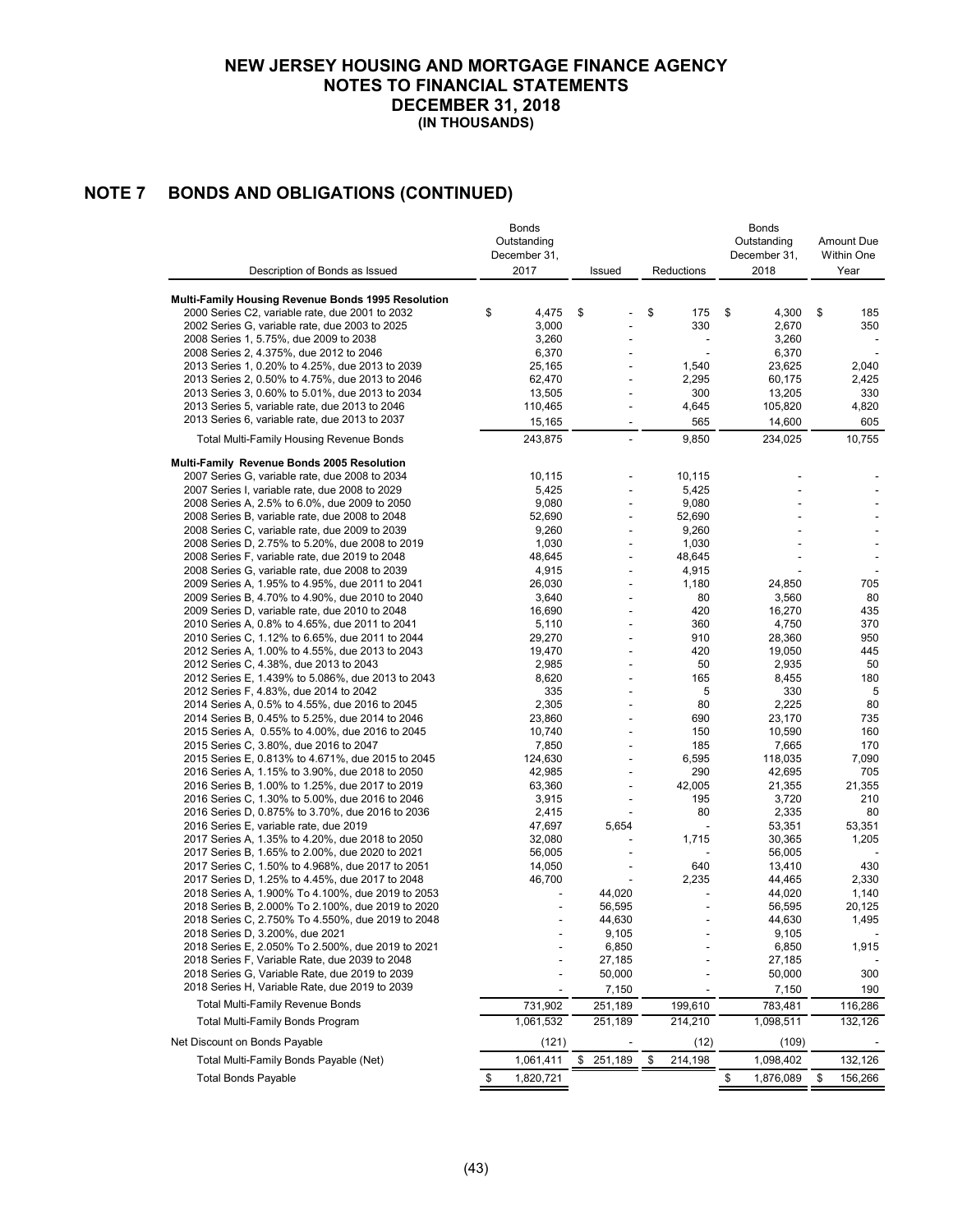# NEW JERSEY HOUSING AND MORTGAGE FINANCE AGENCY
## NOTES TO FINANCIAL STATEMENTS
## DECEMBER 31, 2018
### (IN THOUSANDS)

## NOTE 7 BONDS AND OBLIGATIONS (CONTINUED)

| Description of Bonds as Issued | Bonds Outstanding December 31, 2017 | Issued | Reductions | Bonds Outstanding December 31, 2018 | Amount Due Within One Year |
|---|---|---|---|---|---|
| **Multi-Family Housing Revenue Bonds 1995 Resolution** | | | | | |
| 2000 Series C2, variable rate, due 2001 to 2032 | $ 4,475 | $ - | $ 175 | $ 4,300 | $ 185 |
| 2002 Series G, variable rate, due 2003 to 2025 | 3,000 | - | 330 | 2,670 | 350 |
| 2008 Series 1, 5.75%, due 2009 to 2038 | 3,260 | - | - | 3,260 | - |
| 2008 Series 2, 4.375%, due 2012 to 2046 | 6,370 | - | - | 6,370 | - |
| 2013 Series 1, 0.20% to 4.25%, due 2013 to 2039 | 25,165 | - | 1,540 | 23,625 | 2,040 |
| 2013 Series 2, 0.50% to 4.75%, due 2013 to 2046 | 62,470 | - | 2,295 | 60,175 | 2,425 |
| 2013 Series 3, 0.60% to 5.01%, due 2013 to 2034 | 13,505 | - | 300 | 13,205 | 330 |
| 2013 Series 5, variable rate, due 2013 to 2046 | 110,465 | - | 4,645 | 105,820 | 4,820 |
| 2013 Series 6, variable rate, due 2013 to 2037 | 15,165 | - | 565 | 14,600 | 605 |
| Total Multi-Family Housing Revenue Bonds | 243,875 | - | 9,850 | 234,025 | 10,755 |
| **Multi-Family Revenue Bonds 2005 Resolution** | | | | | |
| 2007 Series G, variable rate, due 2008 to 2034 | 10,115 | - | 10,115 | - | - |
| 2007 Series I, variable rate, due 2008 to 2029 | 5,425 | - | 5,425 | - | - |
| 2008 Series A, 2.5% to 6.0%, due 2009 to 2050 | 9,080 | - | 9,080 | - | - |
| 2008 Series B, variable rate, due 2008 to 2048 | 52,690 | - | 52,690 | - | - |
| 2008 Series C, variable rate, due 2009 to 2039 | 9,260 | - | 9,260 | - | - |
| 2008 Series D, 2.75% to 5.20%, due 2008 to 2019 | 1,030 | - | 1,030 | - | - |
| 2008 Series F, variable rate, due 2019 to 2048 | 48,645 | - | 48,645 | - | - |
| 2008 Series G, variable rate, due 2008 to 2039 | 4,915 | - | 4,915 | - | - |
| 2009 Series A, 1.95% to 4.95%, due 2011 to 2041 | 26,030 | - | 1,180 | 24,850 | 705 |
| 2009 Series B, 4.70% to 4.90%, due 2010 to 2040 | 3,640 | - | 80 | 3,560 | 80 |
| 2009 Series D, variable rate, due 2010 to 2048 | 16,690 | - | 420 | 16,270 | 435 |
| 2010 Series A, 0.8% to 4.65%, due 2011 to 2041 | 5,110 | - | 360 | 4,750 | 370 |
| 2010 Series C, 1.12% to 6.65%, due 2011 to 2044 | 29,270 | - | 910 | 28,360 | 950 |
| 2012 Series A, 1.00% to 4.55%, due 2013 to 2043 | 19,470 | - | 420 | 19,050 | 445 |
| 2012 Series C, 4.38%, due 2013 to 2043 | 2,985 | - | 50 | 2,935 | 50 |
| 2012 Series E, 1.439% to 5.086%, due 2013 to 2043 | 8,620 | - | 165 | 8,455 | 180 |
| 2012 Series F, 4.83%, due 2014 to 2042 | 335 | - | 5 | 330 | 5 |
| 2014 Series A, 0.5% to 4.55%, due 2016 to 2045 | 2,305 | - | 80 | 2,225 | 80 |
| 2014 Series B, 0.45% to 5.25%, due 2014 to 2046 | 23,860 | - | 690 | 23,170 | 735 |
| 2015 Series A, 0.55% to 4.00%, due 2016 to 2045 | 10,740 | - | 150 | 10,590 | 160 |
| 2015 Series C, 3.80%, due 2016 to 2047 | 7,850 | - | 185 | 7,665 | 170 |
| 2015 Series E, 0.813% to 4.671%, due 2015 to 2045 | 124,630 | - | 6,595 | 118,035 | 7,090 |
| 2016 Series A, 1.15% to 3.90%, due 2018 to 2050 | 42,985 | - | 290 | 42,695 | 705 |
| 2016 Series B, 1.00% to 1.25%, due 2017 to 2019 | 63,360 | - | 42,005 | 21,355 | 21,355 |
| 2016 Series C, 1.30% to 5.00%, due 2016 to 2046 | 3,915 | - | 195 | 3,720 | 210 |
| 2016 Series D, 0.875% to 3.70%, due 2016 to 2036 | 2,415 | - | 80 | 2,335 | 80 |
| 2016 Series E, variable rate, due 2019 | 47,697 | 5,654 | - | 53,351 | 53,351 |
| 2017 Series A, 1.35% to 4.20%, due 2018 to 2050 | 32,080 | - | 1,715 | 30,365 | 1,205 |
| 2017 Series B, 1.65% to 2.00%, due 2020 to 2021 | 56,005 | - | - | 56,005 | - |
| 2017 Series C, 1.50% to 4.968%, due 2017 to 2051 | 14,050 | - | 640 | 13,410 | 430 |
| 2017 Series D, 1.25% to 4.45%, due 2017 to 2048 | 46,700 | - | 2,235 | 44,465 | 2,330 |
| 2018 Series A, 1.900% To 4.100%, due 2019 to 2053 | - | 44,020 | - | 44,020 | 1,140 |
| 2018 Series B, 2.000% To 2.100%, due 2019 to 2020 | - | 56,595 | - | 56,595 | 20,125 |
| 2018 Series C, 2.750% To 4.550%, due 2019 to 2048 | - | 44,630 | - | 44,630 | 1,495 |
| 2018 Series D, 3.200%, due 2021 | - | 9,105 | - | 9,105 | - |
| 2018 Series E, 2.050% To 2.500%, due 2019 to 2021 | - | 6,850 | - | 6,850 | 1,915 |
| 2018 Series F, Variable Rate, due 2039 to 2048 | - | 27,185 | - | 27,185 | - |
| 2018 Series G, Variable Rate, due 2019 to 2039 | - | 50,000 | - | 50,000 | 300 |
| 2018 Series H, Variable Rate, due 2019 to 2039 | - | 7,150 | - | 7,150 | 190 |
| Total Multi-Family Revenue Bonds | 731,902 | 251,189 | 199,610 | 783,481 | 116,286 |
| Total Multi-Family Bonds Program | 1,061,532 | 251,189 | 214,210 | 1,098,511 | 132,126 |
| Net Discount on Bonds Payable | (121) | - | (12) | (109) | - |
| Total Multi-Family Bonds Payable (Net) | 1,061,411 | $ 251,189 | $ 214,198 | 1,098,402 | 132,126 |
| Total Bonds Payable | $ 1,820,721 | | | $ 1,876,089 | $ 156,266 |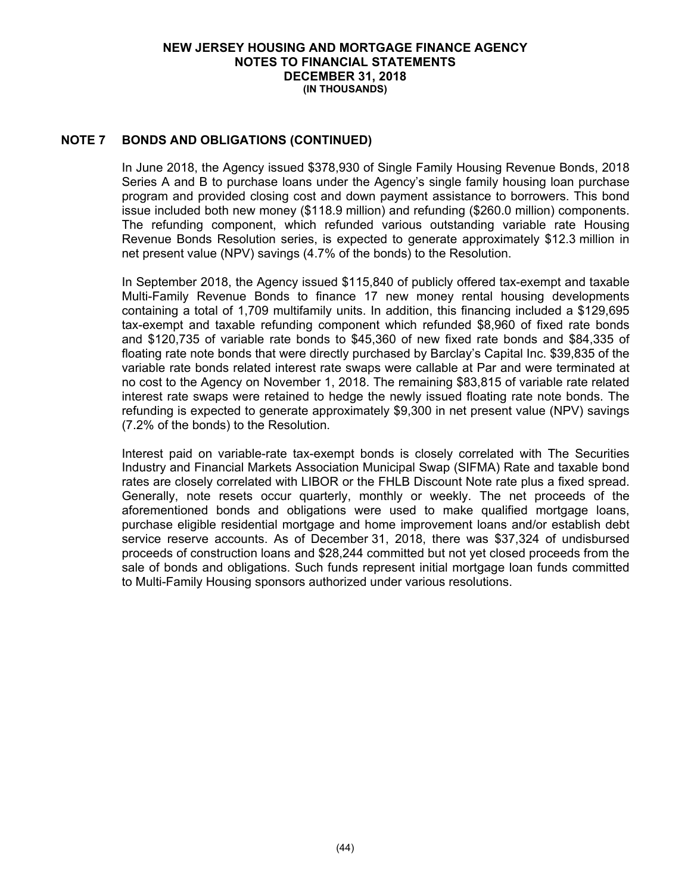## NOTE 7 BONDS AND OBLIGATIONS (CONTINUED)

In June 2018, the Agency issued $378,930 of Single Family Housing Revenue Bonds, 2018 Series A and B to purchase loans under the Agency's single family housing loan purchase program and provided closing cost and down payment assistance to borrowers. This bond issue included both new money ($118.9 million) and refunding ($260.0 million) components. The refunding component, which refunded various outstanding variable rate Housing Revenue Bonds Resolution series, is expected to generate approximately $12.3 million in net present value (NPV) savings (4.7% of the bonds) to the Resolution.

In September 2018, the Agency issued $115,840 of publicly offered tax-exempt and taxable Multi-Family Revenue Bonds to finance 17 new money rental housing developments containing a total of 1,709 multifamily units. In addition, this financing included a $129,695 tax-exempt and taxable refunding component which refunded $8,960 of fixed rate bonds and $120,735 of variable rate bonds to $45,360 of new fixed rate bonds and $84,335 of floating rate note bonds that were directly purchased by Barclay's Capital Inc. $39,835 of the variable rate bonds related interest rate swaps were callable at Par and were terminated at no cost to the Agency on November 1, 2018. The remaining $83,815 of variable rate related interest rate swaps were retained to hedge the newly issued floating rate note bonds. The refunding is expected to generate approximately $9,300 in net present value (NPV) savings (7.2% of the bonds) to the Resolution.

Interest paid on variable-rate tax-exempt bonds is closely correlated with The Securities Industry and Financial Markets Association Municipal Swap (SIFMA) Rate and taxable bond rates are closely correlated with LIBOR or the FHLB Discount Note rate plus a fixed spread. Generally, note resets occur quarterly, monthly or weekly. The net proceeds of the aforementioned bonds and obligations were used to make qualified mortgage loans, purchase eligible residential mortgage and home improvement loans and/or establish debt service reserve accounts. As of December 31, 2018, there was $37,324 of undisbursed proceeds of construction loans and $28,244 committed but not yet closed proceeds from the sale of bonds and obligations. Such funds represent initial mortgage loan funds committed to Multi-Family Housing sponsors authorized under various resolutions.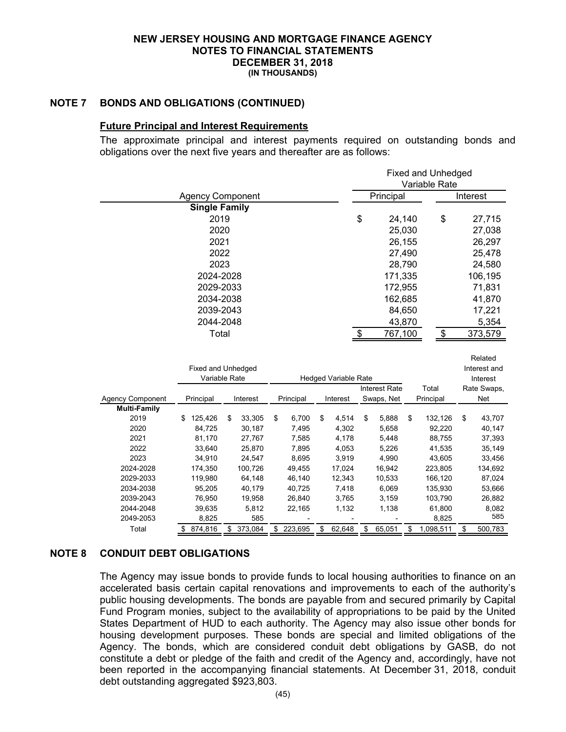**NEW JERSEY HOUSING AND MORTGAGE FINANCE AGENCY**
**NOTES TO FINANCIAL STATEMENTS**
**DECEMBER 31, 2018**
**(IN THOUSANDS)**

## NOTE 7 BONDS AND OBLIGATIONS (CONTINUED)

### Future Principal and Interest Requirements

The approximate principal and interest payments required on outstanding bonds and obligations over the next five years and thereafter are as follows:

| Agency Component | Fixed and Unhedged Variable Rate Principal | Fixed and Unhedged Variable Rate Interest |
|---|---|---|
| **Single Family** | | |
| 2019 | $ 24,140 | $ 27,715 |
| 2020 | 25,030 | 27,038 |
| 2021 | 26,155 | 26,297 |
| 2022 | 27,490 | 25,478 |
| 2023 | 28,790 | 24,580 |
| 2024-2028 | 171,335 | 106,195 |
| 2029-2033 | 172,955 | 71,831 |
| 2034-2038 | 162,685 | 41,870 |
| 2039-2043 | 84,650 | 17,221 |
| 2044-2048 | 43,870 | 5,354 |
| Total | $ 767,100 | $ 373,579 |

| Agency Component | Fixed and Unhedged Variable Rate | | Hedged Variable Rate | | | Total Principal | Related Interest and Interest Rate Swaps, Net |
|---|---|---|---|---|---|---|---|
| | Principal | Interest | Principal | Interest | Interest Rate Swaps, Net | | |
| **Multi-Family** | | | | | | | |
| 2019 | $ 125,426 | $ 33,305 | $ 6,700 | $ 4,514 | $ 5,888 | $ 132,126 | $ 43,707 |
| 2020 | 84,725 | 30,187 | 7,495 | 4,302 | 5,658 | 92,220 | 40,147 |
| 2021 | 81,170 | 27,767 | 7,585 | 4,178 | 5,448 | 88,755 | 37,393 |
| 2022 | 33,640 | 25,870 | 7,895 | 4,053 | 5,226 | 41,535 | 35,149 |
| 2023 | 34,910 | 24,547 | 8,695 | 3,919 | 4,990 | 43,605 | 33,456 |
| 2024-2028 | 174,350 | 100,726 | 49,455 | 17,024 | 16,942 | 223,805 | 134,692 |
| 2029-2033 | 119,980 | 64,148 | 46,140 | 12,343 | 10,533 | 166,120 | 87,024 |
| 2034-2038 | 95,205 | 40,179 | 40,725 | 7,418 | 6,069 | 135,930 | 53,666 |
| 2039-2043 | 76,950 | 19,958 | 26,840 | 3,765 | 3,159 | 103,790 | 26,882 |
| 2044-2048 | 39,635 | 5,812 | 22,165 | 1,132 | 1,138 | 61,800 | 8,082 |
| 2049-2053 | 8,825 | 585 | - | - | - | 8,825 | 585 |
| Total | $ 874,816 | $ 373,084 | $ 223,695 | $ 62,648 | $ 65,051 | $ 1,098,511 | $ 500,783 |

## NOTE 8 CONDUIT DEBT OBLIGATIONS

The Agency may issue bonds to provide funds to local housing authorities to finance on an accelerated basis certain capital renovations and improvements to each of the authority's public housing developments. The bonds are payable from and secured primarily by Capital Fund Program monies, subject to the availability of appropriations to be paid by the United States Department of HUD to each authority. The Agency may also issue other bonds for housing development purposes. These bonds are special and limited obligations of the Agency. The bonds, which are considered conduit debt obligations by GASB, do not constitute a debt or pledge of the faith and credit of the Agency and, accordingly, have not been reported in the accompanying financial statements. At December 31, 2018, conduit debt outstanding aggregated $923,803.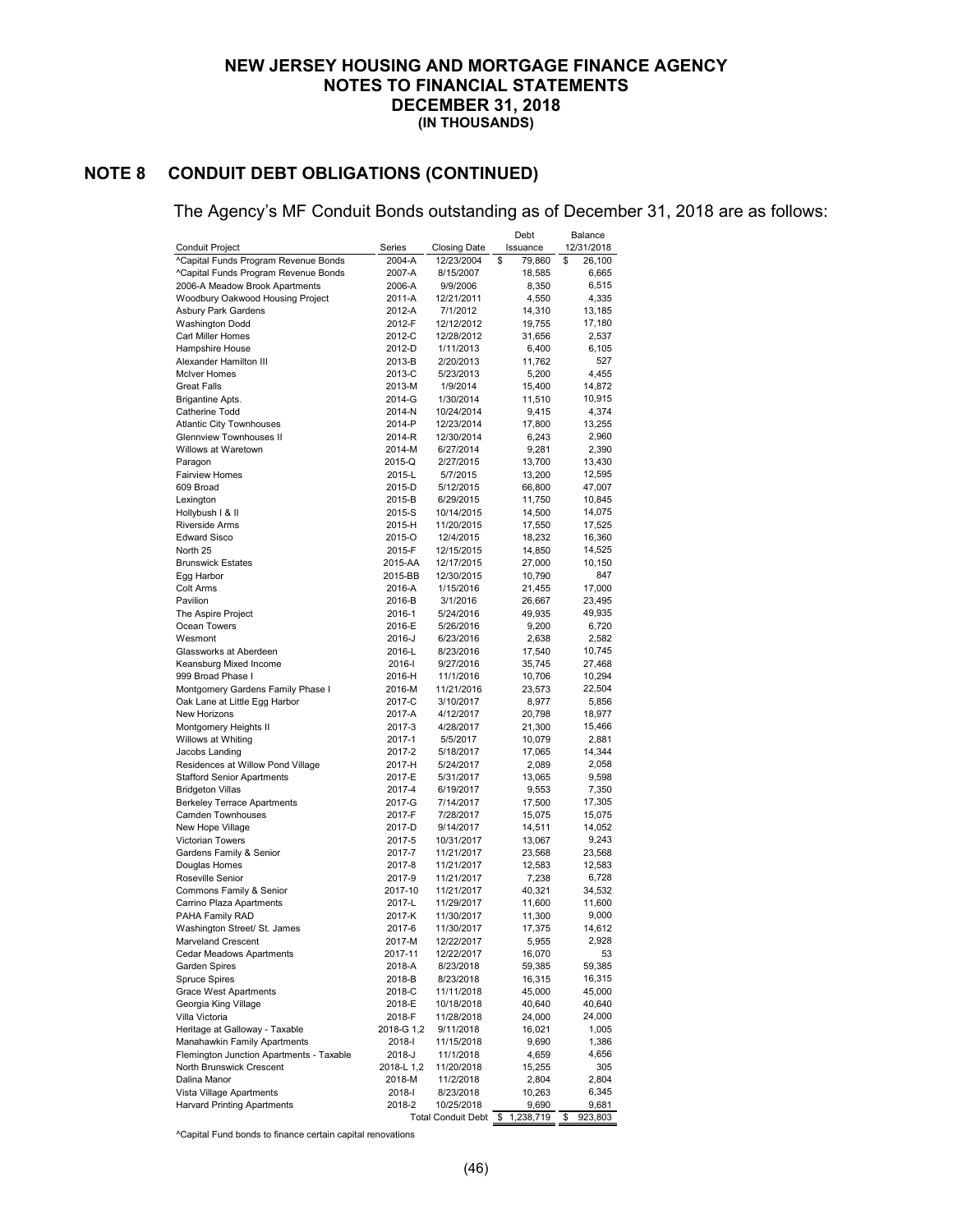# NEW JERSEY HOUSING AND MORTGAGE FINANCE AGENCY
## NOTES TO FINANCIAL STATEMENTS
## DECEMBER 31, 2018
### (IN THOUSANDS)

## NOTE 8 CONDUIT DEBT OBLIGATIONS (CONTINUED)

The Agency's MF Conduit Bonds outstanding as of December 31, 2018 are as follows:

| Conduit Project | Series | Closing Date | Debt Issuance | Balance 12/31/2018 |
|---|---|---|---|---|
| ^Capital Funds Program Revenue Bonds | 2004-A | 12/23/2004 | $ 79,860 | $ 26,100 |
| ^Capital Funds Program Revenue Bonds | 2007-A | 8/15/2007 | 18,585 | 6,665 |
| 2006-A Meadow Brook Apartments | 2006-A | 9/9/2006 | 8,350 | 6,515 |
| Woodbury Oakwood Housing Project | 2011-A | 12/21/2011 | 4,550 | 4,335 |
| Asbury Park Gardens | 2012-A | 7/1/2012 | 14,310 | 13,185 |
| Washington Dodd | 2012-F | 12/12/2012 | 19,755 | 17,180 |
| Carl Miller Homes | 2012-C | 12/28/2012 | 31,656 | 2,537 |
| Hampshire House | 2012-D | 1/11/2013 | 6,400 | 6,105 |
| Alexander Hamilton III | 2013-B | 2/20/2013 | 11,762 | 527 |
| McIver Homes | 2013-C | 5/23/2013 | 5,200 | 4,455 |
| Great Falls | 2013-M | 1/9/2014 | 15,400 | 14,872 |
| Brigantine Apts. | 2014-G | 1/30/2014 | 11,510 | 10,915 |
| Catherine Todd | 2014-N | 10/24/2014 | 9,415 | 4,374 |
| Atlantic City Townhouses | 2014-P | 12/23/2014 | 17,800 | 13,255 |
| Glennview Townhouses II | 2014-R | 12/30/2014 | 6,243 | 2,960 |
| Willows at Waretown | 2014-M | 6/27/2014 | 9,281 | 2,390 |
| Paragon | 2015-Q | 2/27/2015 | 13,700 | 13,430 |
| Fairview Homes | 2015-L | 5/7/2015 | 13,200 | 12,595 |
| 609 Broad | 2015-D | 5/12/2015 | 66,800 | 47,007 |
| Lexington | 2015-B | 6/29/2015 | 11,750 | 10,845 |
| Hollybush I & II | 2015-S | 10/14/2015 | 14,500 | 14,075 |
| Riverside Arms | 2015-H | 11/20/2015 | 17,550 | 17,525 |
| Edward Sisco | 2015-O | 12/4/2015 | 18,232 | 16,360 |
| North 25 | 2015-F | 12/15/2015 | 14,850 | 14,525 |
| Brunswick Estates | 2015-AA | 12/17/2015 | 27,000 | 10,150 |
| Egg Harbor | 2015-BB | 12/30/2015 | 10,790 | 847 |
| Colt Arms | 2016-A | 1/15/2016 | 21,455 | 17,000 |
| Pavilion | 2016-B | 3/1/2016 | 26,667 | 23,495 |
| The Aspire Project | 2016-1 | 5/24/2016 | 49,935 | 49,935 |
| Ocean Towers | 2016-E | 5/26/2016 | 9,200 | 6,720 |
| Wesmont | 2016-J | 6/23/2016 | 2,638 | 2,582 |
| Glassworks at Aberdeen | 2016-L | 8/23/2016 | 17,540 | 10,745 |
| Keansburg Mixed Income | 2016-I | 9/27/2016 | 35,745 | 27,468 |
| 999 Broad Phase I | 2016-H | 11/1/2016 | 10,706 | 10,294 |
| Montgomery Gardens Family Phase I | 2016-M | 11/21/2016 | 23,573 | 22,504 |
| Oak Lane at Little Egg Harbor | 2017-C | 3/10/2017 | 8,977 | 5,856 |
| New Horizons | 2017-A | 4/12/2017 | 20,798 | 18,977 |
| Montgomery Heights II | 2017-3 | 4/28/2017 | 21,300 | 15,466 |
| Willows at Whiting | 2017-1 | 5/5/2017 | 10,079 | 2,881 |
| Jacobs Landing | 2017-2 | 5/18/2017 | 17,065 | 14,344 |
| Residences at Willow Pond Village | 2017-H | 5/24/2017 | 2,089 | 2,058 |
| Stafford Senior Apartments | 2017-E | 5/31/2017 | 13,065 | 9,598 |
| Bridgeton Villas | 2017-4 | 6/19/2017 | 9,553 | 7,350 |
| Berkeley Terrace Apartments | 2017-G | 7/14/2017 | 17,500 | 17,305 |
| Camden Townhouses | 2017-F | 7/28/2017 | 15,075 | 15,075 |
| New Hope Village | 2017-D | 9/14/2017 | 14,511 | 14,052 |
| Victorian Towers | 2017-5 | 10/31/2017 | 13,067 | 9,243 |
| Gardens Family & Senior | 2017-7 | 11/21/2017 | 23,568 | 23,568 |
| Douglas Homes | 2017-8 | 11/21/2017 | 12,583 | 12,583 |
| Roseville Senior | 2017-9 | 11/21/2017 | 7,238 | 6,728 |
| Commons Family & Senior | 2017-10 | 11/21/2017 | 40,321 | 34,532 |
| Carrino Plaza Apartments | 2017-L | 11/29/2017 | 11,600 | 11,600 |
| PAHA Family RAD | 2017-K | 11/30/2017 | 11,300 | 9,000 |
| Washington Street/ St. James | 2017-6 | 11/30/2017 | 17,375 | 14,612 |
| Marveland Crescent | 2017-M | 12/22/2017 | 5,955 | 2,928 |
| Cedar Meadows Apartments | 2017-11 | 12/22/2017 | 16,070 | 53 |
| Garden Spires | 2018-A | 8/23/2018 | 59,385 | 59,385 |
| Spruce Spires | 2018-B | 8/23/2018 | 16,315 | 16,315 |
| Grace West Apartments | 2018-C | 11/11/2018 | 45,000 | 45,000 |
| Georgia King Village | 2018-E | 10/18/2018 | 40,640 | 40,640 |
| Villa Victoria | 2018-F | 11/28/2018 | 24,000 | 24,000 |
| Heritage at Galloway - Taxable | 2018-G 1,2 | 9/11/2018 | 16,021 | 1,005 |
| Manahawkin Family Apartments | 2018-I | 11/15/2018 | 9,690 | 1,386 |
| Flemington Junction Apartments - Taxable | 2018-J | 11/1/2018 | 4,659 | 4,656 |
| North Brunswick Crescent | 2018-L 1,2 | 11/20/2018 | 15,255 | 305 |
| Dalina Manor | 2018-M | 11/2/2018 | 2,804 | 2,804 |
| Vista Village Apartments | 2018-I | 8/23/2018 | 10,263 | 6,345 |
| Harvard Printing Apartments | 2018-2 | 10/25/2018 | 9,690 | 9,681 |
| | | Total Conduit Debt | $ 1,238,719 | $ 923,803 |

^Capital Fund bonds to finance certain capital renovations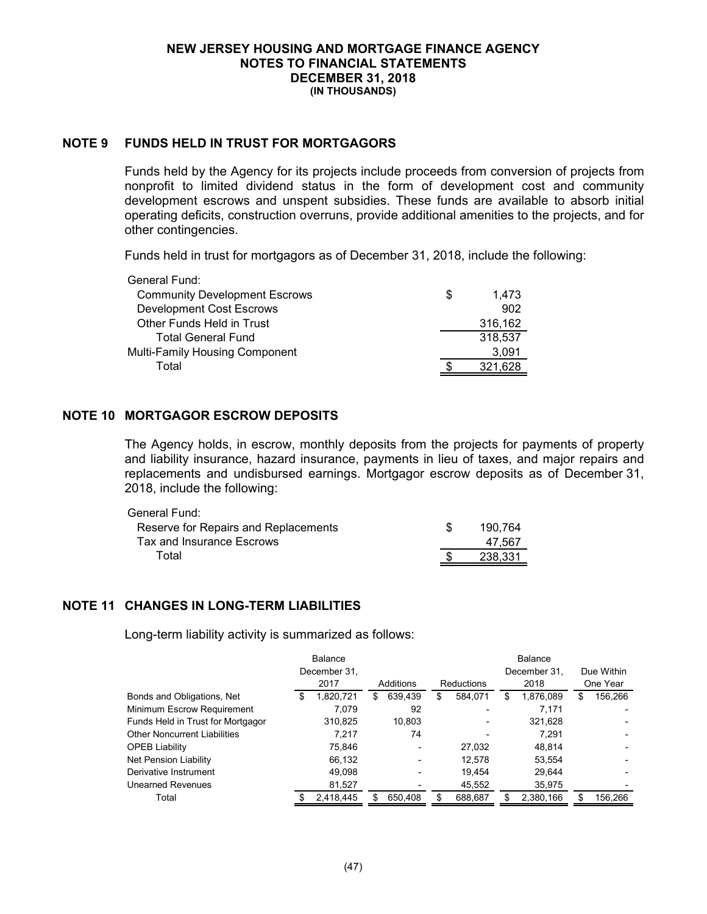## NOTE 9 FUNDS HELD IN TRUST FOR MORTGAGORS

Funds held by the Agency for its projects include proceeds from conversion of projects from nonprofit to limited dividend status in the form of development cost and community development escrows and unspent subsidies. These funds are available to absorb initial operating deficits, construction overruns, provide additional amenities to the projects, and for other contingencies.

Funds held in trust for mortgagors as of December 31, 2018, include the following:

| | |
|---|---|
| General Fund: | |
| Community Development Escrows | $ 1,473 |
| Development Cost Escrows | 902 |
| Other Funds Held in Trust | 316,162 |
| Total General Fund | 318,537 |
| Multi-Family Housing Component | 3,091 |
| Total | $ 321,628 |

## NOTE 10 MORTGAGOR ESCROW DEPOSITS

The Agency holds, in escrow, monthly deposits from the projects for payments of property and liability insurance, hazard insurance, payments in lieu of taxes, and major repairs and replacements and undisbursed earnings. Mortgagor escrow deposits as of December 31, 2018, include the following:

| | |
|---|---|
| General Fund: | |
| Reserve for Repairs and Replacements | $ 190,764 |
| Tax and Insurance Escrows | 47,567 |
| Total | $ 238,331 |

## NOTE 11 CHANGES IN LONG-TERM LIABILITIES

Long-term liability activity is summarized as follows:

| | Balance December 31, 2017 | Additions | Reductions | Balance December 31, 2018 | Due Within One Year |
|---|---|---|---|---|---|
| Bonds and Obligations, Net | $ 1,820,721 | $ 639,439 | $ 584,071 | $ 1,876,089 | $ 156,266 |
| Minimum Escrow Requirement | 7,079 | 92 | - | 7,171 | - |
| Funds Held in Trust for Mortgagor | 310,825 | 10,803 | - | 321,628 | - |
| Other Noncurrent Liabilities | 7,217 | 74 | - | 7,291 | - |
| OPEB Liability | 75,846 | - | 27,032 | 48,814 | - |
| Net Pension Liability | 66,132 | - | 12,578 | 53,554 | - |
| Derivative Instrument | 49,098 | - | 19,454 | 29,644 | - |
| Unearned Revenues | 81,527 | - | 45,552 | 35,975 | - |
| Total | $ 2,418,445 | $ 650,408 | $ 688,687 | $ 2,380,166 | $ 156,266 |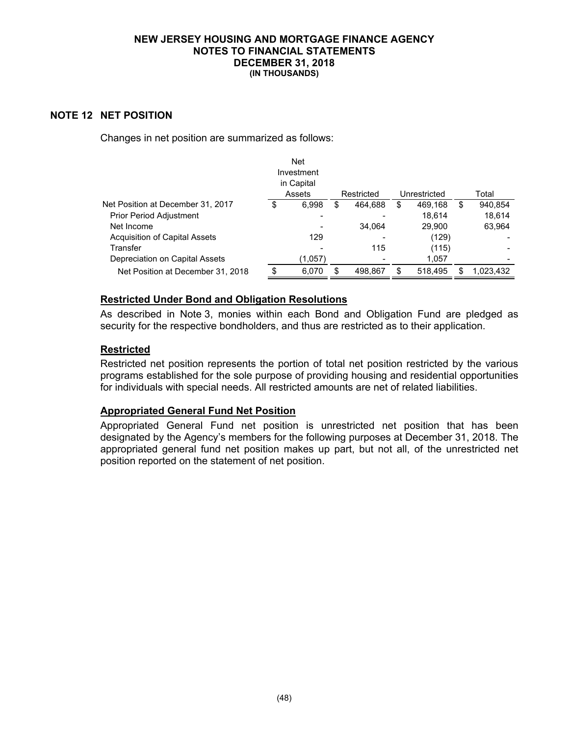**NEW JERSEY HOUSING AND MORTGAGE FINANCE AGENCY**
**NOTES TO FINANCIAL STATEMENTS**
**DECEMBER 31, 2018**
**(IN THOUSANDS)**

## NOTE 12 NET POSITION

Changes in net position are summarized as follows:

| | Net Investment in Capital Assets | Restricted | Unrestricted | Total |
|---|---|---|---|---|
| Net Position at December 31, 2017 | $ 6,998 | $ 464,688 | $ 469,168 | $ 940,854 |
| Prior Period Adjustment | - | - | 18,614 | 18,614 |
| Net Income | - | 34,064 | 29,900 | 63,964 |
| Acquisition of Capital Assets | 129 | - | (129) | - |
| Transfer | - | 115 | (115) | - |
| Depreciation on Capital Assets | (1,057) | - | 1,057 | - |
| Net Position at December 31, 2018 | $ 6,070 | $ 498,867 | $ 518,495 | $ 1,023,432 |

### Restricted Under Bond and Obligation Resolutions

As described in Note 3, monies within each Bond and Obligation Fund are pledged as security for the respective bondholders, and thus are restricted as to their application.

### Restricted

Restricted net position represents the portion of total net position restricted by the various programs established for the sole purpose of providing housing and residential opportunities for individuals with special needs. All restricted amounts are net of related liabilities.

### Appropriated General Fund Net Position

Appropriated General Fund net position is unrestricted net position that has been designated by the Agency's members for the following purposes at December 31, 2018. The appropriated general fund net position makes up part, but not all, of the unrestricted net position reported on the statement of net position.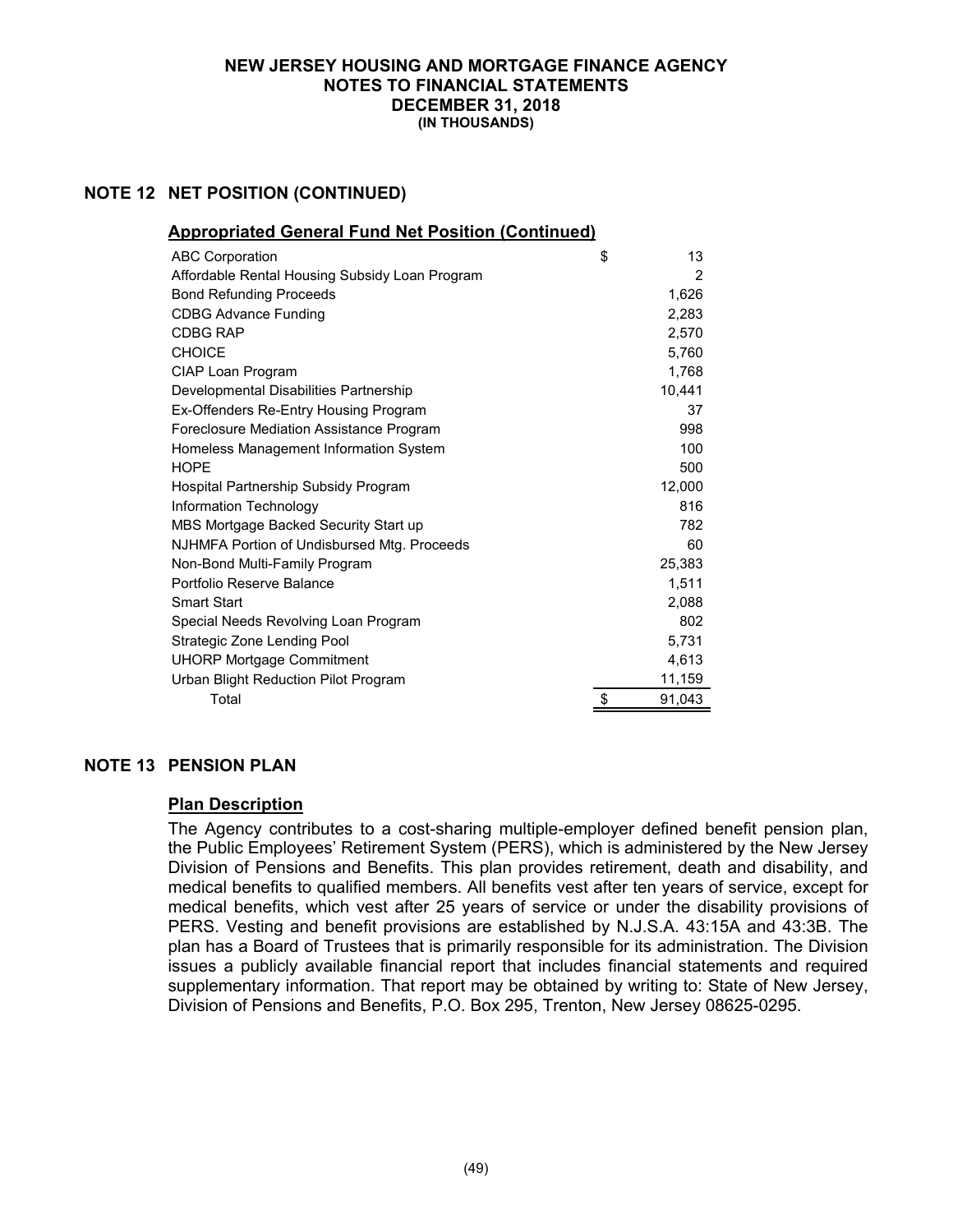**NEW JERSEY HOUSING AND MORTGAGE FINANCE AGENCY**
**NOTES TO FINANCIAL STATEMENTS**
**DECEMBER 31, 2018**
**(IN THOUSANDS)**

## NOTE 12 NET POSITION (CONTINUED)

### Appropriated General Fund Net Position (Continued)

| | |
|---|---|
| ABC Corporation | $ 13 |
| Affordable Rental Housing Subsidy Loan Program | 2 |
| Bond Refunding Proceeds | 1,626 |
| CDBG Advance Funding | 2,283 |
| CDBG RAP | 2,570 |
| CHOICE | 5,760 |
| CIAP Loan Program | 1,768 |
| Developmental Disabilities Partnership | 10,441 |
| Ex-Offenders Re-Entry Housing Program | 37 |
| Foreclosure Mediation Assistance Program | 998 |
| Homeless Management Information System | 100 |
| HOPE | 500 |
| Hospital Partnership Subsidy Program | 12,000 |
| Information Technology | 816 |
| MBS Mortgage Backed Security Start up | 782 |
| NJHMFA Portion of Undisbursed Mtg. Proceeds | 60 |
| Non-Bond Multi-Family Program | 25,383 |
| Portfolio Reserve Balance | 1,511 |
| Smart Start | 2,088 |
| Special Needs Revolving Loan Program | 802 |
| Strategic Zone Lending Pool | 5,731 |
| UHORP Mortgage Commitment | 4,613 |
| Urban Blight Reduction Pilot Program | 11,159 |
| Total | $ 91,043 |

## NOTE 13 PENSION PLAN

### Plan Description

The Agency contributes to a cost-sharing multiple-employer defined benefit pension plan, the Public Employees' Retirement System (PERS), which is administered by the New Jersey Division of Pensions and Benefits. This plan provides retirement, death and disability, and medical benefits to qualified members. All benefits vest after ten years of service, except for medical benefits, which vest after 25 years of service or under the disability provisions of PERS. Vesting and benefit provisions are established by N.J.S.A. 43:15A and 43:3B. The plan has a Board of Trustees that is primarily responsible for its administration. The Division issues a publicly available financial report that includes financial statements and required supplementary information. That report may be obtained by writing to: State of New Jersey, Division of Pensions and Benefits, P.O. Box 295, Trenton, New Jersey 08625-0295.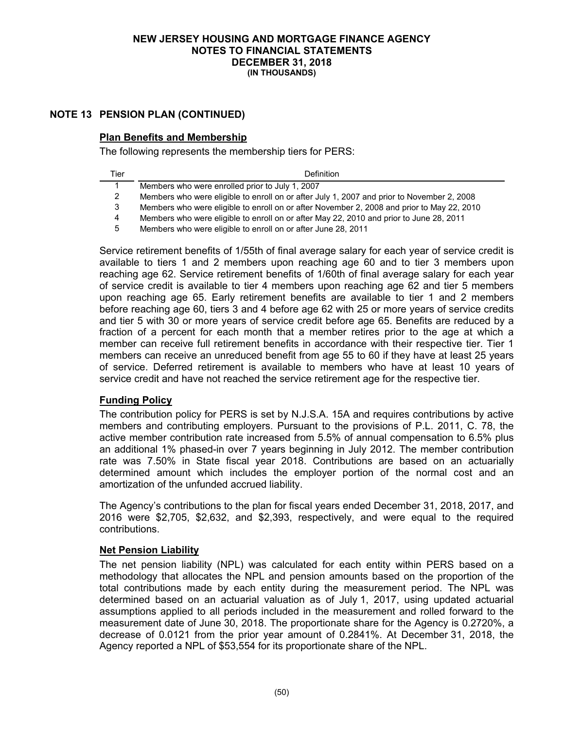## NOTE 13 PENSION PLAN (CONTINUED)

### Plan Benefits and Membership

The following represents the membership tiers for PERS:

| Tier | Definition |
|---|---|
| 1 | Members who were enrolled prior to July 1, 2007 |
| 2 | Members who were eligible to enroll on or after July 1, 2007 and prior to November 2, 2008 |
| 3 | Members who were eligible to enroll on or after November 2, 2008 and prior to May 22, 2010 |
| 4 | Members who were eligible to enroll on or after May 22, 2010 and prior to June 28, 2011 |
| 5 | Members who were eligible to enroll on or after June 28, 2011 |

Service retirement benefits of 1/55th of final average salary for each year of service credit is available to tiers 1 and 2 members upon reaching age 60 and to tier 3 members upon reaching age 62. Service retirement benefits of 1/60th of final average salary for each year of service credit is available to tier 4 members upon reaching age 62 and tier 5 members upon reaching age 65. Early retirement benefits are available to tier 1 and 2 members before reaching age 60, tiers 3 and 4 before age 62 with 25 or more years of service credits and tier 5 with 30 or more years of service credit before age 65. Benefits are reduced by a fraction of a percent for each month that a member retires prior to the age at which a member can receive full retirement benefits in accordance with their respective tier. Tier 1 members can receive an unreduced benefit from age 55 to 60 if they have at least 25 years of service. Deferred retirement is available to members who have at least 10 years of service credit and have not reached the service retirement age for the respective tier.

### Funding Policy

The contribution policy for PERS is set by N.J.S.A. 15A and requires contributions by active members and contributing employers. Pursuant to the provisions of P.L. 2011, C. 78, the active member contribution rate increased from 5.5% of annual compensation to 6.5% plus an additional 1% phased-in over 7 years beginning in July 2012. The member contribution rate was 7.50% in State fiscal year 2018. Contributions are based on an actuarially determined amount which includes the employer portion of the normal cost and an amortization of the unfunded accrued liability.

The Agency's contributions to the plan for fiscal years ended December 31, 2018, 2017, and 2016 were $2,705, $2,632, and $2,393, respectively, and were equal to the required contributions.

### Net Pension Liability

The net pension liability (NPL) was calculated for each entity within PERS based on a methodology that allocates the NPL and pension amounts based on the proportion of the total contributions made by each entity during the measurement period. The NPL was determined based on an actuarial valuation as of July 1, 2017, using updated actuarial assumptions applied to all periods included in the measurement and rolled forward to the measurement date of June 30, 2018. The proportionate share for the Agency is 0.2720%, a decrease of 0.0121 from the prior year amount of 0.2841%. At December 31, 2018, the Agency reported a NPL of $53,554 for its proportionate share of the NPL.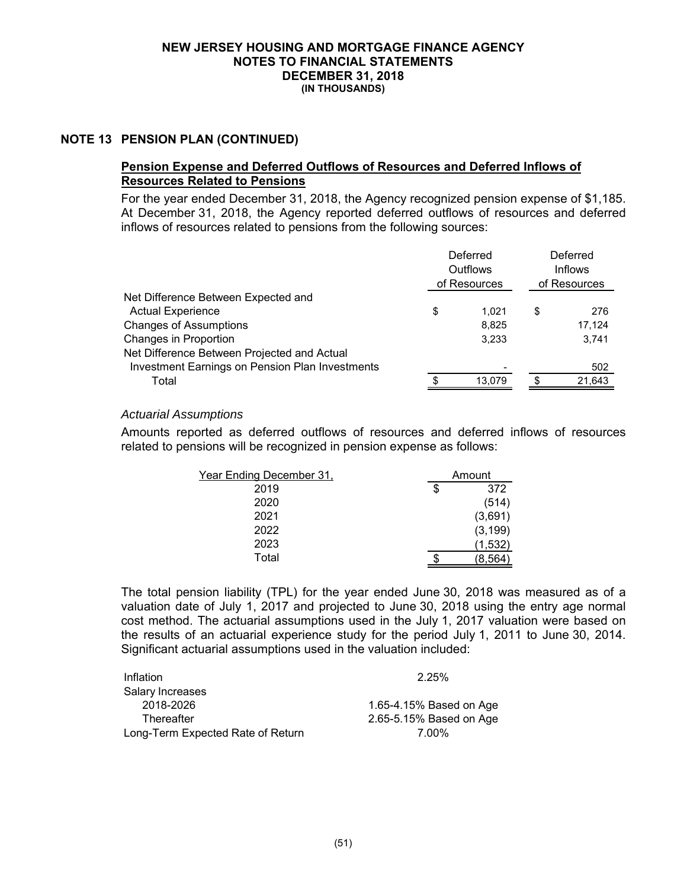# NEW JERSEY HOUSING AND MORTGAGE FINANCE AGENCY
## NOTES TO FINANCIAL STATEMENTS
## DECEMBER 31, 2018
**(IN THOUSANDS)**

## NOTE 13 PENSION PLAN (CONTINUED)

### Pension Expense and Deferred Outflows of Resources and Deferred Inflows of Resources Related to Pensions

For the year ended December 31, 2018, the Agency recognized pension expense of $1,185. At December 31, 2018, the Agency reported deferred outflows of resources and deferred inflows of resources related to pensions from the following sources:

| | Deferred Outflows of Resources | Deferred Inflows of Resources |
|---|---|---|
| Net Difference Between Expected and Actual Experience | $ 1,021 | $ 276 |
| Changes of Assumptions | 8,825 | 17,124 |
| Changes in Proportion | 3,233 | 3,741 |
| Net Difference Between Projected and Actual Investment Earnings on Pension Plan Investments | - | 502 |
| Total | $ 13,079 | $ 21,643 |

*Actuarial Assumptions*

Amounts reported as deferred outflows of resources and deferred inflows of resources related to pensions will be recognized in pension expense as follows:

| Year Ending December 31, | Amount |
|---|---|
| 2019 | $ 372 |
| 2020 | (514) |
| 2021 | (3,691) |
| 2022 | (3,199) |
| 2023 | (1,532) |
| Total | $ (8,564) |

The total pension liability (TPL) for the year ended June 30, 2018 was measured as of a valuation date of July 1, 2017 and projected to June 30, 2018 using the entry age normal cost method. The actuarial assumptions used in the July 1, 2017 valuation were based on the results of an actuarial experience study for the period July 1, 2011 to June 30, 2014. Significant actuarial assumptions used in the valuation included:

| | |
|---|---|
| Inflation | 2.25% |
| Salary Increases | |
| 2018-2026 | 1.65-4.15% Based on Age |
| Thereafter | 2.65-5.15% Based on Age |
| Long-Term Expected Rate of Return | 7.00% |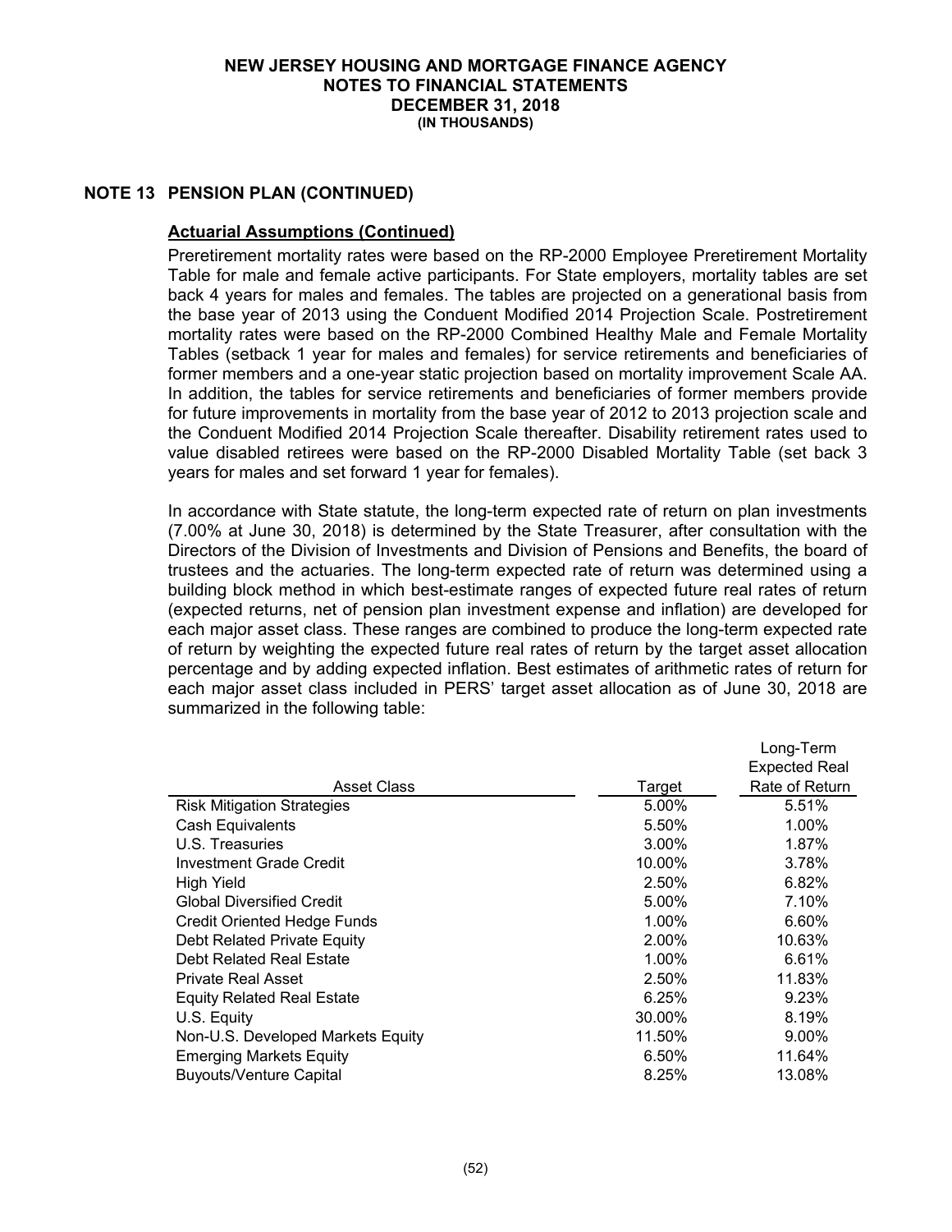## NOTE 13 PENSION PLAN (CONTINUED)

### Actuarial Assumptions (Continued)

Preretirement mortality rates were based on the RP-2000 Employee Preretirement Mortality Table for male and female active participants. For State employers, mortality tables are set back 4 years for males and females. The tables are projected on a generational basis from the base year of 2013 using the Conduent Modified 2014 Projection Scale. Postretirement mortality rates were based on the RP-2000 Combined Healthy Male and Female Mortality Tables (setback 1 year for males and females) for service retirements and beneficiaries of former members and a one-year static projection based on mortality improvement Scale AA. In addition, the tables for service retirements and beneficiaries of former members provide for future improvements in mortality from the base year of 2012 to 2013 projection scale and the Conduent Modified 2014 Projection Scale thereafter. Disability retirement rates used to value disabled retirees were based on the RP-2000 Disabled Mortality Table (set back 3 years for males and set forward 1 year for females).

In accordance with State statute, the long-term expected rate of return on plan investments (7.00% at June 30, 2018) is determined by the State Treasurer, after consultation with the Directors of the Division of Investments and Division of Pensions and Benefits, the board of trustees and the actuaries. The long-term expected rate of return was determined using a building block method in which best-estimate ranges of expected future real rates of return (expected returns, net of pension plan investment expense and inflation) are developed for each major asset class. These ranges are combined to produce the long-term expected rate of return by weighting the expected future real rates of return by the target asset allocation percentage and by adding expected inflation. Best estimates of arithmetic rates of return for each major asset class included in PERS' target asset allocation as of June 30, 2018 are summarized in the following table:

| Asset Class | Target | Long-Term Expected Real Rate of Return |
|---|---|---|
| Risk Mitigation Strategies | 5.00% | 5.51% |
| Cash Equivalents | 5.50% | 1.00% |
| U.S. Treasuries | 3.00% | 1.87% |
| Investment Grade Credit | 10.00% | 3.78% |
| High Yield | 2.50% | 6.82% |
| Global Diversified Credit | 5.00% | 7.10% |
| Credit Oriented Hedge Funds | 1.00% | 6.60% |
| Debt Related Private Equity | 2.00% | 10.63% |
| Debt Related Real Estate | 1.00% | 6.61% |
| Private Real Asset | 2.50% | 11.83% |
| Equity Related Real Estate | 6.25% | 9.23% |
| U.S. Equity | 30.00% | 8.19% |
| Non-U.S. Developed Markets Equity | 11.50% | 9.00% |
| Emerging Markets Equity | 6.50% | 11.64% |
| Buyouts/Venture Capital | 8.25% | 13.08% |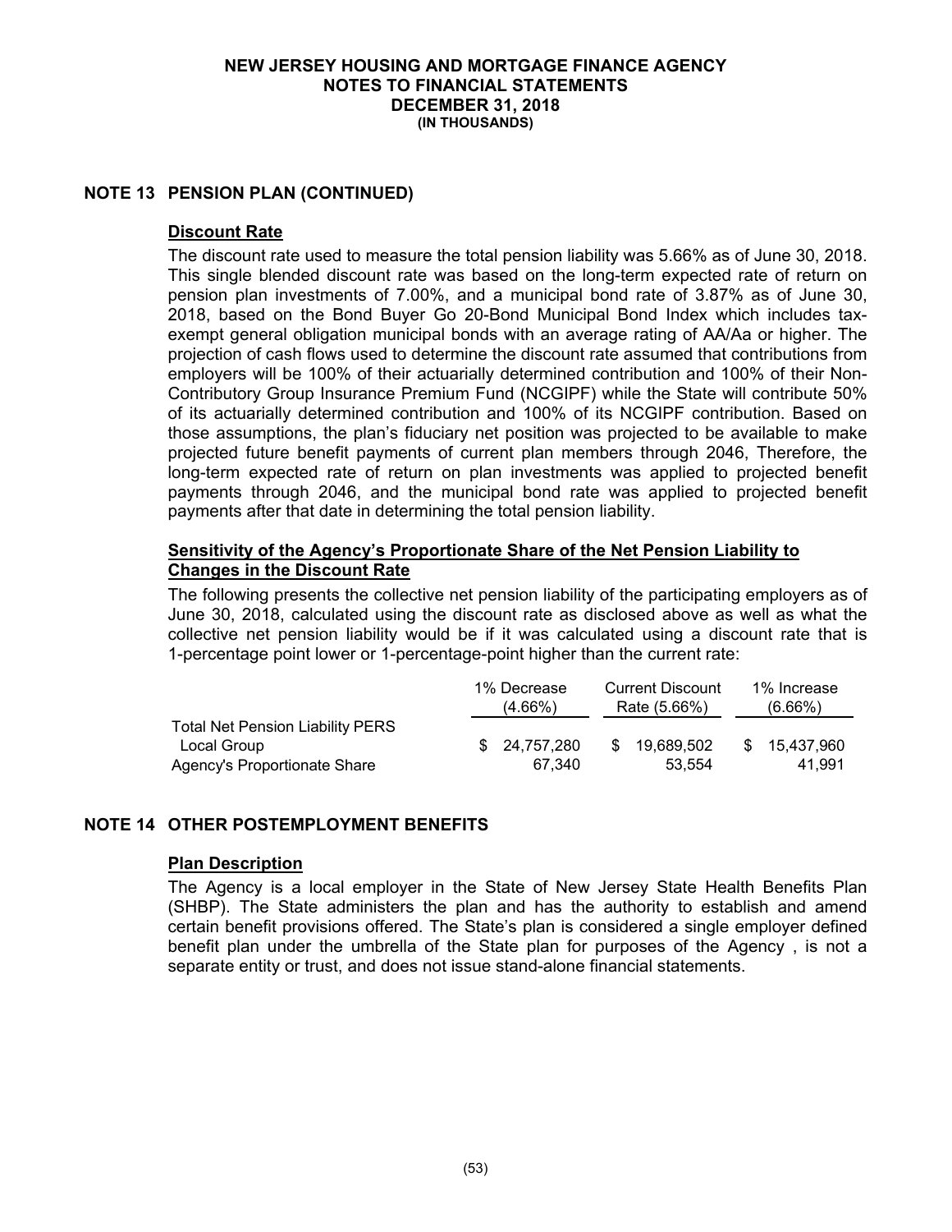# NEW JERSEY HOUSING AND MORTGAGE FINANCE AGENCY
## NOTES TO FINANCIAL STATEMENTS
## DECEMBER 31, 2018
### (IN THOUSANDS)

## NOTE 13 PENSION PLAN (CONTINUED)

### Discount Rate

The discount rate used to measure the total pension liability was 5.66% as of June 30, 2018. This single blended discount rate was based on the long-term expected rate of return on pension plan investments of 7.00%, and a municipal bond rate of 3.87% as of June 30, 2018, based on the Bond Buyer Go 20-Bond Municipal Bond Index which includes tax-exempt general obligation municipal bonds with an average rating of AA/Aa or higher. The projection of cash flows used to determine the discount rate assumed that contributions from employers will be 100% of their actuarially determined contribution and 100% of their Non-Contributory Group Insurance Premium Fund (NCGIPF) while the State will contribute 50% of its actuarially determined contribution and 100% of its NCGIPF contribution. Based on those assumptions, the plan's fiduciary net position was projected to be available to make projected future benefit payments of current plan members through 2046, Therefore, the long-term expected rate of return on plan investments was applied to projected benefit payments through 2046, and the municipal bond rate was applied to projected benefit payments after that date in determining the total pension liability.

### Sensitivity of the Agency's Proportionate Share of the Net Pension Liability to Changes in the Discount Rate

The following presents the collective net pension liability of the participating employers as of June 30, 2018, calculated using the discount rate as disclosed above as well as what the collective net pension liability would be if it was calculated using a discount rate that is 1-percentage point lower or 1-percentage-point higher than the current rate:

| | 1% Decrease (4.66%) | Current Discount Rate (5.66%) | 1% Increase (6.66%) |
|---|---|---|---|
| Total Net Pension Liability PERS Local Group | $ 24,757,280 | $ 19,689,502 | $ 15,437,960 |
| Agency's Proportionate Share | 67,340 | 53,554 | 41,991 |

## NOTE 14 OTHER POSTEMPLOYMENT BENEFITS

### Plan Description

The Agency is a local employer in the State of New Jersey State Health Benefits Plan (SHBP). The State administers the plan and has the authority to establish and amend certain benefit provisions offered. The State's plan is considered a single employer defined benefit plan under the umbrella of the State plan for purposes of the Agency , is not a separate entity or trust, and does not issue stand-alone financial statements.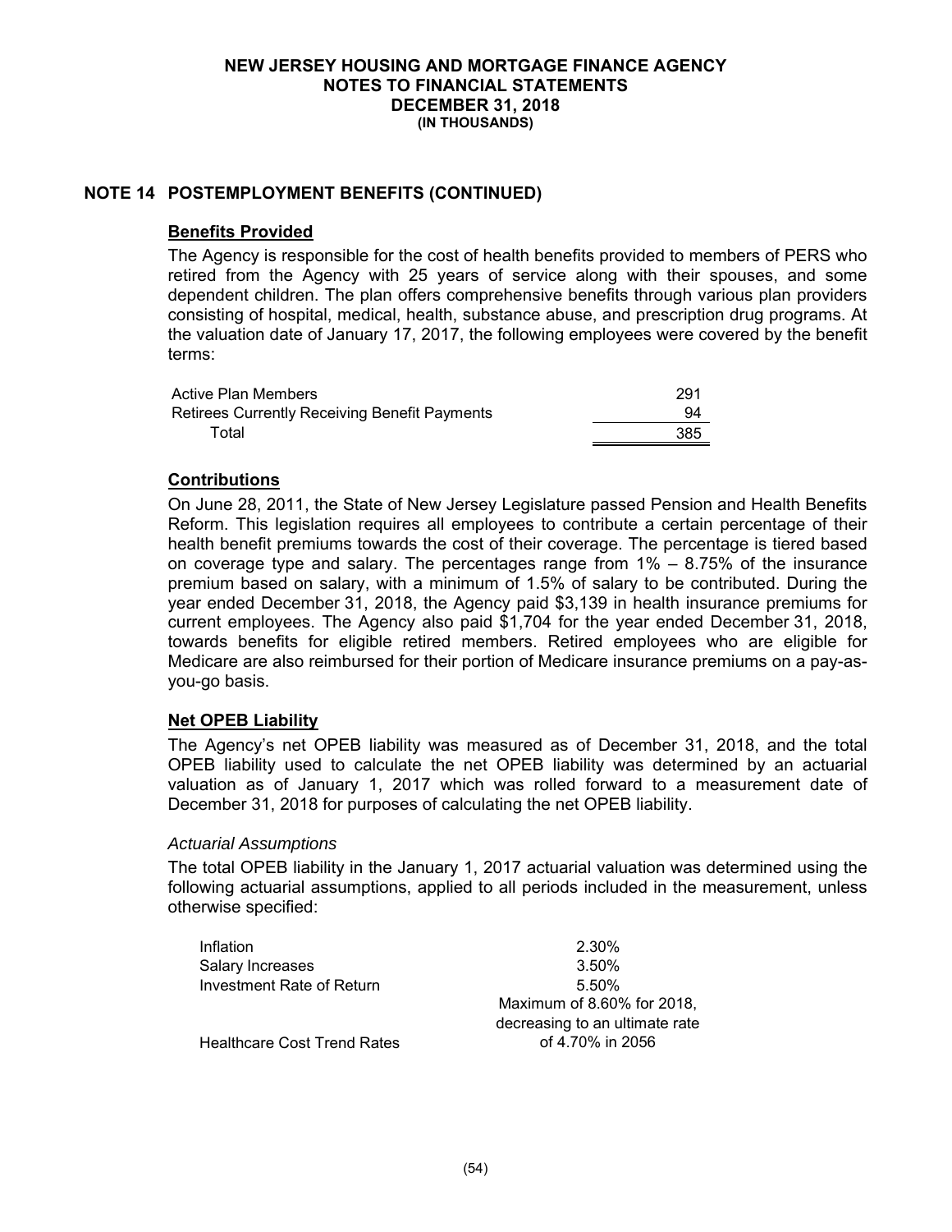# NEW JERSEY HOUSING AND MORTGAGE FINANCE AGENCY
## NOTES TO FINANCIAL STATEMENTS
## DECEMBER 31, 2018
### (IN THOUSANDS)

## NOTE 14 POSTEMPLOYMENT BENEFITS (CONTINUED)

### Benefits Provided

The Agency is responsible for the cost of health benefits provided to members of PERS who retired from the Agency with 25 years of service along with their spouses, and some dependent children. The plan offers comprehensive benefits through various plan providers consisting of hospital, medical, health, substance abuse, and prescription drug programs. At the valuation date of January 17, 2017, the following employees were covered by the benefit terms:

| | |
|---|---|
| Active Plan Members | 291 |
| Retirees Currently Receiving Benefit Payments | 94 |
| Total | 385 |

### Contributions

On June 28, 2011, the State of New Jersey Legislature passed Pension and Health Benefits Reform. This legislation requires all employees to contribute a certain percentage of their health benefit premiums towards the cost of their coverage. The percentage is tiered based on coverage type and salary. The percentages range from 1% – 8.75% of the insurance premium based on salary, with a minimum of 1.5% of salary to be contributed. During the year ended December 31, 2018, the Agency paid $3,139 in health insurance premiums for current employees. The Agency also paid $1,704 for the year ended December 31, 2018, towards benefits for eligible retired members. Retired employees who are eligible for Medicare are also reimbursed for their portion of Medicare insurance premiums on a pay-as-you-go basis.

### Net OPEB Liability

The Agency's net OPEB liability was measured as of December 31, 2018, and the total OPEB liability used to calculate the net OPEB liability was determined by an actuarial valuation as of January 1, 2017 which was rolled forward to a measurement date of December 31, 2018 for purposes of calculating the net OPEB liability.

*Actuarial Assumptions*

The total OPEB liability in the January 1, 2017 actuarial valuation was determined using the following actuarial assumptions, applied to all periods included in the measurement, unless otherwise specified:

| | |
|---|---|
| Inflation | 2.30% |
| Salary Increases | 3.50% |
| Investment Rate of Return | 5.50% |
| Healthcare Cost Trend Rates | Maximum of 8.60% for 2018, decreasing to an ultimate rate of 4.70% in 2056 |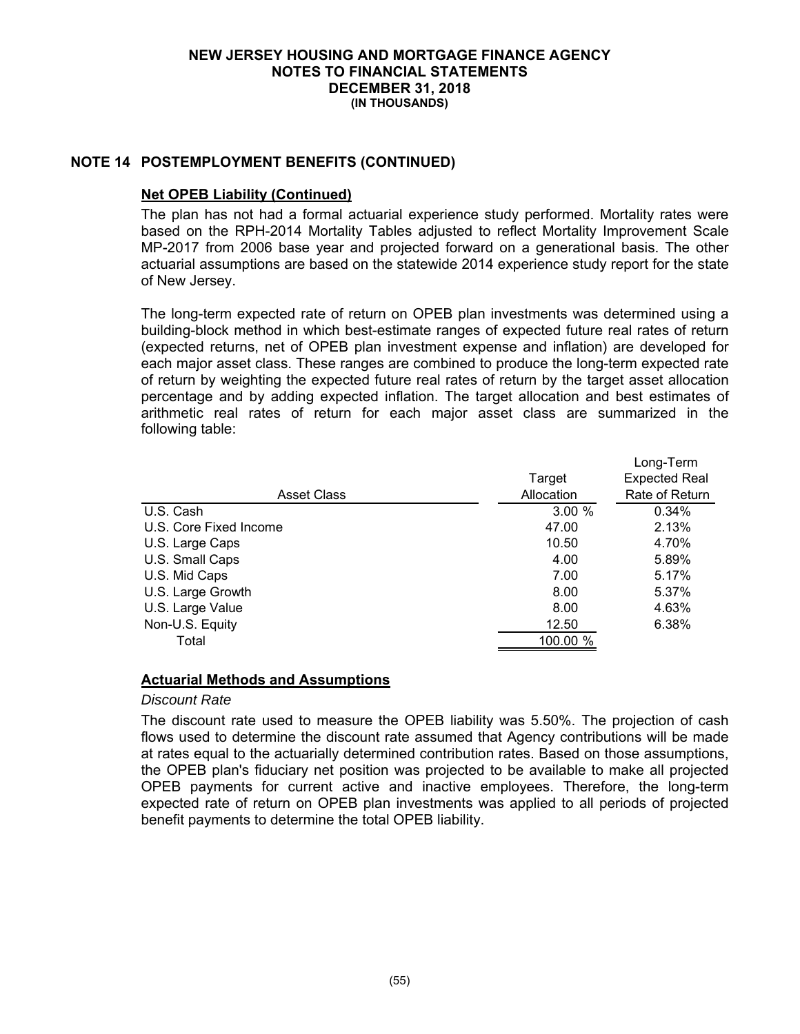## NOTE 14 POSTEMPLOYMENT BENEFITS (CONTINUED)

**Net OPEB Liability (Continued)**

The plan has not had a formal actuarial experience study performed. Mortality rates were based on the RPH-2014 Mortality Tables adjusted to reflect Mortality Improvement Scale MP-2017 from 2006 base year and projected forward on a generational basis. The other actuarial assumptions are based on the statewide 2014 experience study report for the state of New Jersey.

The long-term expected rate of return on OPEB plan investments was determined using a building-block method in which best-estimate ranges of expected future real rates of return (expected returns, net of OPEB plan investment expense and inflation) are developed for each major asset class. These ranges are combined to produce the long-term expected rate of return by weighting the expected future real rates of return by the target asset allocation percentage and by adding expected inflation. The target allocation and best estimates of arithmetic real rates of return for each major asset class are summarized in the following table:

| Asset Class | Target Allocation | Long-Term Expected Real Rate of Return |
|---|---|---|
| U.S. Cash | 3.00 % | 0.34% |
| U.S. Core Fixed Income | 47.00 | 2.13% |
| U.S. Large Caps | 10.50 | 4.70% |
| U.S. Small Caps | 4.00 | 5.89% |
| U.S. Mid Caps | 7.00 | 5.17% |
| U.S. Large Growth | 8.00 | 5.37% |
| U.S. Large Value | 8.00 | 4.63% |
| Non-U.S. Equity | 12.50 | 6.38% |
| Total | 100.00 % | |

**Actuarial Methods and Assumptions**

*Discount Rate*

The discount rate used to measure the OPEB liability was 5.50%. The projection of cash flows used to determine the discount rate assumed that Agency contributions will be made at rates equal to the actuarially determined contribution rates. Based on those assumptions, the OPEB plan's fiduciary net position was projected to be available to make all projected OPEB payments for current active and inactive employees. Therefore, the long-term expected rate of return on OPEB plan investments was applied to all periods of projected benefit payments to determine the total OPEB liability.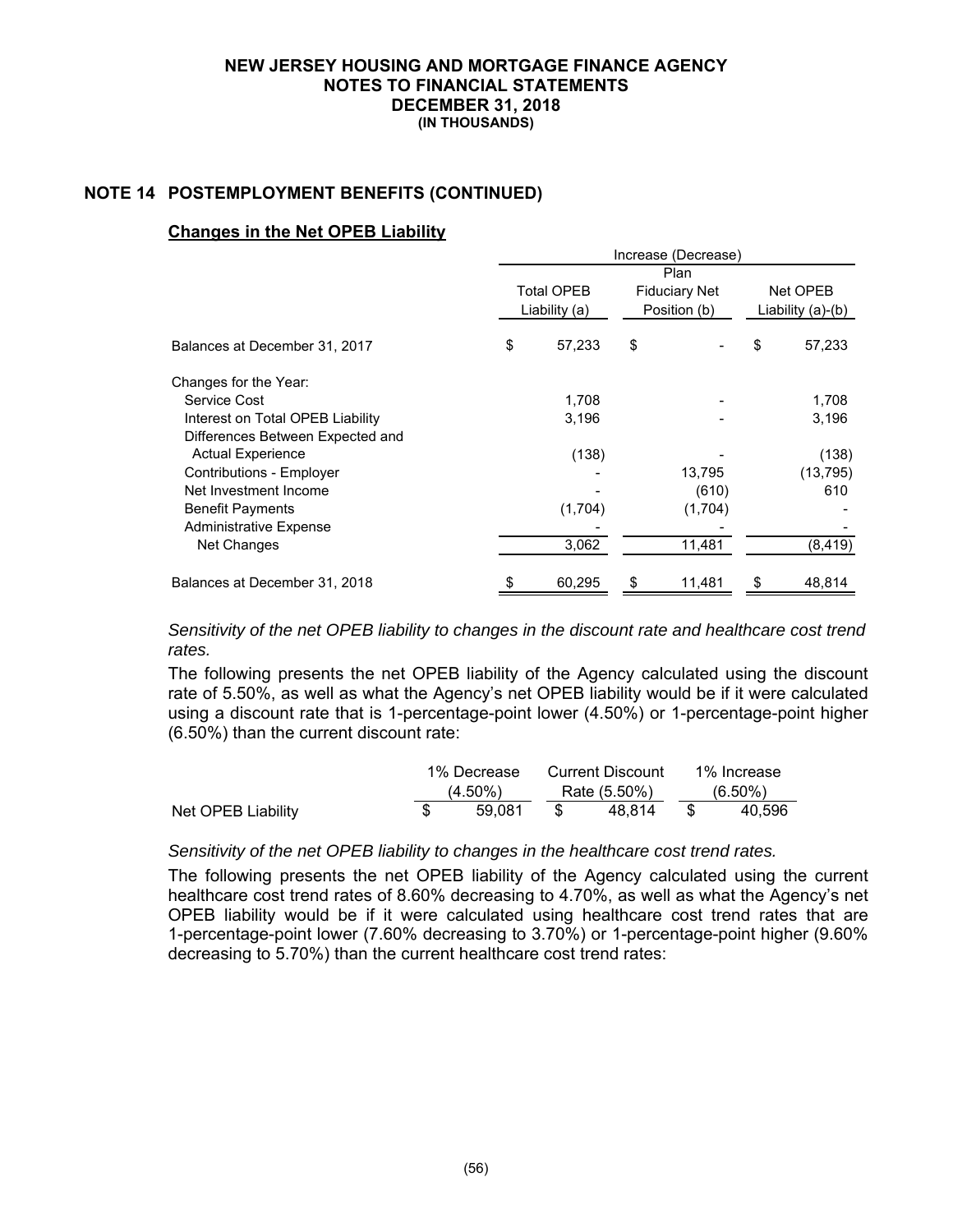# NEW JERSEY HOUSING AND MORTGAGE FINANCE AGENCY
## NOTES TO FINANCIAL STATEMENTS
## DECEMBER 31, 2018
### (IN THOUSANDS)

## NOTE 14 POSTEMPLOYMENT BENEFITS (CONTINUED)

**Changes in the Net OPEB Liability**

| | Increase (Decrease) | | |
|---|---|---|---|
| | Total OPEB Liability (a) | Plan Fiduciary Net Position (b) | Net OPEB Liability (a)-(b) |
| Balances at December 31, 2017 | $ 57,233 | $ - | $ 57,233 |
| Changes for the Year: | | | |
| Service Cost | 1,708 | - | 1,708 |
| Interest on Total OPEB Liability | 3,196 | - | 3,196 |
| Differences Between Expected and Actual Experience | (138) | - | (138) |
| Contributions - Employer | - | 13,795 | (13,795) |
| Net Investment Income | - | (610) | 610 |
| Benefit Payments | (1,704) | (1,704) | - |
| Administrative Expense | - | - | - |
| Net Changes | 3,062 | 11,481 | (8,419) |
| Balances at December 31, 2018 | $ 60,295 | $ 11,481 | $ 48,814 |

*Sensitivity of the net OPEB liability to changes in the discount rate and healthcare cost trend rates.*

The following presents the net OPEB liability of the Agency calculated using the discount rate of 5.50%, as well as what the Agency's net OPEB liability would be if it were calculated using a discount rate that is 1-percentage-point lower (4.50%) or 1-percentage-point higher (6.50%) than the current discount rate:

| | 1% Decrease (4.50%) | Current Discount Rate (5.50%) | 1% Increase (6.50%) |
|---|---|---|---|
| Net OPEB Liability | $ 59,081 | $ 48,814 | $ 40,596 |

*Sensitivity of the net OPEB liability to changes in the healthcare cost trend rates.*

The following presents the net OPEB liability of the Agency calculated using the current healthcare cost trend rates of 8.60% decreasing to 4.70%, as well as what the Agency's net OPEB liability would be if it were calculated using healthcare cost trend rates that are 1-percentage-point lower (7.60% decreasing to 3.70%) or 1-percentage-point higher (9.60% decreasing to 5.70%) than the current healthcare cost trend rates: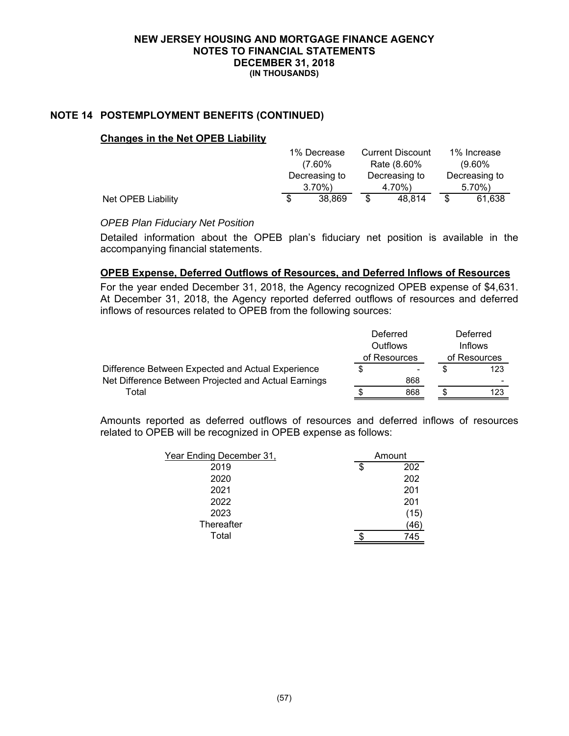# NEW JERSEY HOUSING AND MORTGAGE FINANCE AGENCY
## NOTES TO FINANCIAL STATEMENTS
## DECEMBER 31, 2018
### (IN THOUSANDS)

## NOTE 14 POSTEMPLOYMENT BENEFITS (CONTINUED)

**Changes in the Net OPEB Liability**

| | 1% Decrease (7.60% Decreasing to 3.70%) | Current Discount Rate (8.60% Decreasing to 4.70%) | 1% Increase (9.60% Decreasing to 5.70%) |
|---|---|---|---|
| Net OPEB Liability | $ 38,869 | $ 48,814 | $ 61,638 |

*OPEB Plan Fiduciary Net Position*

Detailed information about the OPEB plan's fiduciary net position is available in the accompanying financial statements.

**OPEB Expense, Deferred Outflows of Resources, and Deferred Inflows of Resources**

For the year ended December 31, 2018, the Agency recognized OPEB expense of $4,631. At December 31, 2018, the Agency reported deferred outflows of resources and deferred inflows of resources related to OPEB from the following sources:

| | Deferred Outflows of Resources | Deferred Inflows of Resources |
|---|---|---|
| Difference Between Expected and Actual Experience | $ - | $ 123 |
| Net Difference Between Projected and Actual Earnings | 868 | - |
| Total | $ 868 | $ 123 |

Amounts reported as deferred outflows of resources and deferred inflows of resources related to OPEB will be recognized in OPEB expense as follows:

| Year Ending December 31, | Amount |
|---|---|
| 2019 | $ 202 |
| 2020 | 202 |
| 2021 | 201 |
| 2022 | 201 |
| 2023 | (15) |
| Thereafter | (46) |
| Total | $ 745 |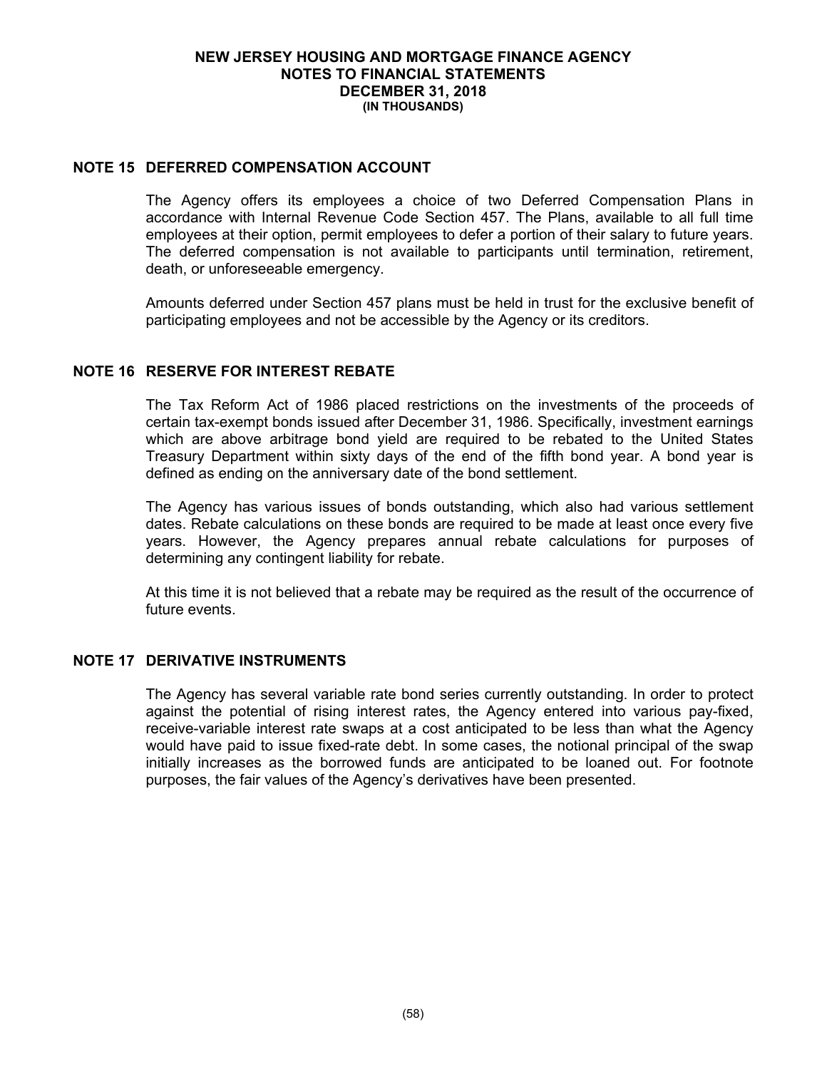## NOTE 15 DEFERRED COMPENSATION ACCOUNT

The Agency offers its employees a choice of two Deferred Compensation Plans in accordance with Internal Revenue Code Section 457. The Plans, available to all full time employees at their option, permit employees to defer a portion of their salary to future years. The deferred compensation is not available to participants until termination, retirement, death, or unforeseeable emergency.

Amounts deferred under Section 457 plans must be held in trust for the exclusive benefit of participating employees and not be accessible by the Agency or its creditors.

## NOTE 16 RESERVE FOR INTEREST REBATE

The Tax Reform Act of 1986 placed restrictions on the investments of the proceeds of certain tax-exempt bonds issued after December 31, 1986. Specifically, investment earnings which are above arbitrage bond yield are required to be rebated to the United States Treasury Department within sixty days of the end of the fifth bond year. A bond year is defined as ending on the anniversary date of the bond settlement.

The Agency has various issues of bonds outstanding, which also had various settlement dates. Rebate calculations on these bonds are required to be made at least once every five years. However, the Agency prepares annual rebate calculations for purposes of determining any contingent liability for rebate.

At this time it is not believed that a rebate may be required as the result of the occurrence of future events.

## NOTE 17 DERIVATIVE INSTRUMENTS

The Agency has several variable rate bond series currently outstanding. In order to protect against the potential of rising interest rates, the Agency entered into various pay-fixed, receive-variable interest rate swaps at a cost anticipated to be less than what the Agency would have paid to issue fixed-rate debt. In some cases, the notional principal of the swap initially increases as the borrowed funds are anticipated to be loaned out. For footnote purposes, the fair values of the Agency's derivatives have been presented.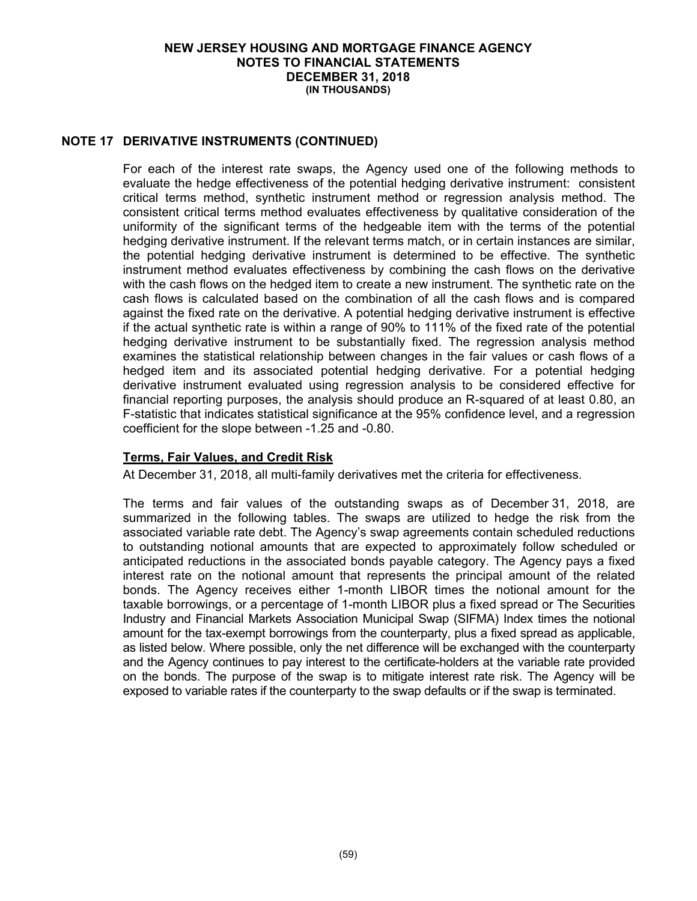## NOTE 17 DERIVATIVE INSTRUMENTS (CONTINUED)

For each of the interest rate swaps, the Agency used one of the following methods to evaluate the hedge effectiveness of the potential hedging derivative instrument: consistent critical terms method, synthetic instrument method or regression analysis method. The consistent critical terms method evaluates effectiveness by qualitative consideration of the uniformity of the significant terms of the hedgeable item with the terms of the potential hedging derivative instrument. If the relevant terms match, or in certain instances are similar, the potential hedging derivative instrument is determined to be effective. The synthetic instrument method evaluates effectiveness by combining the cash flows on the derivative with the cash flows on the hedged item to create a new instrument. The synthetic rate on the cash flows is calculated based on the combination of all the cash flows and is compared against the fixed rate on the derivative. A potential hedging derivative instrument is effective if the actual synthetic rate is within a range of 90% to 111% of the fixed rate of the potential hedging derivative instrument to be substantially fixed. The regression analysis method examines the statistical relationship between changes in the fair values or cash flows of a hedged item and its associated potential hedging derivative. For a potential hedging derivative instrument evaluated using regression analysis to be considered effective for financial reporting purposes, the analysis should produce an R-squared of at least 0.80, an F-statistic that indicates statistical significance at the 95% confidence level, and a regression coefficient for the slope between -1.25 and -0.80.

### Terms, Fair Values, and Credit Risk

At December 31, 2018, all multi-family derivatives met the criteria for effectiveness.

The terms and fair values of the outstanding swaps as of December 31, 2018, are summarized in the following tables. The swaps are utilized to hedge the risk from the associated variable rate debt. The Agency's swap agreements contain scheduled reductions to outstanding notional amounts that are expected to approximately follow scheduled or anticipated reductions in the associated bonds payable category. The Agency pays a fixed interest rate on the notional amount that represents the principal amount of the related bonds. The Agency receives either 1-month LIBOR times the notional amount for the taxable borrowings, or a percentage of 1-month LIBOR plus a fixed spread or The Securities Industry and Financial Markets Association Municipal Swap (SIFMA) Index times the notional amount for the tax-exempt borrowings from the counterparty, plus a fixed spread as applicable, as listed below. Where possible, only the net difference will be exchanged with the counterparty and the Agency continues to pay interest to the certificate-holders at the variable rate provided on the bonds. The purpose of the swap is to mitigate interest rate risk. The Agency will be exposed to variable rates if the counterparty to the swap defaults or if the swap is terminated.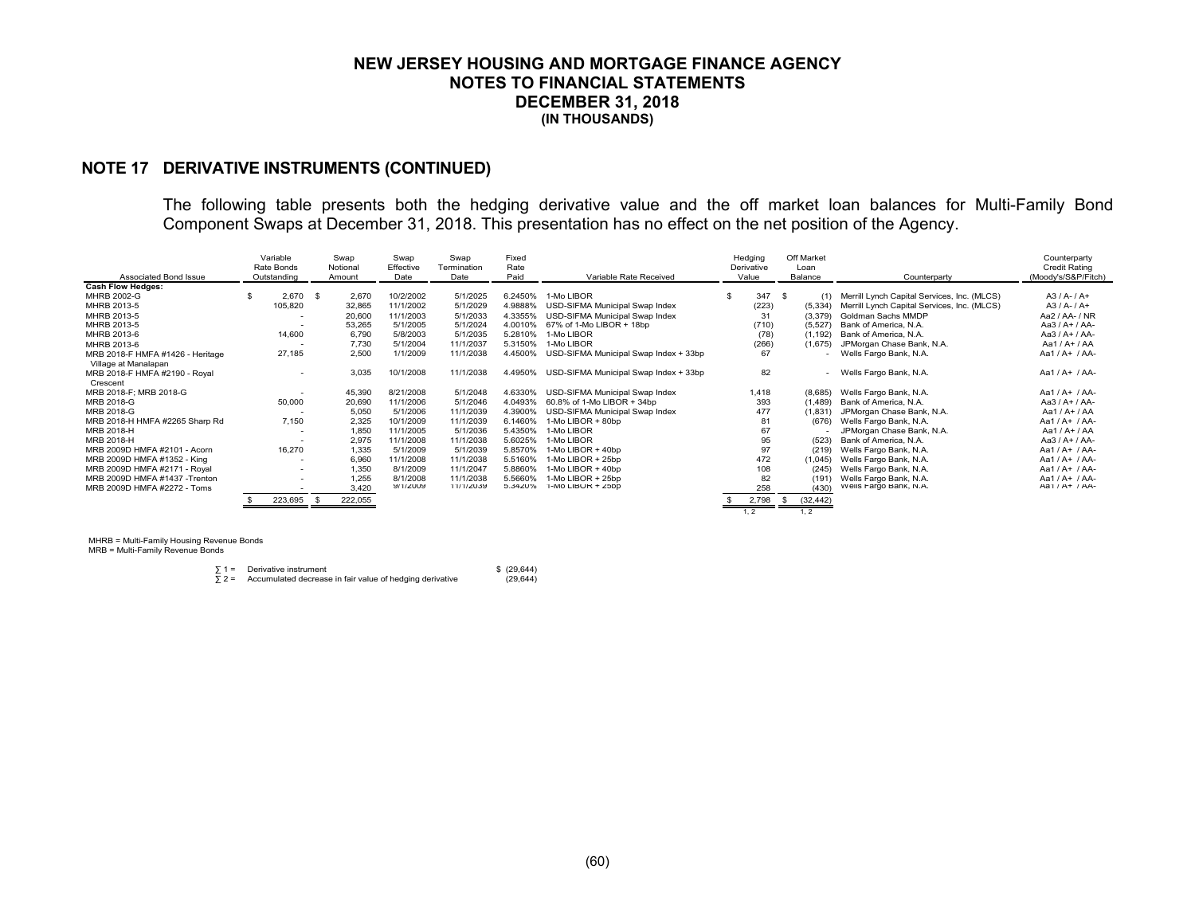# NEW JERSEY HOUSING AND MORTGAGE FINANCE AGENCY
## NOTES TO FINANCIAL STATEMENTS
## DECEMBER 31, 2018
### (IN THOUSANDS)

## NOTE 17 DERIVATIVE INSTRUMENTS (CONTINUED)

The following table presents both the hedging derivative value and the off market loan balances for Multi-Family Bond Component Swaps at December 31, 2018. This presentation has no effect on the net position of the Agency.

| Associated Bond Issue | Variable Rate Bonds Outstanding | Swap Notional Amount | Swap Effective Date | Swap Termination Date | Fixed Rate Paid | Variable Rate Received | Hedging Derivative Value | Off Market Loan Balance | Counterparty | Counterparty Credit Rating (Moody's/S&P/Fitch) |
|---|---|---|---|---|---|---|---|---|---|---|
| **Cash Flow Hedges:** | | | | | | | | | | |
| MHRB 2002-G | $ 2,670 | $ 2,670 | 10/2/2002 | 5/1/2025 | 6.2450% | 1-Mo LIBOR | $ 347 | $ (1) | Merrill Lynch Capital Services, Inc. (MLCS) | A3 / A- / A+ |
| MHRB 2013-5 | 105,820 | 32,865 | 11/1/2002 | 5/1/2029 | 4.9888% | USD-SIFMA Municipal Swap Index | (223) | (5,334) | Merrill Lynch Capital Services, Inc. (MLCS) | A3 / A- / A+ |
| MHRB 2013-5 | - | 20,600 | 11/1/2003 | 5/1/2033 | 4.3355% | USD-SIFMA Municipal Swap Index | 31 | (3,379) | Goldman Sachs MMDP | Aa2 / AA- / NR |
| MHRB 2013-5 | - | 53,265 | 5/1/2005 | 5/1/2024 | 4.0010% | 67% of 1-Mo LIBOR + 18bp | (710) | (5,527) | Bank of America, N.A. | Aa3 / A+ / AA- |
| MHRB 2013-6 | 14,600 | 6,790 | 5/8/2003 | 5/1/2035 | 5.2810% | 1-Mo LIBOR | (78) | (1,192) | Bank of America, N.A. | Aa3 / A+ / AA- |
| MHRB 2013-6 | - | 7,730 | 5/1/2004 | 11/1/2037 | 5.3150% | 1-Mo LIBOR | (266) | (1,675) | JPMorgan Chase Bank, N.A. | Aa1 / A+ / AA |
| MRB 2018-F HMFA #1426 - Heritage Village at Manalapan | 27,185 | 2,500 | 1/1/2009 | 11/1/2038 | 4.4500% | USD-SIFMA Municipal Swap Index + 33bp | 67 | - | Wells Fargo Bank, N.A. | Aa1 / A+ / AA- |
| MRB 2018-F HMFA #2190 - Royal Crescent | - | 3,035 | 10/1/2008 | 11/1/2038 | 4.4950% | USD-SIFMA Municipal Swap Index + 33bp | 82 | - | Wells Fargo Bank, N.A. | Aa1 / A+ / AA- |
| MRB 2018-F; MRB 2018-G | - | 45,390 | 8/21/2008 | 5/1/2048 | 4.6330% | USD-SIFMA Municipal Swap Index | 1,418 | (8,685) | Wells Fargo Bank, N.A. | Aa1 / A+ / AA- |
| MRB 2018-G | 50,000 | 20,690 | 11/1/2006 | 5/1/2046 | 4.0493% | 60.8% of 1-Mo LIBOR + 34bp | 393 | (1,489) | Bank of America, N.A. | Aa3 / A+ / AA- |
| MRB 2018-G | - | 5,050 | 5/1/2006 | 11/1/2039 | 4.3900% | USD-SIFMA Municipal Swap Index | 477 | (1,831) | JPMorgan Chase Bank, N.A. | Aa1 / A+ / AA |
| MRB 2018-H HMFA #2265 Sharp Rd | 7,150 | 2,325 | 10/1/2009 | 11/1/2039 | 6.1460% | 1-Mo LIBOR + 80bp | 81 | (676) | Wells Fargo Bank, N.A. | Aa1 / A+ / AA- |
| MRB 2018-H | - | 1,850 | 11/1/2005 | 5/1/2036 | 5.4350% | 1-Mo LIBOR | 67 | - | JPMorgan Chase Bank, N.A. | Aa1 / A+ / AA |
| MRB 2018-H | - | 2,975 | 11/1/2008 | 11/1/2038 | 5.6025% | 1-Mo LIBOR | 95 | (523) | Bank of America, N.A. | Aa3 / A+ / AA- |
| MRB 2009D HMFA #2101 - Acorn | 16,270 | 1,335 | 5/1/2009 | 5/1/2039 | 5.8570% | 1-Mo LIBOR + 40bp | 97 | (219) | Wells Fargo Bank, N.A. | Aa1 / A+ / AA- |
| MRB 2009D HMFA #1352 - King | - | 6,960 | 11/1/2008 | 11/1/2038 | 5.5160% | 1-Mo LIBOR + 25bp | 472 | (1,045) | Wells Fargo Bank, N.A. | Aa1 / A+ / AA- |
| MRB 2009D HMFA #2171 - Royal | - | 1,350 | 8/1/2009 | 11/1/2047 | 5.8860% | 1-Mo LIBOR + 40bp | 108 | (245) | Wells Fargo Bank, N.A. | Aa1 / A+ / AA- |
| MRB 2009D HMFA #1437 -Trenton | - | 1,255 | 8/1/2008 | 11/1/2038 | 5.5660% | 1-Mo LIBOR + 25bp | 82 | (191) | Wells Fargo Bank, N.A. | Aa1 / A+ / AA- |
| MRB 2009D HMFA #2272 - Toms | - | 3,420 | 9/1/2009 | 11/1/2039 | 5.3420% | 1-Mo LIBOR + 25bp | 258 | (430) | Wells Fargo Bank, N.A. | Aa1 / A+ / AA- |
| | $ 223,695 | $ 222,055 | | | | | $ 2,798 | $ (32,442) | | |
| | | | | | | | 1, 2 | 1, 2 | | |

MHRB = Multi-Family Housing Revenue Bonds
MRB = Multi-Family Revenue Bonds

| | | |
|---|---|---|
| ∑ 1 = | Derivative instrument | $ (29,644) |
| ∑ 2 = | Accumulated decrease in fair value of hedging derivative | (29,644) |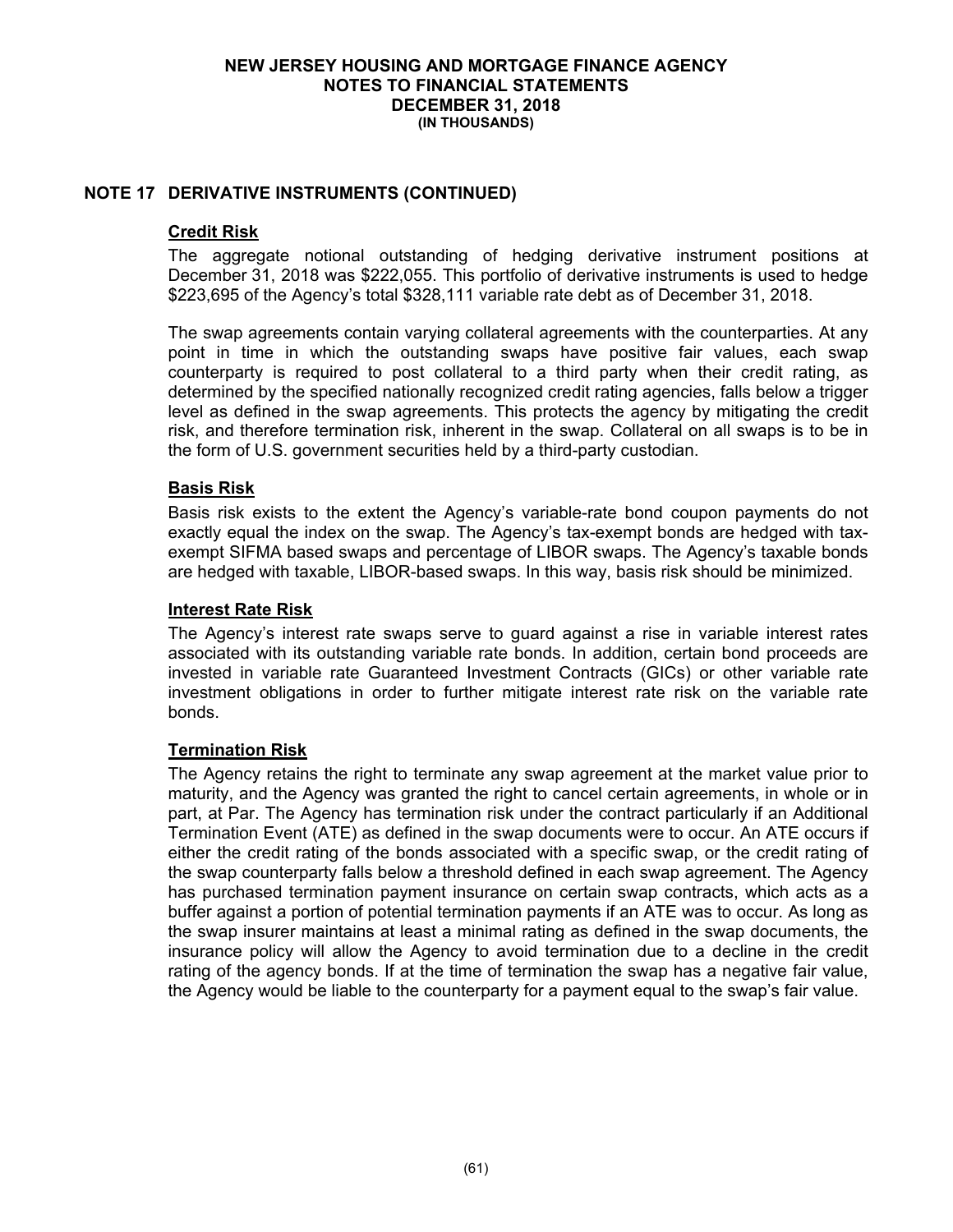## NOTE 17 DERIVATIVE INSTRUMENTS (CONTINUED)

### Credit Risk

The aggregate notional outstanding of hedging derivative instrument positions at December 31, 2018 was $222,055. This portfolio of derivative instruments is used to hedge $223,695 of the Agency's total $328,111 variable rate debt as of December 31, 2018.

The swap agreements contain varying collateral agreements with the counterparties. At any point in time in which the outstanding swaps have positive fair values, each swap counterparty is required to post collateral to a third party when their credit rating, as determined by the specified nationally recognized credit rating agencies, falls below a trigger level as defined in the swap agreements. This protects the agency by mitigating the credit risk, and therefore termination risk, inherent in the swap. Collateral on all swaps is to be in the form of U.S. government securities held by a third-party custodian.

### Basis Risk

Basis risk exists to the extent the Agency's variable-rate bond coupon payments do not exactly equal the index on the swap. The Agency's tax-exempt bonds are hedged with tax-exempt SIFMA based swaps and percentage of LIBOR swaps. The Agency's taxable bonds are hedged with taxable, LIBOR-based swaps. In this way, basis risk should be minimized.

### Interest Rate Risk

The Agency's interest rate swaps serve to guard against a rise in variable interest rates associated with its outstanding variable rate bonds. In addition, certain bond proceeds are invested in variable rate Guaranteed Investment Contracts (GICs) or other variable rate investment obligations in order to further mitigate interest rate risk on the variable rate bonds.

### Termination Risk

The Agency retains the right to terminate any swap agreement at the market value prior to maturity, and the Agency was granted the right to cancel certain agreements, in whole or in part, at Par. The Agency has termination risk under the contract particularly if an Additional Termination Event (ATE) as defined in the swap documents were to occur. An ATE occurs if either the credit rating of the bonds associated with a specific swap, or the credit rating of the swap counterparty falls below a threshold defined in each swap agreement. The Agency has purchased termination payment insurance on certain swap contracts, which acts as a buffer against a portion of potential termination payments if an ATE was to occur. As long as the swap insurer maintains at least a minimal rating as defined in the swap documents, the insurance policy will allow the Agency to avoid termination due to a decline in the credit rating of the agency bonds. If at the time of termination the swap has a negative fair value, the Agency would be liable to the counterparty for a payment equal to the swap's fair value.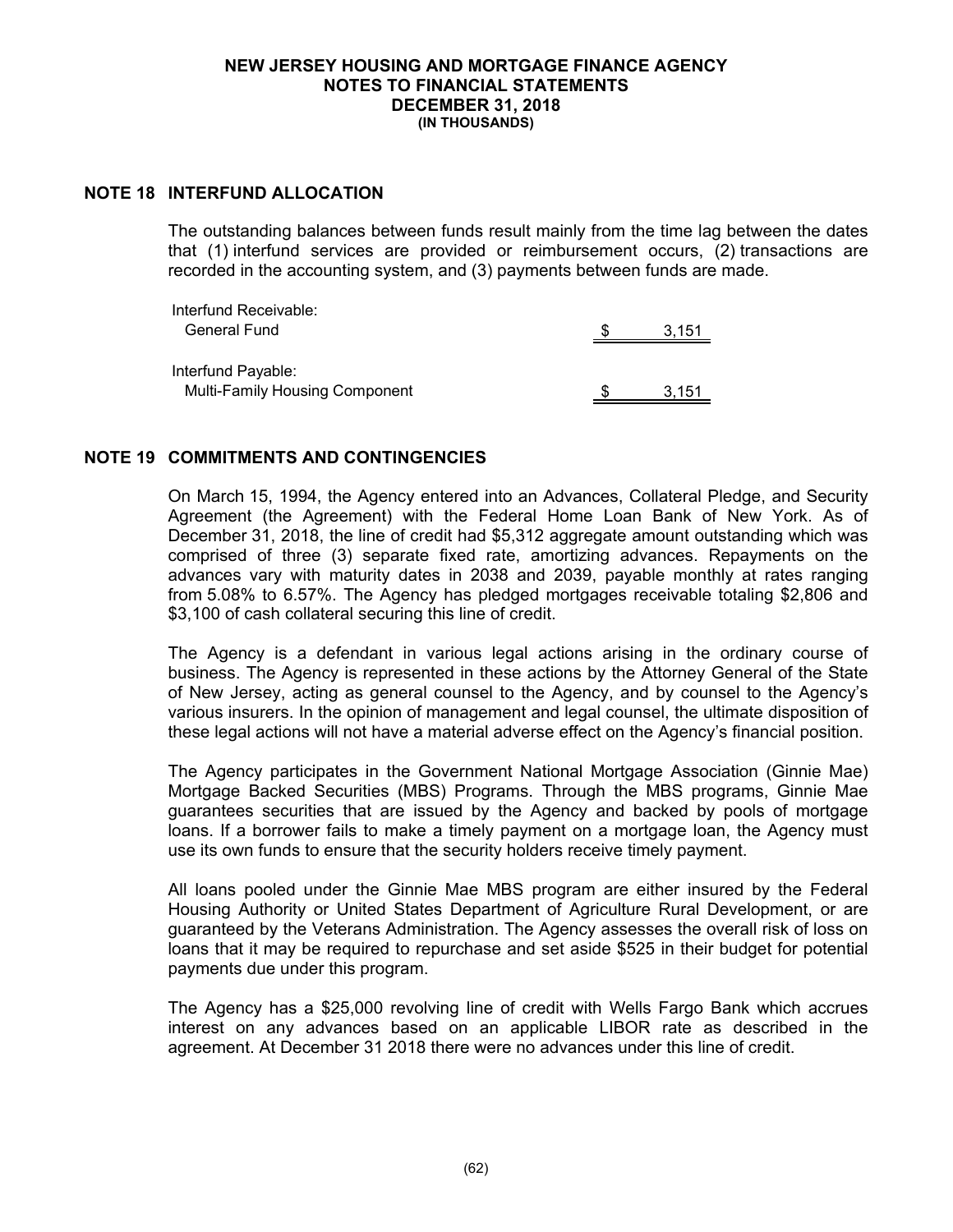**NEW JERSEY HOUSING AND MORTGAGE FINANCE AGENCY**
**NOTES TO FINANCIAL STATEMENTS**
**DECEMBER 31, 2018**
**(IN THOUSANDS)**

## NOTE 18 INTERFUND ALLOCATION

The outstanding balances between funds result mainly from the time lag between the dates that (1) interfund services are provided or reimbursement occurs, (2) transactions are recorded in the accounting system, and (3) payments between funds are made.

| | |
|---|---|
| Interfund Receivable: | |
| General Fund | $ 3,151 |
| | |
| Interfund Payable: | |
| Multi-Family Housing Component | $ 3,151 |

## NOTE 19 COMMITMENTS AND CONTINGENCIES

On March 15, 1994, the Agency entered into an Advances, Collateral Pledge, and Security Agreement (the Agreement) with the Federal Home Loan Bank of New York. As of December 31, 2018, the line of credit had $5,312 aggregate amount outstanding which was comprised of three (3) separate fixed rate, amortizing advances. Repayments on the advances vary with maturity dates in 2038 and 2039, payable monthly at rates ranging from 5.08% to 6.57%. The Agency has pledged mortgages receivable totaling $2,806 and $3,100 of cash collateral securing this line of credit.

The Agency is a defendant in various legal actions arising in the ordinary course of business. The Agency is represented in these actions by the Attorney General of the State of New Jersey, acting as general counsel to the Agency, and by counsel to the Agency's various insurers. In the opinion of management and legal counsel, the ultimate disposition of these legal actions will not have a material adverse effect on the Agency's financial position.

The Agency participates in the Government National Mortgage Association (Ginnie Mae) Mortgage Backed Securities (MBS) Programs. Through the MBS programs, Ginnie Mae guarantees securities that are issued by the Agency and backed by pools of mortgage loans. If a borrower fails to make a timely payment on a mortgage loan, the Agency must use its own funds to ensure that the security holders receive timely payment.

All loans pooled under the Ginnie Mae MBS program are either insured by the Federal Housing Authority or United States Department of Agriculture Rural Development, or are guaranteed by the Veterans Administration. The Agency assesses the overall risk of loss on loans that it may be required to repurchase and set aside $525 in their budget for potential payments due under this program.

The Agency has a $25,000 revolving line of credit with Wells Fargo Bank which accrues interest on any advances based on an applicable LIBOR rate as described in the agreement. At December 31 2018 there were no advances under this line of credit.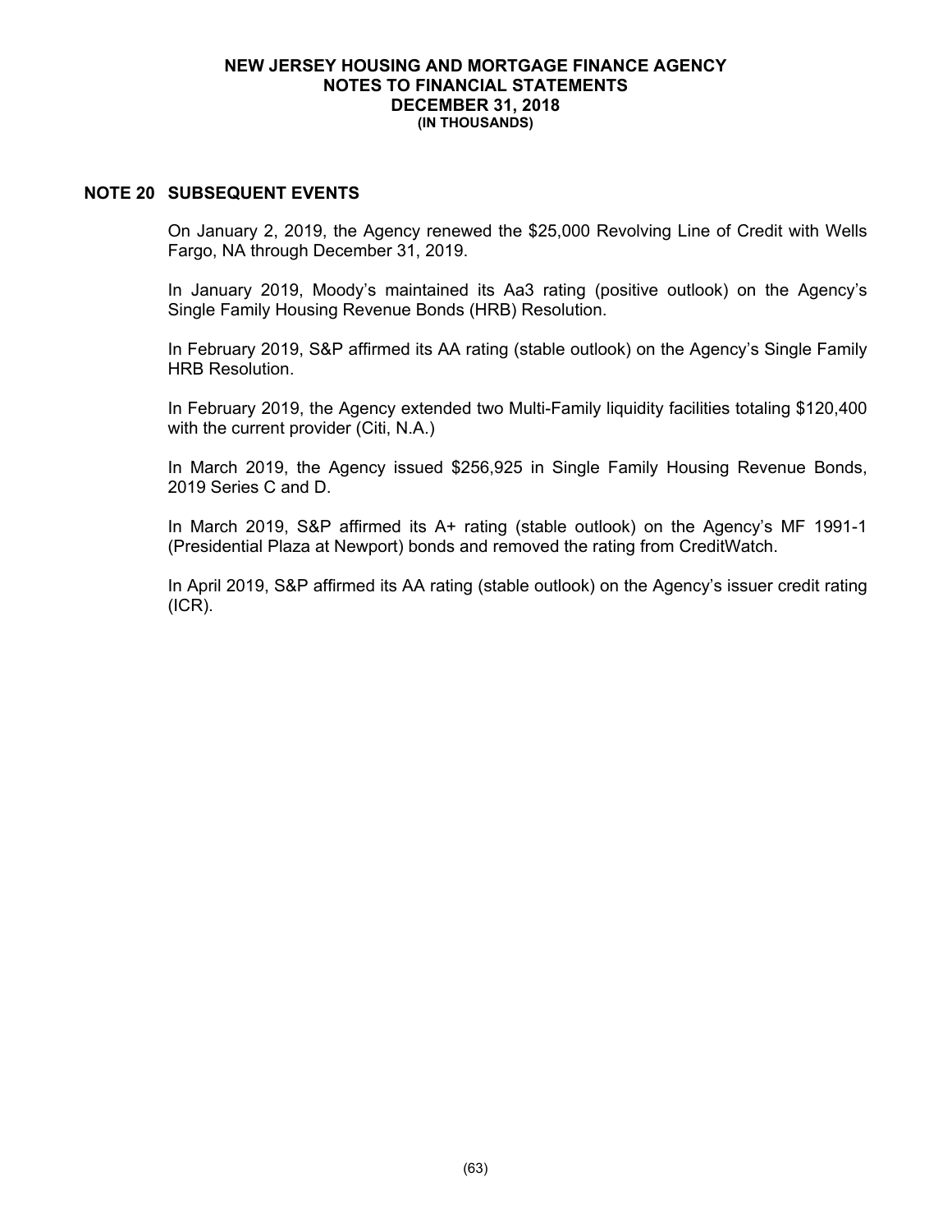## NOTE 20 SUBSEQUENT EVENTS

On January 2, 2019, the Agency renewed the $25,000 Revolving Line of Credit with Wells Fargo, NA through December 31, 2019.

In January 2019, Moody's maintained its Aa3 rating (positive outlook) on the Agency's Single Family Housing Revenue Bonds (HRB) Resolution.

In February 2019, S&P affirmed its AA rating (stable outlook) on the Agency's Single Family HRB Resolution.

In February 2019, the Agency extended two Multi-Family liquidity facilities totaling $120,400 with the current provider (Citi, N.A.)

In March 2019, the Agency issued $256,925 in Single Family Housing Revenue Bonds, 2019 Series C and D.

In March 2019, S&P affirmed its A+ rating (stable outlook) on the Agency's MF 1991-1 (Presidential Plaza at Newport) bonds and removed the rating from CreditWatch.

In April 2019, S&P affirmed its AA rating (stable outlook) on the Agency's issuer credit rating (ICR).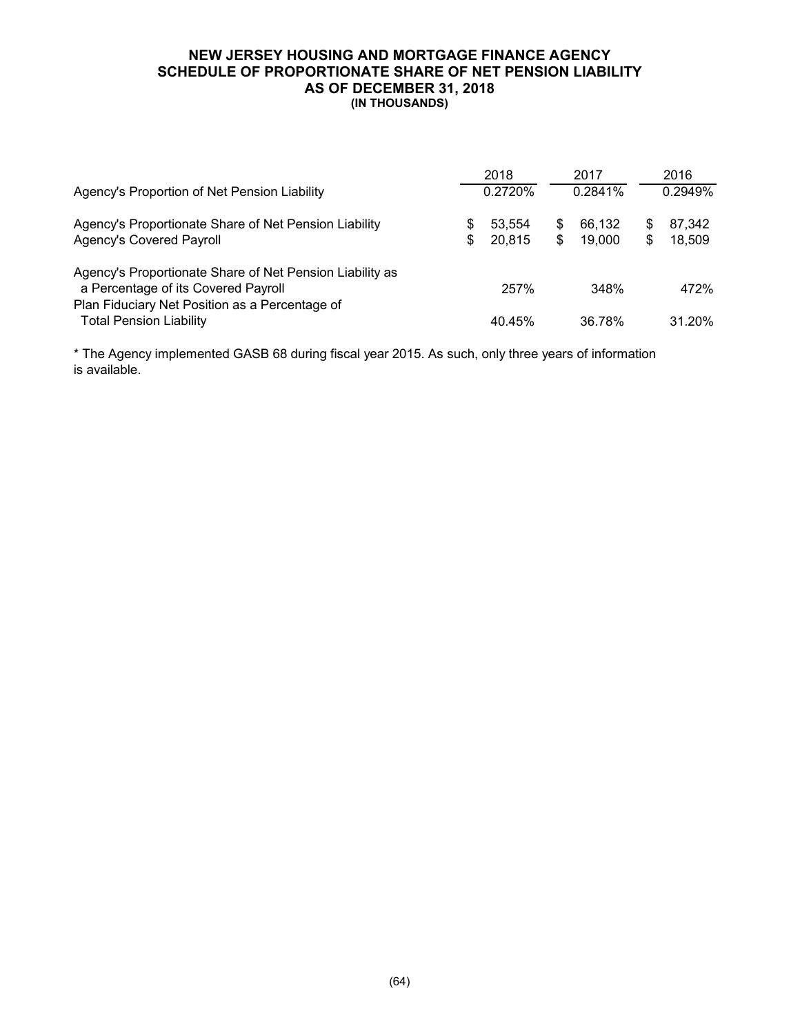# NEW JERSEY HOUSING AND MORTGAGE FINANCE AGENCY
## SCHEDULE OF PROPORTIONATE SHARE OF NET PENSION LIABILITY
## AS OF DECEMBER 31, 2018
### (IN THOUSANDS)

| | 2018 | 2017 | 2016 |
|---|---|---|---|
| Agency's Proportion of Net Pension Liability | 0.2720% | 0.2841% | 0.2949% |
| Agency's Proportionate Share of Net Pension Liability | $ 53,554 | $ 66,132 | $ 87,342 |
| Agency's Covered Payroll | $ 20,815 | $ 19,000 | $ 18,509 |
| Agency's Proportionate Share of Net Pension Liability as a Percentage of its Covered Payroll | 257% | 348% | 472% |
| Plan Fiduciary Net Position as a Percentage of Total Pension Liability | 40.45% | 36.78% | 31.20% |

* The Agency implemented GASB 68 during fiscal year 2015. As such, only three years of information is available.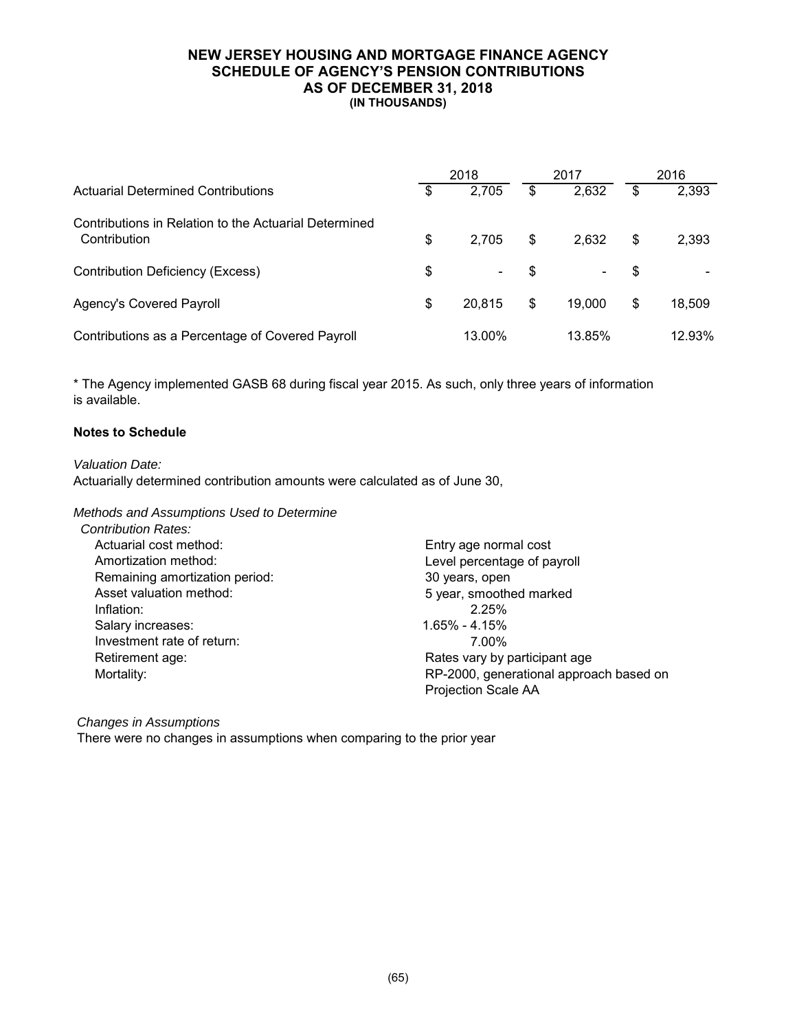# NEW JERSEY HOUSING AND MORTGAGE FINANCE AGENCY
## SCHEDULE OF AGENCY'S PENSION CONTRIBUTIONS
## AS OF DECEMBER 31, 2018
### (IN THOUSANDS)

| | 2018 | 2017 | 2016 |
|---|---|---|---|
| Actuarial Determined Contributions | $ 2,705 | $ 2,632 | $ 2,393 |
| Contributions in Relation to the Actuarial Determined Contribution | $ 2,705 | $ 2,632 | $ 2,393 |
| Contribution Deficiency (Excess) | $ - | $ - | $ - |
| Agency's Covered Payroll | $ 20,815 | $ 19,000 | $ 18,509 |
| Contributions as a Percentage of Covered Payroll | 13.00% | 13.85% | 12.93% |

* The Agency implemented GASB 68 during fiscal year 2015. As such, only three years of information is available.

**Notes to Schedule**

*Valuation Date:*
Actuarially determined contribution amounts were calculated as of June 30,

*Methods and Assumptions Used to Determine Contribution Rates:*

| | |
|---|---|
| Actuarial cost method: | Entry age normal cost |
| Amortization method: | Level percentage of payroll |
| Remaining amortization period: | 30 years, open |
| Asset valuation method: | 5 year, smoothed marked |
| Inflation: | 2.25% |
| Salary increases: | 1.65% - 4.15% |
| Investment rate of return: | 7.00% |
| Retirement age: | Rates vary by participant age |
| Mortality: | RP-2000, generational approach based on Projection Scale AA |

*Changes in Assumptions*
There were no changes in assumptions when comparing to the prior year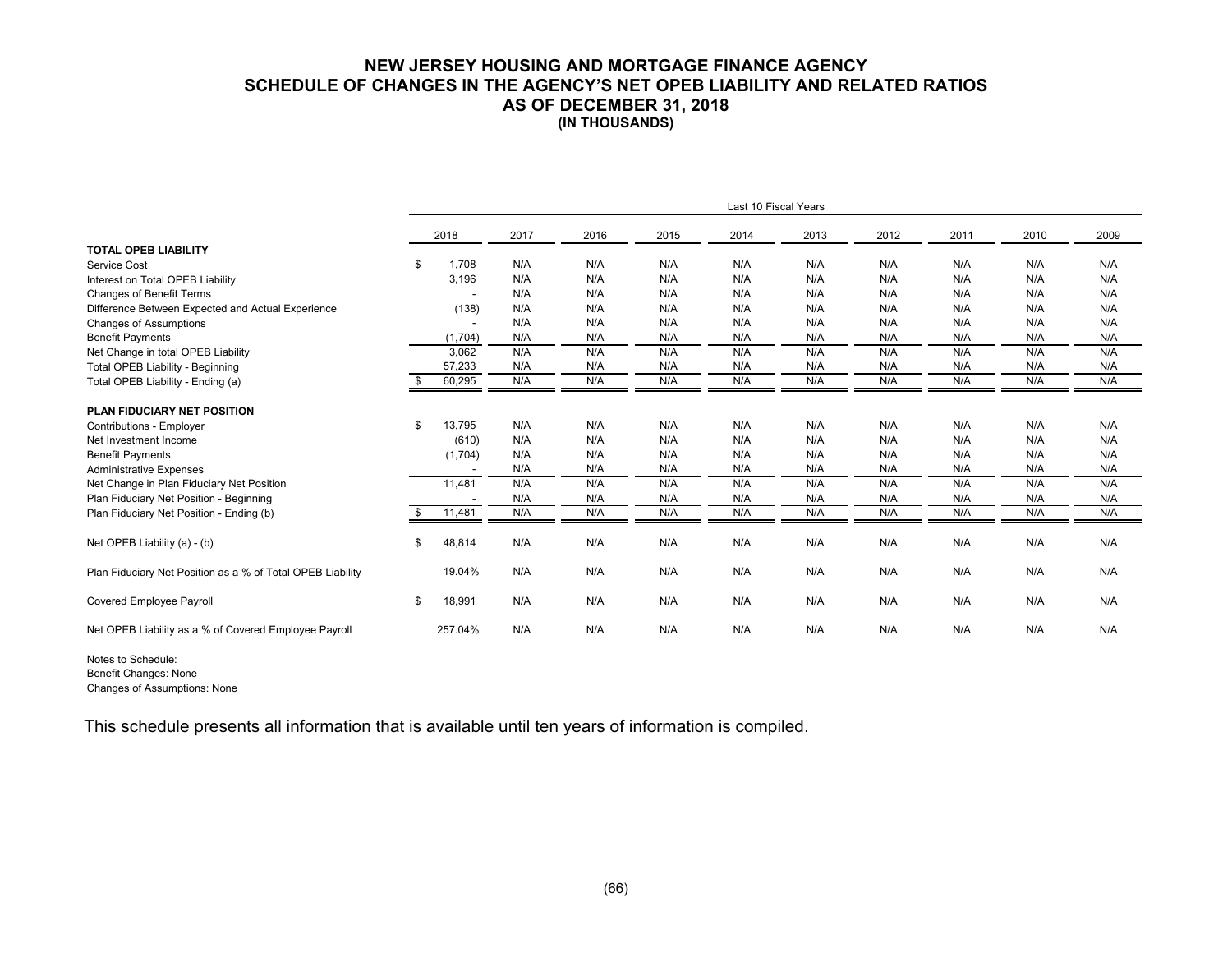# NEW JERSEY HOUSING AND MORTGAGE FINANCE AGENCY
## SCHEDULE OF CHANGES IN THE AGENCY'S NET OPEB LIABILITY AND RELATED RATIOS
## AS OF DECEMBER 31, 2018
### (IN THOUSANDS)

| | Last 10 Fiscal Years | | | | | | | | | |
|---|---|---|---|---|---|---|---|---|---|---|
| | 2018 | 2017 | 2016 | 2015 | 2014 | 2013 | 2012 | 2011 | 2010 | 2009 |
| **TOTAL OPEB LIABILITY** | | | | | | | | | | |
| Service Cost | $ 1,708 | N/A | N/A | N/A | N/A | N/A | N/A | N/A | N/A | N/A |
| Interest on Total OPEB Liability | 3,196 | N/A | N/A | N/A | N/A | N/A | N/A | N/A | N/A | N/A |
| Changes of Benefit Terms | - | N/A | N/A | N/A | N/A | N/A | N/A | N/A | N/A | N/A |
| Difference Between Expected and Actual Experience | (138) | N/A | N/A | N/A | N/A | N/A | N/A | N/A | N/A | N/A |
| Changes of Assumptions | - | N/A | N/A | N/A | N/A | N/A | N/A | N/A | N/A | N/A |
| Benefit Payments | (1,704) | N/A | N/A | N/A | N/A | N/A | N/A | N/A | N/A | N/A |
| Net Change in total OPEB Liability | 3,062 | N/A | N/A | N/A | N/A | N/A | N/A | N/A | N/A | N/A |
| Total OPEB Liability - Beginning | 57,233 | N/A | N/A | N/A | N/A | N/A | N/A | N/A | N/A | N/A |
| Total OPEB Liability - Ending (a) | $ 60,295 | N/A | N/A | N/A | N/A | N/A | N/A | N/A | N/A | N/A |
| **PLAN FIDUCIARY NET POSITION** | | | | | | | | | | |
| Contributions - Employer | $ 13,795 | N/A | N/A | N/A | N/A | N/A | N/A | N/A | N/A | N/A |
| Net Investment Income | (610) | N/A | N/A | N/A | N/A | N/A | N/A | N/A | N/A | N/A |
| Benefit Payments | (1,704) | N/A | N/A | N/A | N/A | N/A | N/A | N/A | N/A | N/A |
| Administrative Expenses | - | N/A | N/A | N/A | N/A | N/A | N/A | N/A | N/A | N/A |
| Net Change in Plan Fiduciary Net Position | 11,481 | N/A | N/A | N/A | N/A | N/A | N/A | N/A | N/A | N/A |
| Plan Fiduciary Net Position - Beginning | - | N/A | N/A | N/A | N/A | N/A | N/A | N/A | N/A | N/A |
| Plan Fiduciary Net Position - Ending (b) | $ 11,481 | N/A | N/A | N/A | N/A | N/A | N/A | N/A | N/A | N/A |
| Net OPEB Liability (a) - (b) | $ 48,814 | N/A | N/A | N/A | N/A | N/A | N/A | N/A | N/A | N/A |
| Plan Fiduciary Net Position as a % of Total OPEB Liability | 19.04% | N/A | N/A | N/A | N/A | N/A | N/A | N/A | N/A | N/A |
| Covered Employee Payroll | $ 18,991 | N/A | N/A | N/A | N/A | N/A | N/A | N/A | N/A | N/A |
| Net OPEB Liability as a % of Covered Employee Payroll | 257.04% | N/A | N/A | N/A | N/A | N/A | N/A | N/A | N/A | N/A |

Notes to Schedule:
Benefit Changes: None
Changes of Assumptions: None

This schedule presents all information that is available until ten years of information is compiled.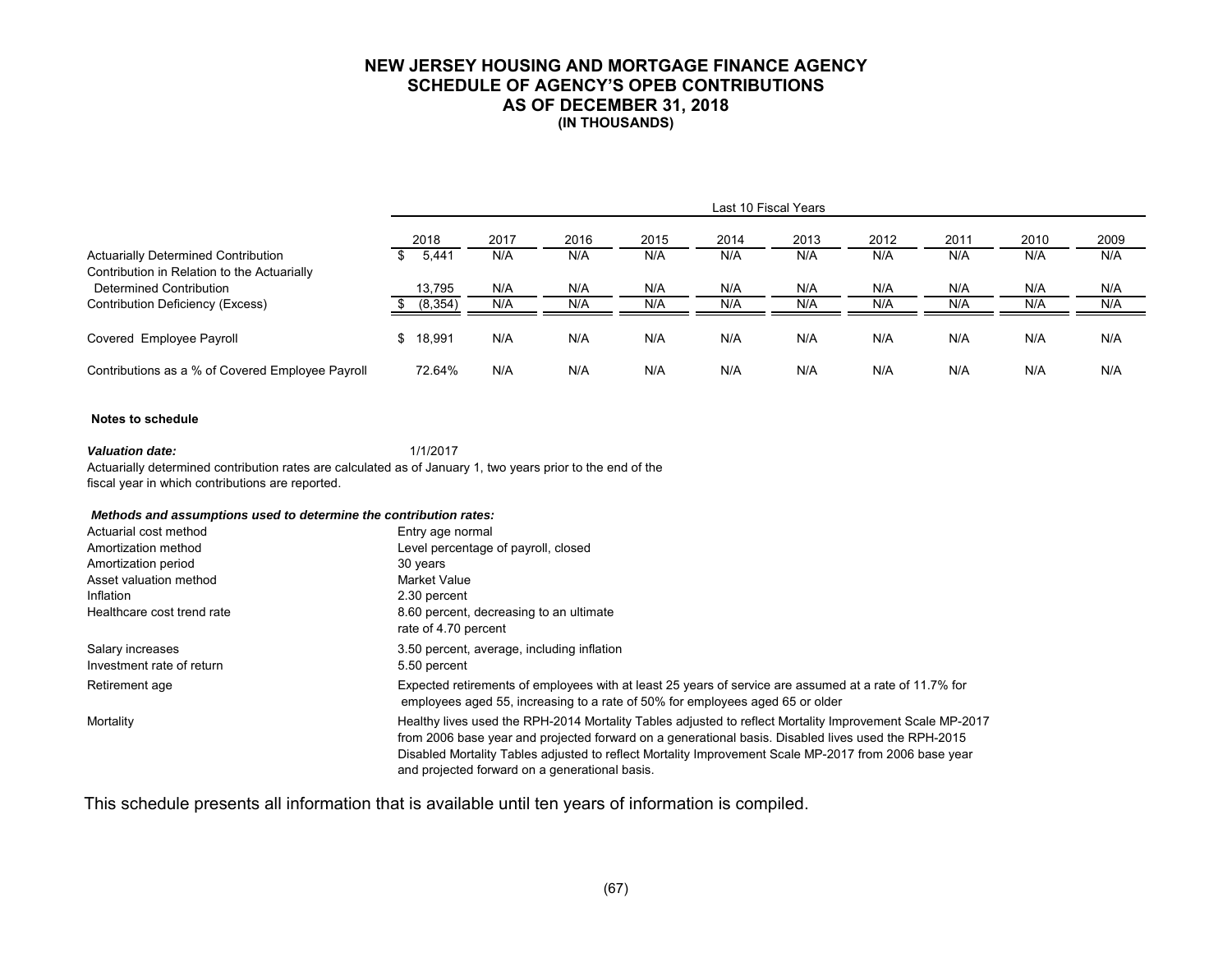# NEW JERSEY HOUSING AND MORTGAGE FINANCE AGENCY
## SCHEDULE OF AGENCY'S OPEB CONTRIBUTIONS
## AS OF DECEMBER 31, 2018
### (IN THOUSANDS)

| | Last 10 Fiscal Years | | | | | | | | | |
|---|---|---|---|---|---|---|---|---|---|---|
| | 2018 | 2017 | 2016 | 2015 | 2014 | 2013 | 2012 | 2011 | 2010 | 2009 |
| Actuarially Determined Contribution | $ 5,441 | N/A | N/A | N/A | N/A | N/A | N/A | N/A | N/A | N/A |
| Contribution in Relation to the Actuarially Determined Contribution | 13,795 | N/A | N/A | N/A | N/A | N/A | N/A | N/A | N/A | N/A |
| Contribution Deficiency (Excess) | $ (8,354) | N/A | N/A | N/A | N/A | N/A | N/A | N/A | N/A | N/A |
| Covered Employee Payroll | $ 18,991 | N/A | N/A | N/A | N/A | N/A | N/A | N/A | N/A | N/A |
| Contributions as a % of Covered Employee Payroll | 72.64% | N/A | N/A | N/A | N/A | N/A | N/A | N/A | N/A | N/A |

**Notes to schedule**

***Valuation date:*** 1/1/2017

Actuarially determined contribution rates are calculated as of January 1, two years prior to the end of the fiscal year in which contributions are reported.

***Methods and assumptions used to determine the contribution rates:***

| | |
|---|---|
| Actuarial cost method | Entry age normal |
| Amortization method | Level percentage of payroll, closed |
| Amortization period | 30 years |
| Asset valuation method | Market Value |
| Inflation | 2.30 percent |
| Healthcare cost trend rate | 8.60 percent, decreasing to an ultimate rate of 4.70 percent |
| Salary increases | 3.50 percent, average, including inflation |
| Investment rate of return | 5.50 percent |
| Retirement age | Expected retirements of employees with at least 25 years of service are assumed at a rate of 11.7% for employees aged 55, increasing to a rate of 50% for employees aged 65 or older |
| Mortality | Healthy lives used the RPH-2014 Mortality Tables adjusted to reflect Mortality Improvement Scale MP-2017 from 2006 base year and projected forward on a generational basis. Disabled lives used the RPH-2015 Disabled Mortality Tables adjusted to reflect Mortality Improvement Scale MP-2017 from 2006 base year and projected forward on a generational basis. |

This schedule presents all information that is available until ten years of information is compiled.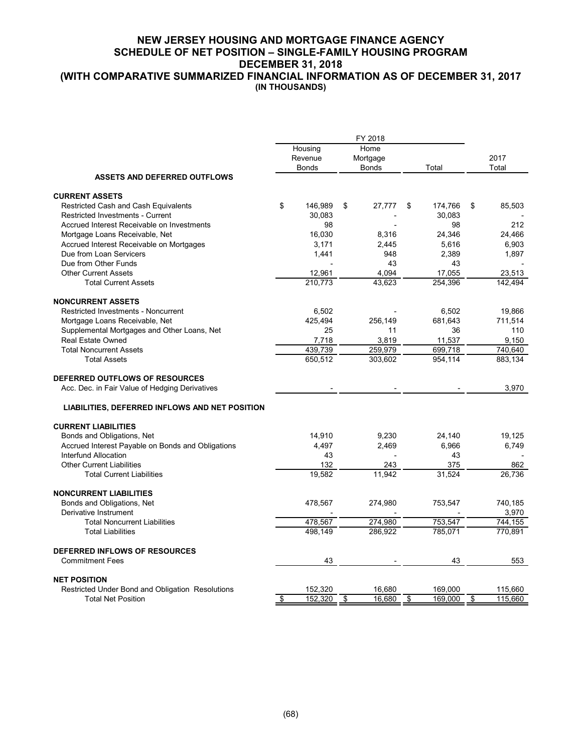# NEW JERSEY HOUSING AND MORTGAGE FINANCE AGENCY
## SCHEDULE OF NET POSITION – SINGLE-FAMILY HOUSING PROGRAM
## DECEMBER 31, 2018
## (WITH COMPARATIVE SUMMARIZED FINANCIAL INFORMATION AS OF DECEMBER 31, 2017
**(IN THOUSANDS)**

| | FY 2018 | | | |
|---|---|---|---|---|
| | Housing Revenue Bonds | Home Mortgage Bonds | Total | 2017 Total |
| **ASSETS AND DEFERRED OUTFLOWS** | | | | |
| **CURRENT ASSETS** | | | | |
| Restricted Cash and Cash Equivalents | $ 146,989 | $ 27,777 | $ 174,766 | $ 85,503 |
| Restricted Investments - Current | 30,083 | - | 30,083 | - |
| Accrued Interest Receivable on Investments | 98 | - | 98 | 212 |
| Mortgage Loans Receivable, Net | 16,030 | 8,316 | 24,346 | 24,466 |
| Accrued Interest Receivable on Mortgages | 3,171 | 2,445 | 5,616 | 6,903 |
| Due from Loan Servicers | 1,441 | 948 | 2,389 | 1,897 |
| Due from Other Funds | - | 43 | 43 | - |
| Other Current Assets | 12,961 | 4,094 | 17,055 | 23,513 |
| Total Current Assets | 210,773 | 43,623 | 254,396 | 142,494 |
| **NONCURRENT ASSETS** | | | | |
| Restricted Investments - Noncurrent | 6,502 | - | 6,502 | 19,866 |
| Mortgage Loans Receivable, Net | 425,494 | 256,149 | 681,643 | 711,514 |
| Supplemental Mortgages and Other Loans, Net | 25 | 11 | 36 | 110 |
| Real Estate Owned | 7,718 | 3,819 | 11,537 | 9,150 |
| Total Noncurrent Assets | 439,739 | 259,979 | 699,718 | 740,640 |
| Total Assets | 650,512 | 303,602 | 954,114 | 883,134 |
| **DEFERRED OUTFLOWS OF RESOURCES** | | | | |
| Acc. Dec. in Fair Value of Hedging Derivatives | - | - | - | 3,970 |
| **LIABILITIES, DEFERRED INFLOWS AND NET POSITION** | | | | |
| **CURRENT LIABILITIES** | | | | |
| Bonds and Obligations, Net | 14,910 | 9,230 | 24,140 | 19,125 |
| Accrued Interest Payable on Bonds and Obligations | 4,497 | 2,469 | 6,966 | 6,749 |
| Interfund Allocation | 43 | - | 43 | - |
| Other Current Liabilities | 132 | 243 | 375 | 862 |
| Total Current Liabilities | 19,582 | 11,942 | 31,524 | 26,736 |
| **NONCURRENT LIABILITIES** | | | | |
| Bonds and Obligations, Net | 478,567 | 274,980 | 753,547 | 740,185 |
| Derivative Instrument | - | - | - | 3,970 |
| Total Noncurrent Liabilities | 478,567 | 274,980 | 753,547 | 744,155 |
| Total Liabilities | 498,149 | 286,922 | 785,071 | 770,891 |
| **DEFERRED INFLOWS OF RESOURCES** | | | | |
| Commitment Fees | 43 | - | 43 | 553 |
| **NET POSITION** | | | | |
| Restricted Under Bond and Obligation Resolutions | 152,320 | 16,680 | 169,000 | 115,660 |
| Total Net Position | $ 152,320 | $ 16,680 | $ 169,000 | $ 115,660 |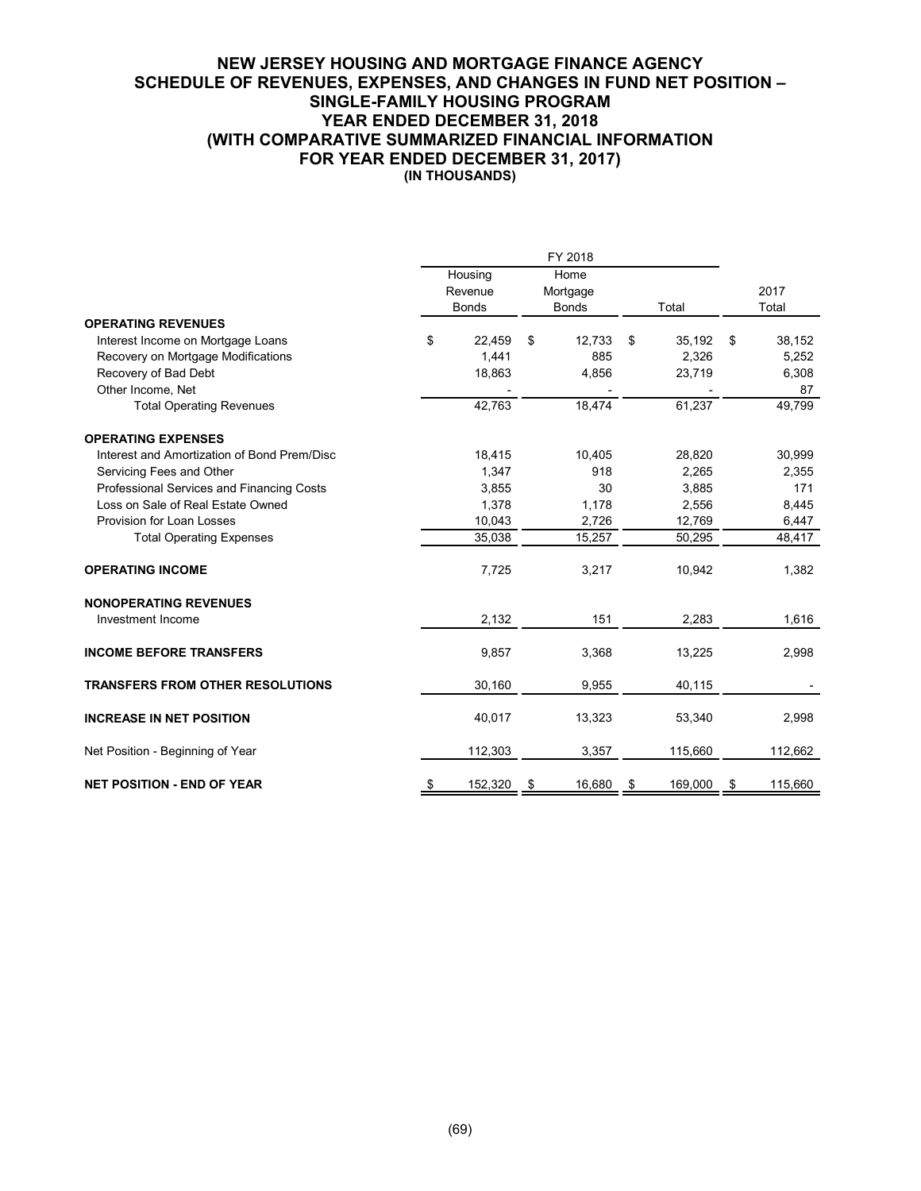# NEW JERSEY HOUSING AND MORTGAGE FINANCE AGENCY
## SCHEDULE OF REVENUES, EXPENSES, AND CHANGES IN FUND NET POSITION – SINGLE-FAMILY HOUSING PROGRAM
## YEAR ENDED DECEMBER 31, 2018
## (WITH COMPARATIVE SUMMARIZED FINANCIAL INFORMATION FOR YEAR ENDED DECEMBER 31, 2017)
### (IN THOUSANDS)

| | FY 2018 | | | |
|---|---|---|---|---|
| | Housing Revenue Bonds | Home Mortgage Bonds | Total | 2017 Total |
| **OPERATING REVENUES** | | | | |
| Interest Income on Mortgage Loans | $ 22,459 | $ 12,733 | $ 35,192 | $ 38,152 |
| Recovery on Mortgage Modifications | 1,441 | 885 | 2,326 | 5,252 |
| Recovery of Bad Debt | 18,863 | 4,856 | 23,719 | 6,308 |
| Other Income, Net | - | - | - | 87 |
| Total Operating Revenues | 42,763 | 18,474 | 61,237 | 49,799 |
| **OPERATING EXPENSES** | | | | |
| Interest and Amortization of Bond Prem/Disc | 18,415 | 10,405 | 28,820 | 30,999 |
| Servicing Fees and Other | 1,347 | 918 | 2,265 | 2,355 |
| Professional Services and Financing Costs | 3,855 | 30 | 3,885 | 171 |
| Loss on Sale of Real Estate Owned | 1,378 | 1,178 | 2,556 | 8,445 |
| Provision for Loan Losses | 10,043 | 2,726 | 12,769 | 6,447 |
| Total Operating Expenses | 35,038 | 15,257 | 50,295 | 48,417 |
| **OPERATING INCOME** | 7,725 | 3,217 | 10,942 | 1,382 |
| **NONOPERATING REVENUES** | | | | |
| Investment Income | 2,132 | 151 | 2,283 | 1,616 |
| **INCOME BEFORE TRANSFERS** | 9,857 | 3,368 | 13,225 | 2,998 |
| **TRANSFERS FROM OTHER RESOLUTIONS** | 30,160 | 9,955 | 40,115 | - |
| **INCREASE IN NET POSITION** | 40,017 | 13,323 | 53,340 | 2,998 |
| Net Position - Beginning of Year | 112,303 | 3,357 | 115,660 | 112,662 |
| **NET POSITION - END OF YEAR** | $ 152,320 | $ 16,680 | $ 169,000 | $ 115,660 |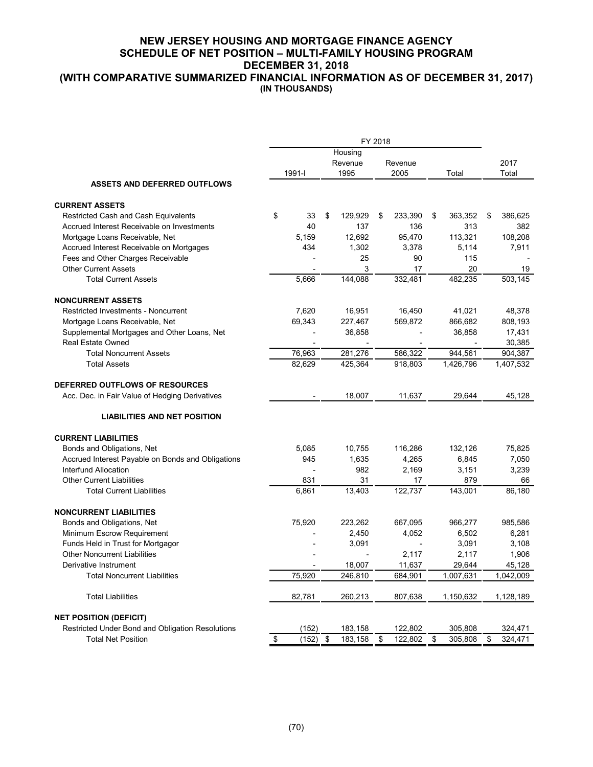# NEW JERSEY HOUSING AND MORTGAGE FINANCE AGENCY
## SCHEDULE OF NET POSITION – MULTI-FAMILY HOUSING PROGRAM
## DECEMBER 31, 2018
## (WITH COMPARATIVE SUMMARIZED FINANCIAL INFORMATION AS OF DECEMBER 31, 2017)
**(IN THOUSANDS)**

| | FY 2018 | | | | |
|---|---|---|---|---|---|
| | 1991-I | Housing Revenue 1995 | Revenue 2005 | Total | 2017 Total |
| **ASSETS AND DEFERRED OUTFLOWS** | | | | | |
| **CURRENT ASSETS** | | | | | |
| Restricted Cash and Cash Equivalents | $ 33 | $ 129,929 | $ 233,390 | $ 363,352 | $ 386,625 |
| Accrued Interest Receivable on Investments | 40 | 137 | 136 | 313 | 382 |
| Mortgage Loans Receivable, Net | 5,159 | 12,692 | 95,470 | 113,321 | 108,208 |
| Accrued Interest Receivable on Mortgages | 434 | 1,302 | 3,378 | 5,114 | 7,911 |
| Fees and Other Charges Receivable | - | 25 | 90 | 115 | - |
| Other Current Assets | - | 3 | 17 | 20 | 19 |
| Total Current Assets | 5,666 | 144,088 | 332,481 | 482,235 | 503,145 |
| **NONCURRENT ASSETS** | | | | | |
| Restricted Investments - Noncurrent | 7,620 | 16,951 | 16,450 | 41,021 | 48,378 |
| Mortgage Loans Receivable, Net | 69,343 | 227,467 | 569,872 | 866,682 | 808,193 |
| Supplemental Mortgages and Other Loans, Net | - | 36,858 | - | 36,858 | 17,431 |
| Real Estate Owned | - | - | - | - | 30,385 |
| Total Noncurrent Assets | 76,963 | 281,276 | 586,322 | 944,561 | 904,387 |
| Total Assets | 82,629 | 425,364 | 918,803 | 1,426,796 | 1,407,532 |
| **DEFERRED OUTFLOWS OF RESOURCES** | | | | | |
| Acc. Dec. in Fair Value of Hedging Derivatives | - | 18,007 | 11,637 | 29,644 | 45,128 |
| **LIABILITIES AND NET POSITION** | | | | | |
| **CURRENT LIABILITIES** | | | | | |
| Bonds and Obligations, Net | 5,085 | 10,755 | 116,286 | 132,126 | 75,825 |
| Accrued Interest Payable on Bonds and Obligations | 945 | 1,635 | 4,265 | 6,845 | 7,050 |
| Interfund Allocation | - | 982 | 2,169 | 3,151 | 3,239 |
| Other Current Liabilities | 831 | 31 | 17 | 879 | 66 |
| Total Current Liabilities | 6,861 | 13,403 | 122,737 | 143,001 | 86,180 |
| **NONCURRENT LIABILITIES** | | | | | |
| Bonds and Obligations, Net | 75,920 | 223,262 | 667,095 | 966,277 | 985,586 |
| Minimum Escrow Requirement | - | 2,450 | 4,052 | 6,502 | 6,281 |
| Funds Held in Trust for Mortgagor | - | 3,091 | - | 3,091 | 3,108 |
| Other Noncurrent Liabilities | - | - | 2,117 | 2,117 | 1,906 |
| Derivative Instrument | - | 18,007 | 11,637 | 29,644 | 45,128 |
| Total Noncurrent Liabilities | 75,920 | 246,810 | 684,901 | 1,007,631 | 1,042,009 |
| Total Liabilities | 82,781 | 260,213 | 807,638 | 1,150,632 | 1,128,189 |
| **NET POSITION (DEFICIT)** | | | | | |
| Restricted Under Bond and Obligation Resolutions | (152) | 183,158 | 122,802 | 305,808 | 324,471 |
| Total Net Position | $ (152) | $ 183,158 | $ 122,802 | $ 305,808 | $ 324,471 |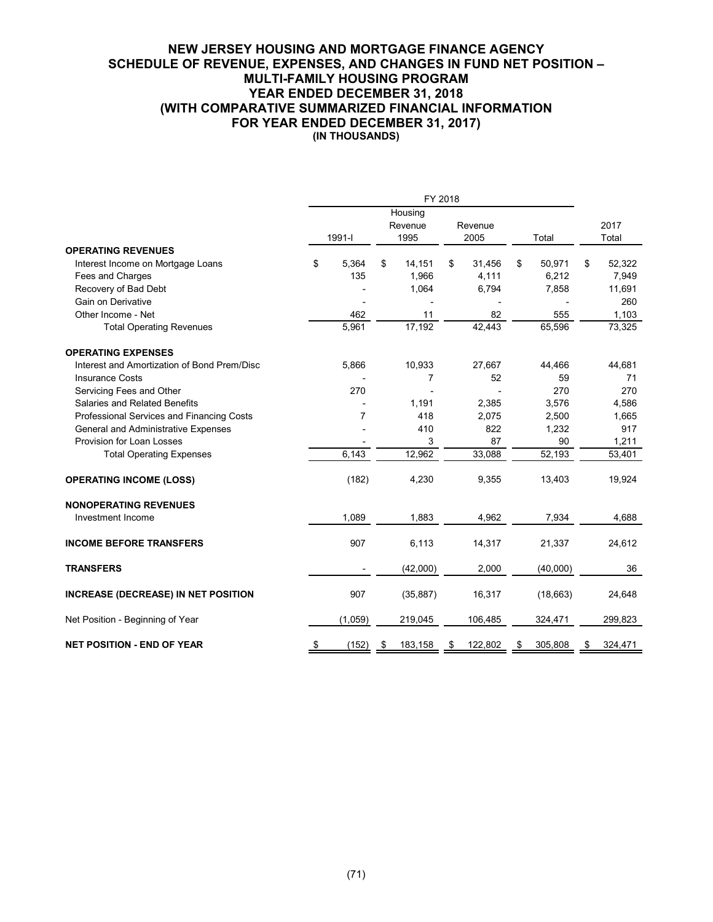# NEW JERSEY HOUSING AND MORTGAGE FINANCE AGENCY
## SCHEDULE OF REVENUE, EXPENSES, AND CHANGES IN FUND NET POSITION – MULTI-FAMILY HOUSING PROGRAM
## YEAR ENDED DECEMBER 31, 2018
## (WITH COMPARATIVE SUMMARIZED FINANCIAL INFORMATION FOR YEAR ENDED DECEMBER 31, 2017)
**(IN THOUSANDS)**

| | FY 2018 | | | | |
|---|---|---|---|---|---|
| | 1991-I | Housing Revenue 1995 | Revenue 2005 | Total | 2017 Total |
| **OPERATING REVENUES** | | | | | |
| Interest Income on Mortgage Loans | $ 5,364 | $ 14,151 | $ 31,456 | $ 50,971 | $ 52,322 |
| Fees and Charges | 135 | 1,966 | 4,111 | 6,212 | 7,949 |
| Recovery of Bad Debt | - | 1,064 | 6,794 | 7,858 | 11,691 |
| Gain on Derivative | - | - | - | - | 260 |
| Other Income - Net | 462 | 11 | 82 | 555 | 1,103 |
| Total Operating Revenues | 5,961 | 17,192 | 42,443 | 65,596 | 73,325 |
| **OPERATING EXPENSES** | | | | | |
| Interest and Amortization of Bond Prem/Disc | 5,866 | 10,933 | 27,667 | 44,466 | 44,681 |
| Insurance Costs | - | 7 | 52 | 59 | 71 |
| Servicing Fees and Other | 270 | - | - | 270 | 270 |
| Salaries and Related Benefits | - | 1,191 | 2,385 | 3,576 | 4,586 |
| Professional Services and Financing Costs | 7 | 418 | 2,075 | 2,500 | 1,665 |
| General and Administrative Expenses | - | 410 | 822 | 1,232 | 917 |
| Provision for Loan Losses | - | 3 | 87 | 90 | 1,211 |
| Total Operating Expenses | 6,143 | 12,962 | 33,088 | 52,193 | 53,401 |
| **OPERATING INCOME (LOSS)** | (182) | 4,230 | 9,355 | 13,403 | 19,924 |
| **NONOPERATING REVENUES** | | | | | |
| Investment Income | 1,089 | 1,883 | 4,962 | 7,934 | 4,688 |
| **INCOME BEFORE TRANSFERS** | 907 | 6,113 | 14,317 | 21,337 | 24,612 |
| **TRANSFERS** | - | (42,000) | 2,000 | (40,000) | 36 |
| **INCREASE (DECREASE) IN NET POSITION** | 907 | (35,887) | 16,317 | (18,663) | 24,648 |
| Net Position - Beginning of Year | (1,059) | 219,045 | 106,485 | 324,471 | 299,823 |
| **NET POSITION - END OF YEAR** | $ (152) | $ 183,158 | $ 122,802 | $ 305,808 | $ 324,471 |